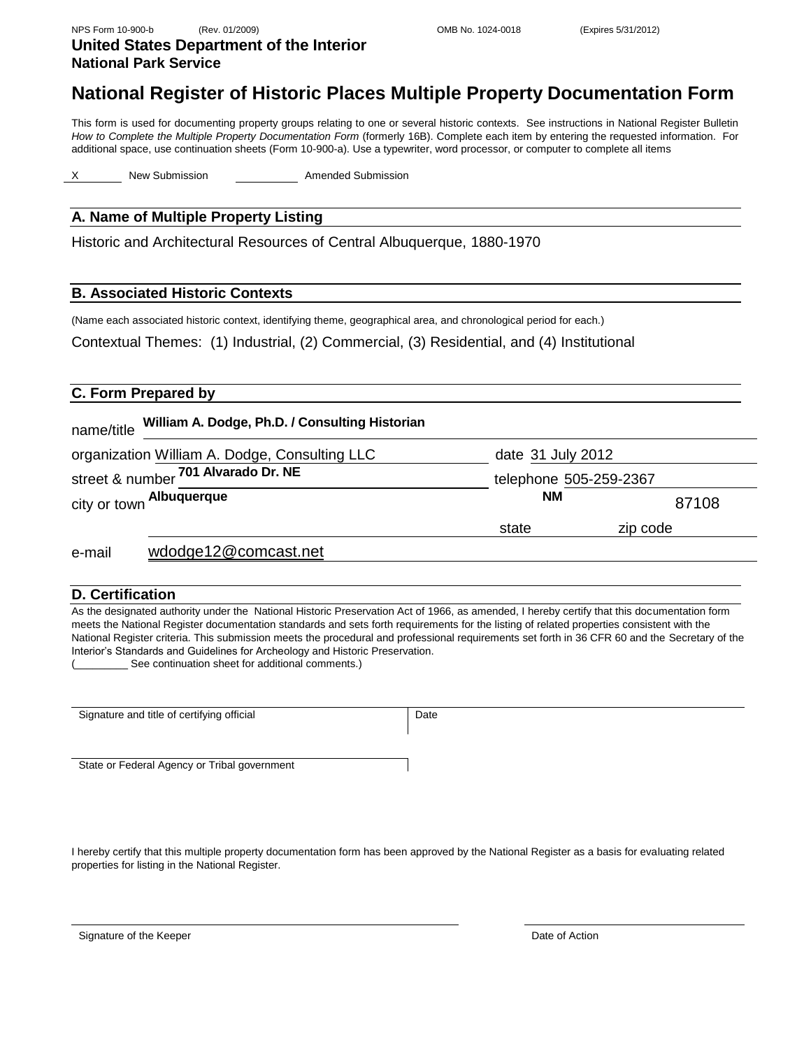NPS Form 10-900-b (Rev. 01/2009) OMB No. 1024-0018 (Expires 5/31/2012)

**United States Department of the Interior**
**National Park Service**

# National Register of Historic Places Multiple Property Documentation Form

This form is used for documenting property groups relating to one or several historic contexts. See instructions in National Register Bulletin *How to Complete the Multiple Property Documentation Form* (formerly 16B). Complete each item by entering the requested information. For additional space, use continuation sheets (Form 10-900-a). Use a typewriter, word processor, or computer to complete all items

X New Submission ______ Amended Submission

## A. Name of Multiple Property Listing

Historic and Architectural Resources of Central Albuquerque, 1880-1970

## B. Associated Historic Contexts

(Name each associated historic context, identifying theme, geographical area, and chronological period for each.)

Contextual Themes: (1) Industrial, (2) Commercial, (3) Residential, and (4) Institutional

## C. Form Prepared by

name/title **William A. Dodge, Ph.D. / Consulting Historian**

organization William A. Dodge, Consulting LLC date 31 July 2012

street & number **701 Alvarado Dr. NE** telephone 505-259-2367

city or town **Albuquerque** state **NM** zip code 87108

e-mail wdodge12@comcast.net

## D. Certification

As the designated authority under the National Historic Preservation Act of 1966, as amended, I hereby certify that this documentation form meets the National Register documentation standards and sets forth requirements for the listing of related properties consistent with the National Register criteria. This submission meets the procedural and professional requirements set forth in 36 CFR 60 and the Secretary of the Interior's Standards and Guidelines for Archeology and Historic Preservation.
(______ See continuation sheet for additional comments.)

Signature and title of certifying official Date

State or Federal Agency or Tribal government

I hereby certify that this multiple property documentation form has been approved by the National Register as a basis for evaluating related properties for listing in the National Register.

Signature of the Keeper Date of Action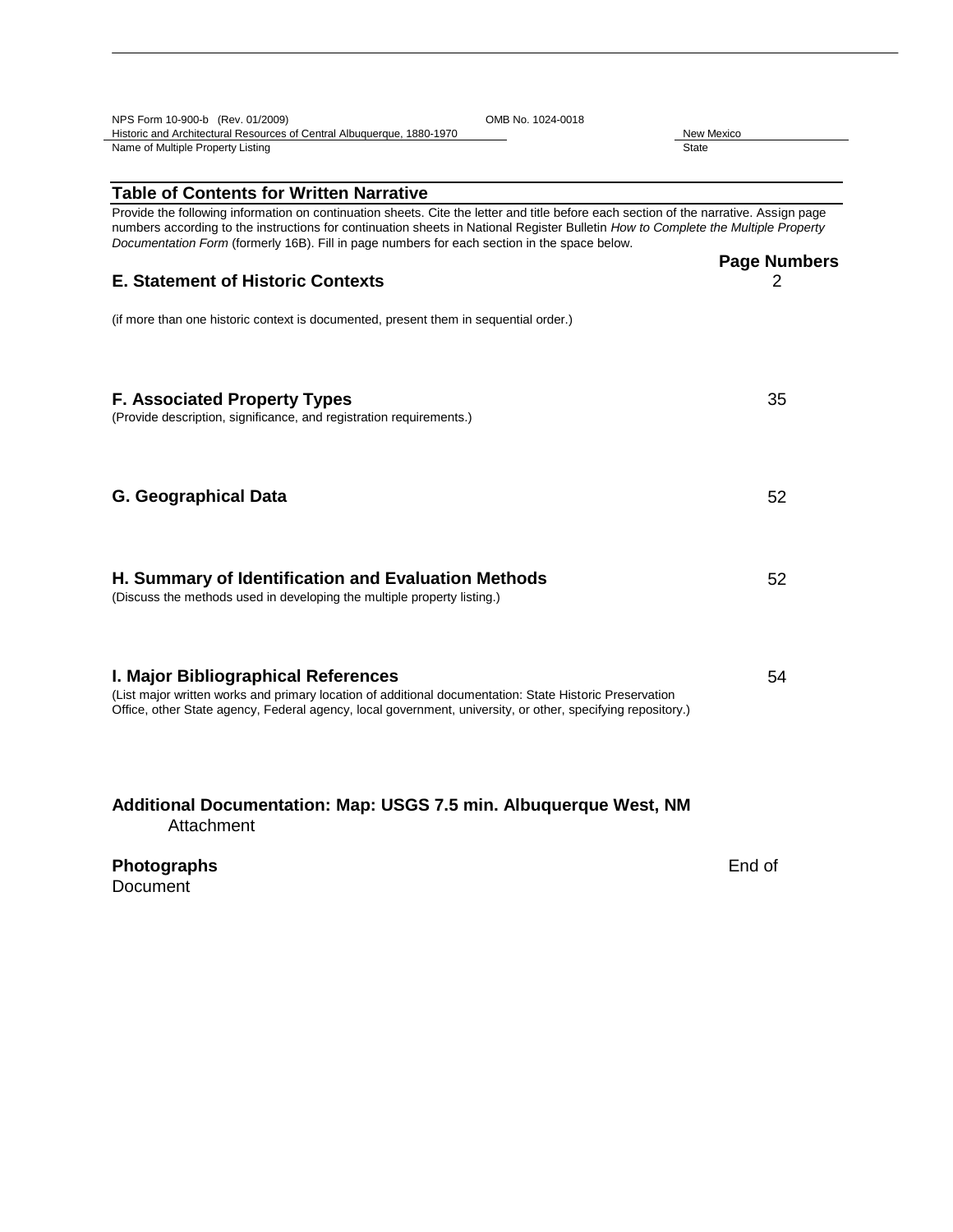NPS Form 10-900-b (Rev. 01/2009) OMB No. 1024-0018

Historic and Architectural Resources of Central Albuquerque, 1880-1970 — New Mexico

Name of Multiple Property Listing — State

## Table of Contents for Written Narrative

Provide the following information on continuation sheets. Cite the letter and title before each section of the narrative. Assign page numbers according to the instructions for continuation sheets in National Register Bulletin *How to Complete the Multiple Property Documentation Form* (formerly 16B). Fill in page numbers for each section in the space below.

| Section | Page Numbers |
| --- | --- |
| **E. Statement of Historic Contexts**<br>(if more than one historic context is documented, present them in sequential order.) | 2 |
| **F. Associated Property Types**<br>(Provide description, significance, and registration requirements.) | 35 |
| **G. Geographical Data** | 52 |
| **H. Summary of Identification and Evaluation Methods**<br>(Discuss the methods used in developing the multiple property listing.) | 52 |
| **I. Major Bibliographical References**<br>(List major written works and primary location of additional documentation: State Historic Preservation Office, other State agency, Federal agency, local government, university, or other, specifying repository.) | 54 |
| **Additional Documentation: Map: USGS 7.5 min. Albuquerque West, NM** | Attachment |
| **Photographs** | End of Document |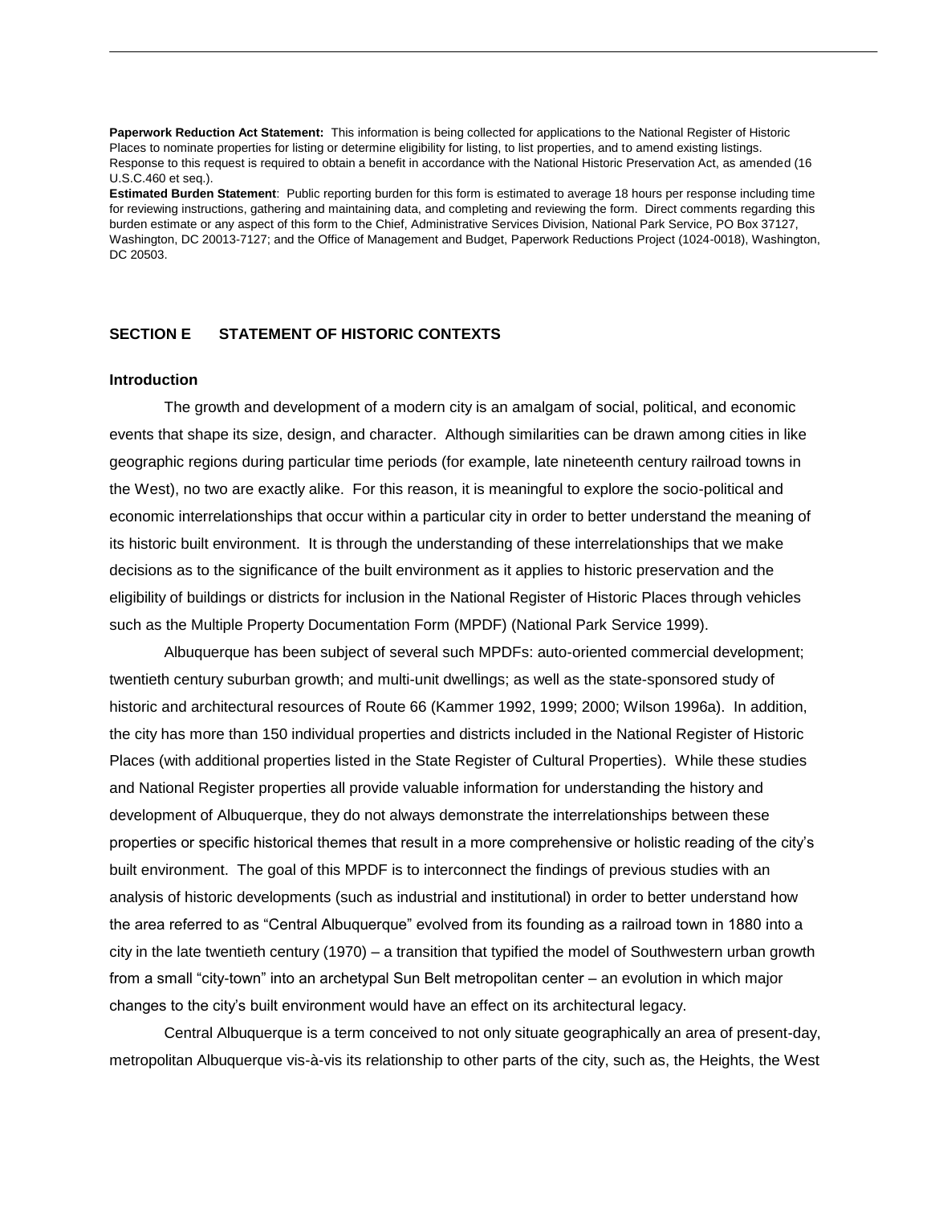**Paperwork Reduction Act Statement:** This information is being collected for applications to the National Register of Historic Places to nominate properties for listing or determine eligibility for listing, to list properties, and to amend existing listings. Response to this request is required to obtain a benefit in accordance with the National Historic Preservation Act, as amended (16 U.S.C.460 et seq.).

**Estimated Burden Statement**: Public reporting burden for this form is estimated to average 18 hours per response including time for reviewing instructions, gathering and maintaining data, and completing and reviewing the form. Direct comments regarding this burden estimate or any aspect of this form to the Chief, Administrative Services Division, National Park Service, PO Box 37127, Washington, DC 20013-7127; and the Office of Management and Budget, Paperwork Reductions Project (1024-0018), Washington, DC 20503.

## SECTION E STATEMENT OF HISTORIC CONTEXTS

### Introduction

The growth and development of a modern city is an amalgam of social, political, and economic events that shape its size, design, and character. Although similarities can be drawn among cities in like geographic regions during particular time periods (for example, late nineteenth century railroad towns in the West), no two are exactly alike. For this reason, it is meaningful to explore the socio-political and economic interrelationships that occur within a particular city in order to better understand the meaning of its historic built environment. It is through the understanding of these interrelationships that we make decisions as to the significance of the built environment as it applies to historic preservation and the eligibility of buildings or districts for inclusion in the National Register of Historic Places through vehicles such as the Multiple Property Documentation Form (MPDF) (National Park Service 1999).

Albuquerque has been subject of several such MPDFs: auto-oriented commercial development; twentieth century suburban growth; and multi-unit dwellings; as well as the state-sponsored study of historic and architectural resources of Route 66 (Kammer 1992, 1999; 2000; Wilson 1996a). In addition, the city has more than 150 individual properties and districts included in the National Register of Historic Places (with additional properties listed in the State Register of Cultural Properties). While these studies and National Register properties all provide valuable information for understanding the history and development of Albuquerque, they do not always demonstrate the interrelationships between these properties or specific historical themes that result in a more comprehensive or holistic reading of the city's built environment. The goal of this MPDF is to interconnect the findings of previous studies with an analysis of historic developments (such as industrial and institutional) in order to better understand how the area referred to as "Central Albuquerque" evolved from its founding as a railroad town in 1880 into a city in the late twentieth century (1970) – a transition that typified the model of Southwestern urban growth from a small "city-town" into an archetypal Sun Belt metropolitan center – an evolution in which major changes to the city's built environment would have an effect on its architectural legacy.

Central Albuquerque is a term conceived to not only situate geographically an area of present-day, metropolitan Albuquerque vis-à-vis its relationship to other parts of the city, such as, the Heights, the West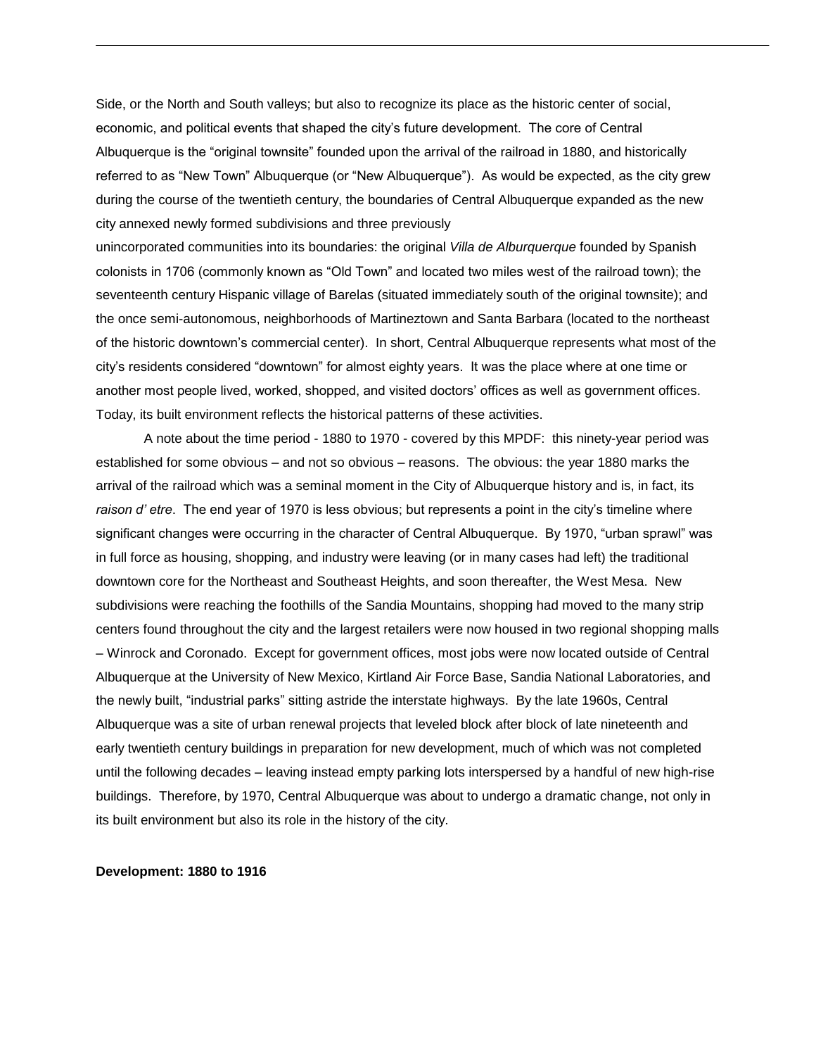Side, or the North and South valleys; but also to recognize its place as the historic center of social, economic, and political events that shaped the city's future development. The core of Central Albuquerque is the "original townsite" founded upon the arrival of the railroad in 1880, and historically referred to as "New Town" Albuquerque (or "New Albuquerque"). As would be expected, as the city grew during the course of the twentieth century, the boundaries of Central Albuquerque expanded as the new city annexed newly formed subdivisions and three previously unincorporated communities into its boundaries: the original *Villa de Alburquerque* founded by Spanish colonists in 1706 (commonly known as "Old Town" and located two miles west of the railroad town); the seventeenth century Hispanic village of Barelas (situated immediately south of the original townsite); and the once semi-autonomous, neighborhoods of Martineztown and Santa Barbara (located to the northeast of the historic downtown's commercial center). In short, Central Albuquerque represents what most of the city's residents considered "downtown" for almost eighty years. It was the place where at one time or another most people lived, worked, shopped, and visited doctors' offices as well as government offices. Today, its built environment reflects the historical patterns of these activities.

A note about the time period - 1880 to 1970 - covered by this MPDF: this ninety-year period was established for some obvious – and not so obvious – reasons. The obvious: the year 1880 marks the arrival of the railroad which was a seminal moment in the City of Albuquerque history and is, in fact, its *raison d' etre*. The end year of 1970 is less obvious; but represents a point in the city's timeline where significant changes were occurring in the character of Central Albuquerque. By 1970, "urban sprawl" was in full force as housing, shopping, and industry were leaving (or in many cases had left) the traditional downtown core for the Northeast and Southeast Heights, and soon thereafter, the West Mesa. New subdivisions were reaching the foothills of the Sandia Mountains, shopping had moved to the many strip centers found throughout the city and the largest retailers were now housed in two regional shopping malls – Winrock and Coronado. Except for government offices, most jobs were now located outside of Central Albuquerque at the University of New Mexico, Kirtland Air Force Base, Sandia National Laboratories, and the newly built, "industrial parks" sitting astride the interstate highways. By the late 1960s, Central Albuquerque was a site of urban renewal projects that leveled block after block of late nineteenth and early twentieth century buildings in preparation for new development, much of which was not completed until the following decades – leaving instead empty parking lots interspersed by a handful of new high-rise buildings. Therefore, by 1970, Central Albuquerque was about to undergo a dramatic change, not only in its built environment but also its role in the history of the city.

**Development: 1880 to 1916**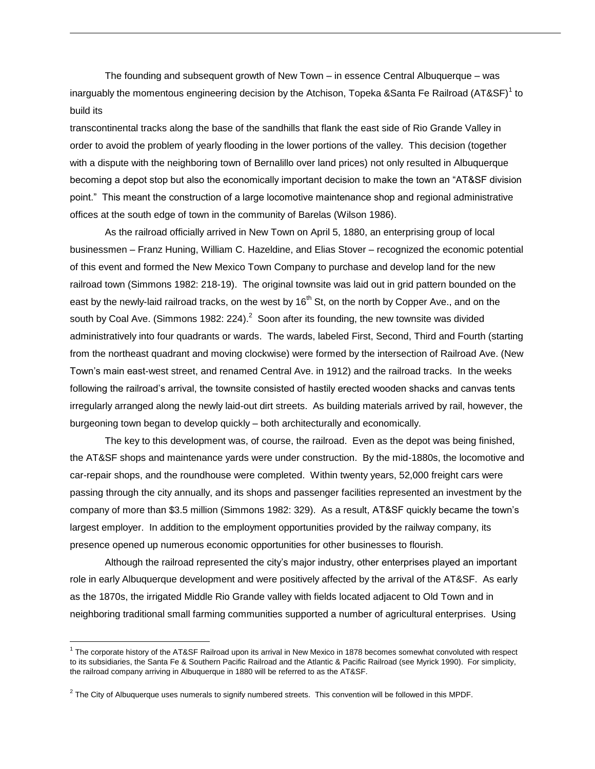The founding and subsequent growth of New Town – in essence Central Albuquerque – was inarguably the momentous engineering decision by the Atchison, Topeka &Santa Fe Railroad (AT&SF)[1] to build its transcontinental tracks along the base of the sandhills that flank the east side of Rio Grande Valley in order to avoid the problem of yearly flooding in the lower portions of the valley. This decision (together with a dispute with the neighboring town of Bernalillo over land prices) not only resulted in Albuquerque becoming a depot stop but also the economically important decision to make the town an "AT&SF division point." This meant the construction of a large locomotive maintenance shop and regional administrative offices at the south edge of town in the community of Barelas (Wilson 1986).

As the railroad officially arrived in New Town on April 5, 1880, an enterprising group of local businessmen – Franz Huning, William C. Hazeldine, and Elias Stover – recognized the economic potential of this event and formed the New Mexico Town Company to purchase and develop land for the new railroad town (Simmons 1982: 218-19). The original townsite was laid out in grid pattern bounded on the east by the newly-laid railroad tracks, on the west by 16th St, on the north by Copper Ave., and on the south by Coal Ave. (Simmons 1982: 224).[2] Soon after its founding, the new townsite was divided administratively into four quadrants or wards. The wards, labeled First, Second, Third and Fourth (starting from the northeast quadrant and moving clockwise) were formed by the intersection of Railroad Ave. (New Town's main east-west street, and renamed Central Ave. in 1912) and the railroad tracks. In the weeks following the railroad's arrival, the townsite consisted of hastily erected wooden shacks and canvas tents irregularly arranged along the newly laid-out dirt streets. As building materials arrived by rail, however, the burgeoning town began to develop quickly – both architecturally and economically.

The key to this development was, of course, the railroad. Even as the depot was being finished, the AT&SF shops and maintenance yards were under construction. By the mid-1880s, the locomotive and car-repair shops, and the roundhouse were completed. Within twenty years, 52,000 freight cars were passing through the city annually, and its shops and passenger facilities represented an investment by the company of more than $3.5 million (Simmons 1982: 329). As a result, AT&SF quickly became the town's largest employer. In addition to the employment opportunities provided by the railway company, its presence opened up numerous economic opportunities for other businesses to flourish.

Although the railroad represented the city's major industry, other enterprises played an important role in early Albuquerque development and were positively affected by the arrival of the AT&SF. As early as the 1870s, the irrigated Middle Rio Grande valley with fields located adjacent to Old Town and in neighboring traditional small farming communities supported a number of agricultural enterprises. Using

---

[1] The corporate history of the AT&SF Railroad upon its arrival in New Mexico in 1878 becomes somewhat convoluted with respect to its subsidiaries, the Santa Fe & Southern Pacific Railroad and the Atlantic & Pacific Railroad (see Myrick 1990). For simplicity, the railroad company arriving in Albuquerque in 1880 will be referred to as the AT&SF.

[2] The City of Albuquerque uses numerals to signify numbered streets. This convention will be followed in this MPDF.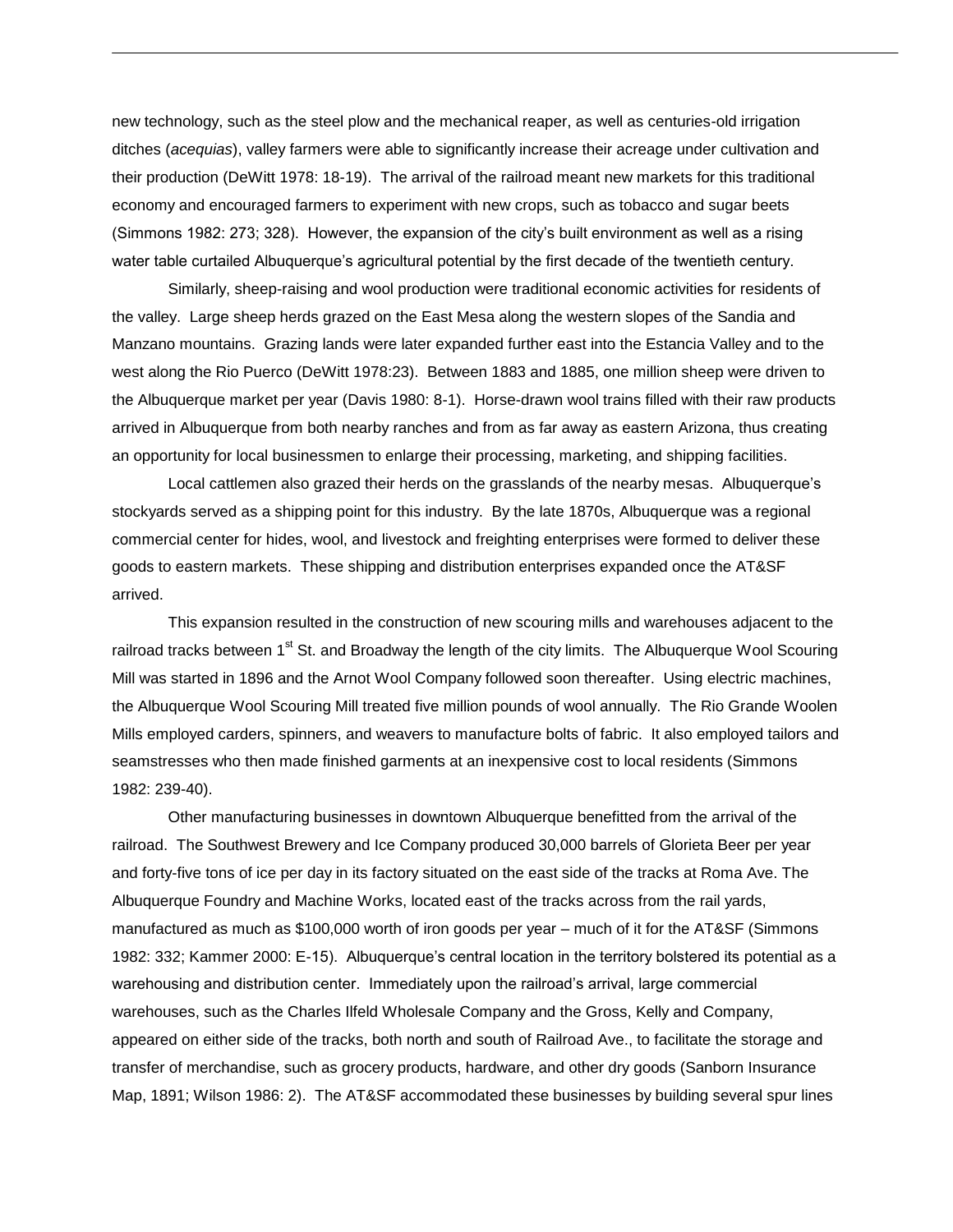new technology, such as the steel plow and the mechanical reaper, as well as centuries-old irrigation ditches (*acequias*), valley farmers were able to significantly increase their acreage under cultivation and their production (DeWitt 1978: 18-19). The arrival of the railroad meant new markets for this traditional economy and encouraged farmers to experiment with new crops, such as tobacco and sugar beets (Simmons 1982: 273; 328). However, the expansion of the city's built environment as well as a rising water table curtailed Albuquerque's agricultural potential by the first decade of the twentieth century.

Similarly, sheep-raising and wool production were traditional economic activities for residents of the valley. Large sheep herds grazed on the East Mesa along the western slopes of the Sandia and Manzano mountains. Grazing lands were later expanded further east into the Estancia Valley and to the west along the Rio Puerco (DeWitt 1978:23). Between 1883 and 1885, one million sheep were driven to the Albuquerque market per year (Davis 1980: 8-1). Horse-drawn wool trains filled with their raw products arrived in Albuquerque from both nearby ranches and from as far away as eastern Arizona, thus creating an opportunity for local businessmen to enlarge their processing, marketing, and shipping facilities.

Local cattlemen also grazed their herds on the grasslands of the nearby mesas. Albuquerque's stockyards served as a shipping point for this industry. By the late 1870s, Albuquerque was a regional commercial center for hides, wool, and livestock and freighting enterprises were formed to deliver these goods to eastern markets. These shipping and distribution enterprises expanded once the AT&SF arrived.

This expansion resulted in the construction of new scouring mills and warehouses adjacent to the railroad tracks between 1st St. and Broadway the length of the city limits. The Albuquerque Wool Scouring Mill was started in 1896 and the Arnot Wool Company followed soon thereafter. Using electric machines, the Albuquerque Wool Scouring Mill treated five million pounds of wool annually. The Rio Grande Woolen Mills employed carders, spinners, and weavers to manufacture bolts of fabric. It also employed tailors and seamstresses who then made finished garments at an inexpensive cost to local residents (Simmons 1982: 239-40).

Other manufacturing businesses in downtown Albuquerque benefitted from the arrival of the railroad. The Southwest Brewery and Ice Company produced 30,000 barrels of Glorieta Beer per year and forty-five tons of ice per day in its factory situated on the east side of the tracks at Roma Ave. The Albuquerque Foundry and Machine Works, located east of the tracks across from the rail yards, manufactured as much as $100,000 worth of iron goods per year – much of it for the AT&SF (Simmons 1982: 332; Kammer 2000: E-15). Albuquerque's central location in the territory bolstered its potential as a warehousing and distribution center. Immediately upon the railroad's arrival, large commercial warehouses, such as the Charles Ilfeld Wholesale Company and the Gross, Kelly and Company, appeared on either side of the tracks, both north and south of Railroad Ave., to facilitate the storage and transfer of merchandise, such as grocery products, hardware, and other dry goods (Sanborn Insurance Map, 1891; Wilson 1986: 2). The AT&SF accommodated these businesses by building several spur lines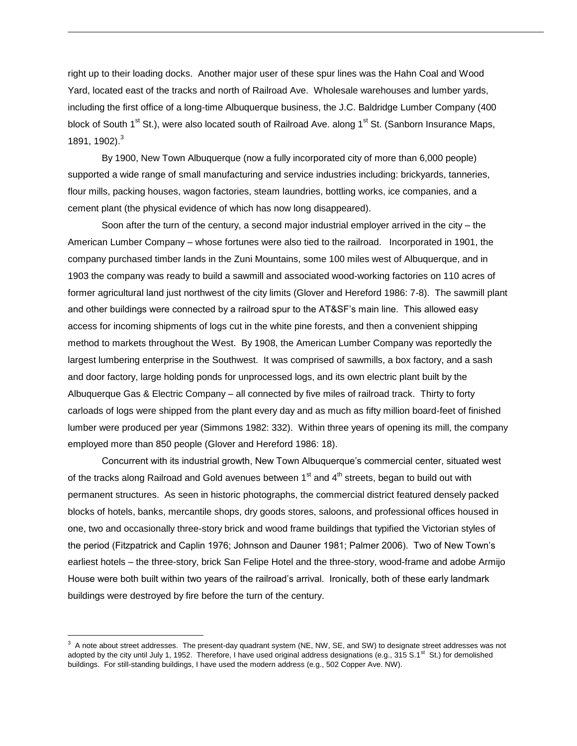right up to their loading docks. Another major user of these spur lines was the Hahn Coal and Wood Yard, located east of the tracks and north of Railroad Ave. Wholesale warehouses and lumber yards, including the first office of a long-time Albuquerque business, the J.C. Baldridge Lumber Company (400 block of South 1st St.), were also located south of Railroad Ave. along 1st St. (Sanborn Insurance Maps, 1891, 1902).[3]

By 1900, New Town Albuquerque (now a fully incorporated city of more than 6,000 people) supported a wide range of small manufacturing and service industries including: brickyards, tanneries, flour mills, packing houses, wagon factories, steam laundries, bottling works, ice companies, and a cement plant (the physical evidence of which has now long disappeared).

Soon after the turn of the century, a second major industrial employer arrived in the city – the American Lumber Company – whose fortunes were also tied to the railroad. Incorporated in 1901, the company purchased timber lands in the Zuni Mountains, some 100 miles west of Albuquerque, and in 1903 the company was ready to build a sawmill and associated wood-working factories on 110 acres of former agricultural land just northwest of the city limits (Glover and Hereford 1986: 7-8). The sawmill plant and other buildings were connected by a railroad spur to the AT&SF's main line. This allowed easy access for incoming shipments of logs cut in the white pine forests, and then a convenient shipping method to markets throughout the West. By 1908, the American Lumber Company was reportedly the largest lumbering enterprise in the Southwest. It was comprised of sawmills, a box factory, and a sash and door factory, large holding ponds for unprocessed logs, and its own electric plant built by the Albuquerque Gas & Electric Company – all connected by five miles of railroad track. Thirty to forty carloads of logs were shipped from the plant every day and as much as fifty million board-feet of finished lumber were produced per year (Simmons 1982: 332). Within three years of opening its mill, the company employed more than 850 people (Glover and Hereford 1986: 18).

Concurrent with its industrial growth, New Town Albuquerque's commercial center, situated west of the tracks along Railroad and Gold avenues between 1st and 4th streets, began to build out with permanent structures. As seen in historic photographs, the commercial district featured densely packed blocks of hotels, banks, mercantile shops, dry goods stores, saloons, and professional offices housed in one, two and occasionally three-story brick and wood frame buildings that typified the Victorian styles of the period (Fitzpatrick and Caplin 1976; Johnson and Dauner 1981; Palmer 2006). Two of New Town's earliest hotels – the three-story, brick San Felipe Hotel and the three-story, wood-frame and adobe Armijo House were both built within two years of the railroad's arrival. Ironically, both of these early landmark buildings were destroyed by fire before the turn of the century.

---

[3] A note about street addresses. The present-day quadrant system (NE, NW, SE, and SW) to designate street addresses was not adopted by the city until July 1, 1952. Therefore, I have used original address designations (e.g., 315 S.1st St.) for demolished buildings. For still-standing buildings, I have used the modern address (e.g., 502 Copper Ave. NW).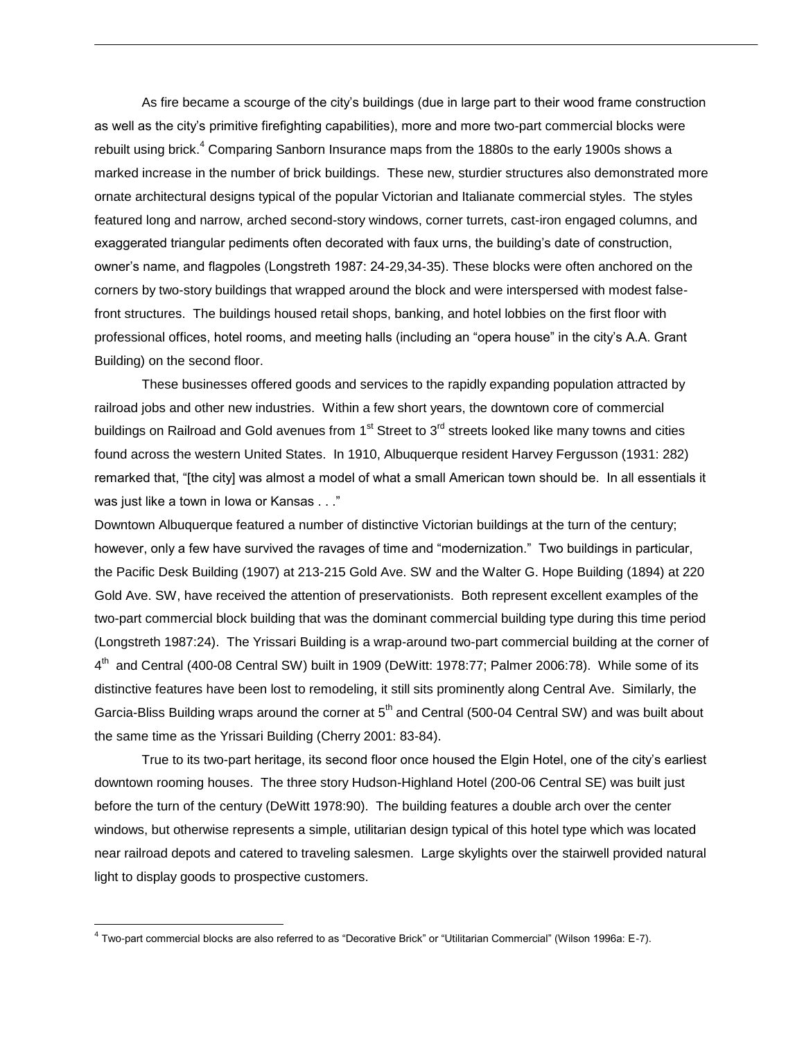As fire became a scourge of the city's buildings (due in large part to their wood frame construction as well as the city's primitive firefighting capabilities), more and more two-part commercial blocks were rebuilt using brick.[4] Comparing Sanborn Insurance maps from the 1880s to the early 1900s shows a marked increase in the number of brick buildings. These new, sturdier structures also demonstrated more ornate architectural designs typical of the popular Victorian and Italianate commercial styles. The styles featured long and narrow, arched second-story windows, corner turrets, cast-iron engaged columns, and exaggerated triangular pediments often decorated with faux urns, the building's date of construction, owner's name, and flagpoles (Longstreth 1987: 24-29,34-35). These blocks were often anchored on the corners by two-story buildings that wrapped around the block and were interspersed with modest false-front structures. The buildings housed retail shops, banking, and hotel lobbies on the first floor with professional offices, hotel rooms, and meeting halls (including an "opera house" in the city's A.A. Grant Building) on the second floor.

These businesses offered goods and services to the rapidly expanding population attracted by railroad jobs and other new industries. Within a few short years, the downtown core of commercial buildings on Railroad and Gold avenues from 1st Street to 3rd streets looked like many towns and cities found across the western United States. In 1910, Albuquerque resident Harvey Fergusson (1931: 282) remarked that, "[the city] was almost a model of what a small American town should be. In all essentials it was just like a town in Iowa or Kansas . . ."

Downtown Albuquerque featured a number of distinctive Victorian buildings at the turn of the century; however, only a few have survived the ravages of time and "modernization." Two buildings in particular, the Pacific Desk Building (1907) at 213-215 Gold Ave. SW and the Walter G. Hope Building (1894) at 220 Gold Ave. SW, have received the attention of preservationists. Both represent excellent examples of the two-part commercial block building that was the dominant commercial building type during this time period (Longstreth 1987:24). The Yrissari Building is a wrap-around two-part commercial building at the corner of 4th and Central (400-08 Central SW) built in 1909 (DeWitt: 1978:77; Palmer 2006:78). While some of its distinctive features have been lost to remodeling, it still sits prominently along Central Ave. Similarly, the Garcia-Bliss Building wraps around the corner at 5th and Central (500-04 Central SW) and was built about the same time as the Yrissari Building (Cherry 2001: 83-84).

True to its two-part heritage, its second floor once housed the Elgin Hotel, one of the city's earliest downtown rooming houses. The three story Hudson-Highland Hotel (200-06 Central SE) was built just before the turn of the century (DeWitt 1978:90). The building features a double arch over the center windows, but otherwise represents a simple, utilitarian design typical of this hotel type which was located near railroad depots and catered to traveling salesmen. Large skylights over the stairwell provided natural light to display goods to prospective customers.

[4] Two-part commercial blocks are also referred to as "Decorative Brick" or "Utilitarian Commercial" (Wilson 1996a: E-7).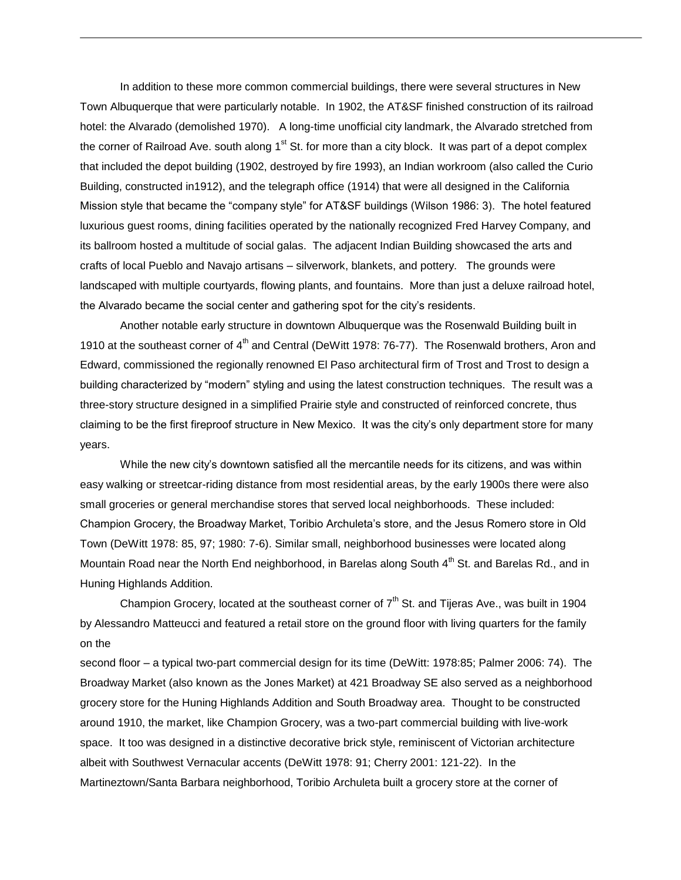In addition to these more common commercial buildings, there were several structures in New Town Albuquerque that were particularly notable. In 1902, the AT&SF finished construction of its railroad hotel: the Alvarado (demolished 1970). A long-time unofficial city landmark, the Alvarado stretched from the corner of Railroad Ave. south along 1st St. for more than a city block. It was part of a depot complex that included the depot building (1902, destroyed by fire 1993), an Indian workroom (also called the Curio Building, constructed in1912), and the telegraph office (1914) that were all designed in the California Mission style that became the "company style" for AT&SF buildings (Wilson 1986: 3). The hotel featured luxurious guest rooms, dining facilities operated by the nationally recognized Fred Harvey Company, and its ballroom hosted a multitude of social galas. The adjacent Indian Building showcased the arts and crafts of local Pueblo and Navajo artisans – silverwork, blankets, and pottery. The grounds were landscaped with multiple courtyards, flowing plants, and fountains. More than just a deluxe railroad hotel, the Alvarado became the social center and gathering spot for the city's residents.

Another notable early structure in downtown Albuquerque was the Rosenwald Building built in 1910 at the southeast corner of 4th and Central (DeWitt 1978: 76-77). The Rosenwald brothers, Aron and Edward, commissioned the regionally renowned El Paso architectural firm of Trost and Trost to design a building characterized by "modern" styling and using the latest construction techniques. The result was a three-story structure designed in a simplified Prairie style and constructed of reinforced concrete, thus claiming to be the first fireproof structure in New Mexico. It was the city's only department store for many years.

While the new city's downtown satisfied all the mercantile needs for its citizens, and was within easy walking or streetcar-riding distance from most residential areas, by the early 1900s there were also small groceries or general merchandise stores that served local neighborhoods. These included: Champion Grocery, the Broadway Market, Toribio Archuleta's store, and the Jesus Romero store in Old Town (DeWitt 1978: 85, 97; 1980: 7-6). Similar small, neighborhood businesses were located along Mountain Road near the North End neighborhood, in Barelas along South 4th St. and Barelas Rd., and in Huning Highlands Addition.

Champion Grocery, located at the southeast corner of 7th St. and Tijeras Ave., was built in 1904 by Alessandro Matteucci and featured a retail store on the ground floor with living quarters for the family on the second floor – a typical two-part commercial design for its time (DeWitt: 1978:85; Palmer 2006: 74). The Broadway Market (also known as the Jones Market) at 421 Broadway SE also served as a neighborhood grocery store for the Huning Highlands Addition and South Broadway area. Thought to be constructed around 1910, the market, like Champion Grocery, was a two-part commercial building with live-work space. It too was designed in a distinctive decorative brick style, reminiscent of Victorian architecture albeit with Southwest Vernacular accents (DeWitt 1978: 91; Cherry 2001: 121-22). In the Martineztown/Santa Barbara neighborhood, Toribio Archuleta built a grocery store at the corner of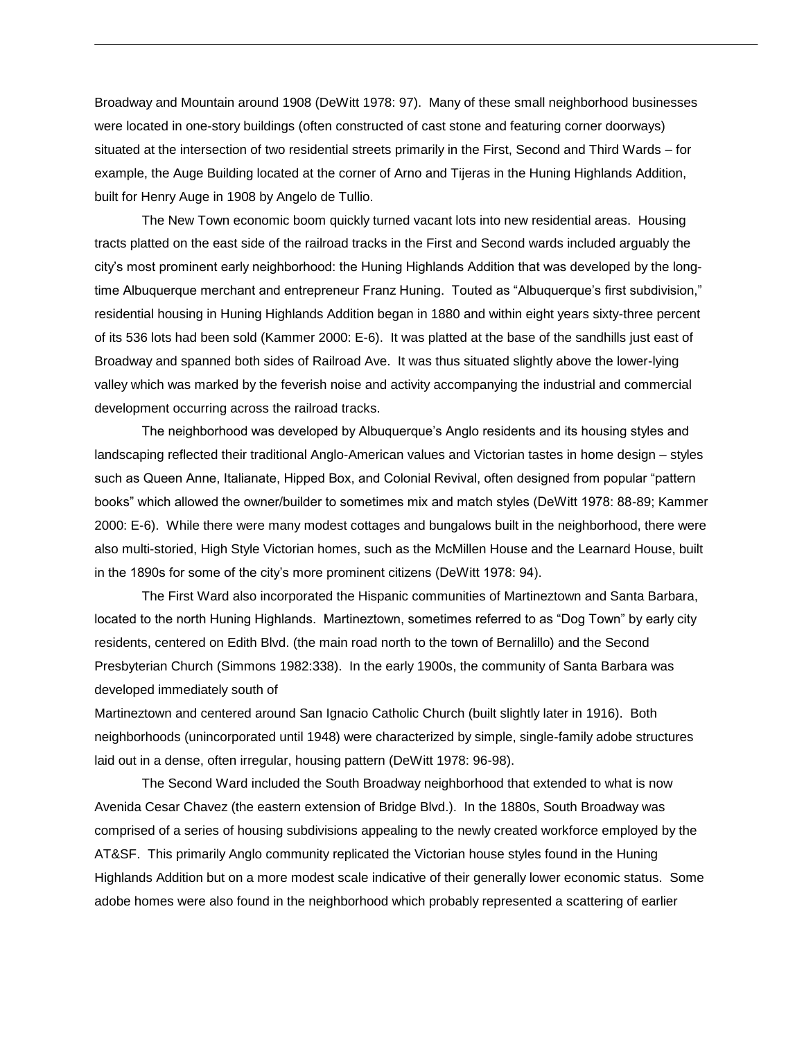Broadway and Mountain around 1908 (DeWitt 1978: 97). Many of these small neighborhood businesses were located in one-story buildings (often constructed of cast stone and featuring corner doorways) situated at the intersection of two residential streets primarily in the First, Second and Third Wards – for example, the Auge Building located at the corner of Arno and Tijeras in the Huning Highlands Addition, built for Henry Auge in 1908 by Angelo de Tullio.

The New Town economic boom quickly turned vacant lots into new residential areas. Housing tracts platted on the east side of the railroad tracks in the First and Second wards included arguably the city's most prominent early neighborhood: the Huning Highlands Addition that was developed by the long-time Albuquerque merchant and entrepreneur Franz Huning. Touted as "Albuquerque's first subdivision," residential housing in Huning Highlands Addition began in 1880 and within eight years sixty-three percent of its 536 lots had been sold (Kammer 2000: E-6). It was platted at the base of the sandhills just east of Broadway and spanned both sides of Railroad Ave. It was thus situated slightly above the lower-lying valley which was marked by the feverish noise and activity accompanying the industrial and commercial development occurring across the railroad tracks.

The neighborhood was developed by Albuquerque's Anglo residents and its housing styles and landscaping reflected their traditional Anglo-American values and Victorian tastes in home design – styles such as Queen Anne, Italianate, Hipped Box, and Colonial Revival, often designed from popular "pattern books" which allowed the owner/builder to sometimes mix and match styles (DeWitt 1978: 88-89; Kammer 2000: E-6). While there were many modest cottages and bungalows built in the neighborhood, there were also multi-storied, High Style Victorian homes, such as the McMillen House and the Learnard House, built in the 1890s for some of the city's more prominent citizens (DeWitt 1978: 94).

The First Ward also incorporated the Hispanic communities of Martineztown and Santa Barbara, located to the north Huning Highlands. Martineztown, sometimes referred to as "Dog Town" by early city residents, centered on Edith Blvd. (the main road north to the town of Bernalillo) and the Second Presbyterian Church (Simmons 1982:338). In the early 1900s, the community of Santa Barbara was developed immediately south of Martineztown and centered around San Ignacio Catholic Church (built slightly later in 1916). Both neighborhoods (unincorporated until 1948) were characterized by simple, single-family adobe structures laid out in a dense, often irregular, housing pattern (DeWitt 1978: 96-98).

The Second Ward included the South Broadway neighborhood that extended to what is now Avenida Cesar Chavez (the eastern extension of Bridge Blvd.). In the 1880s, South Broadway was comprised of a series of housing subdivisions appealing to the newly created workforce employed by the AT&SF. This primarily Anglo community replicated the Victorian house styles found in the Huning Highlands Addition but on a more modest scale indicative of their generally lower economic status. Some adobe homes were also found in the neighborhood which probably represented a scattering of earlier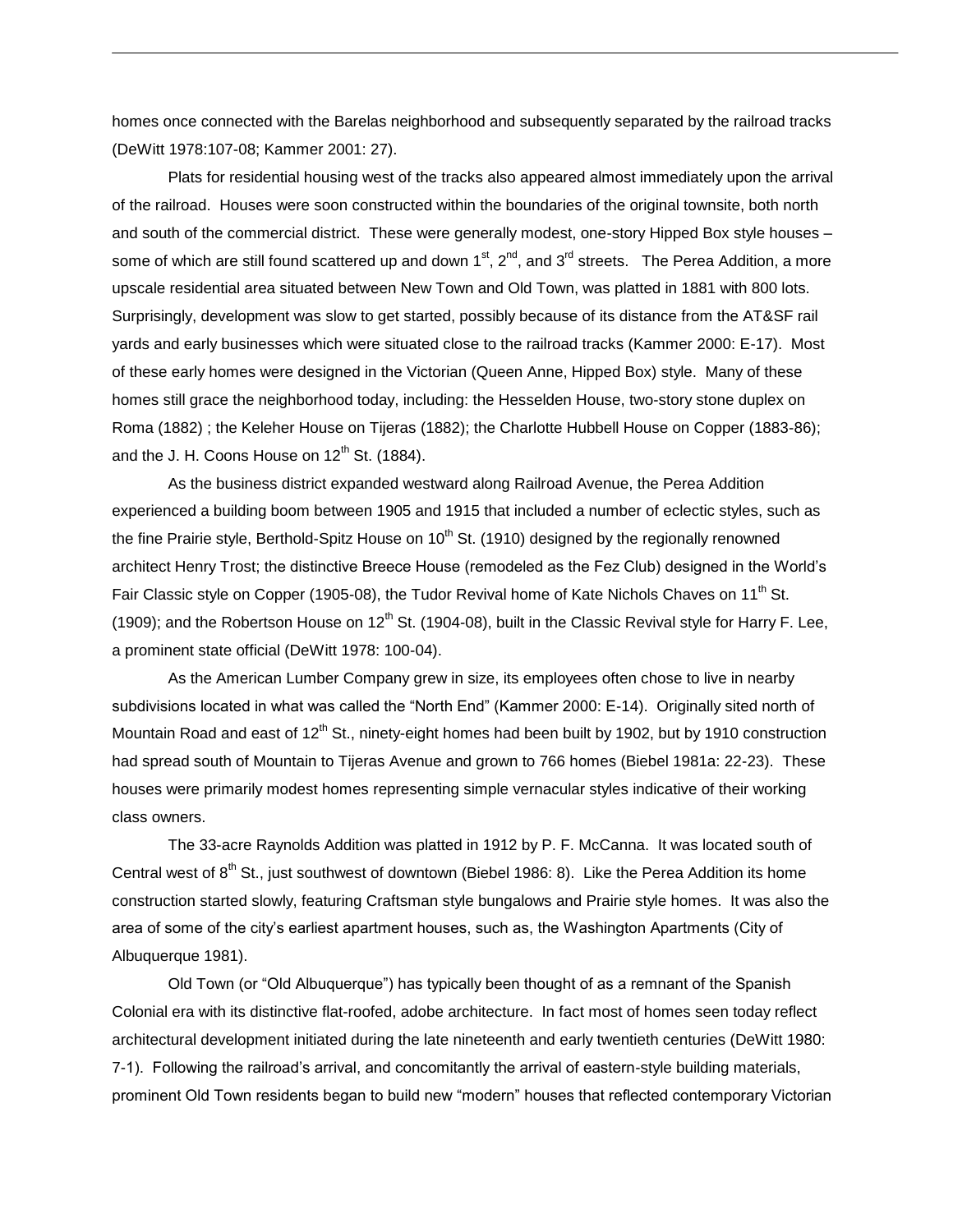homes once connected with the Barelas neighborhood and subsequently separated by the railroad tracks (DeWitt 1978:107-08; Kammer 2001: 27).

Plats for residential housing west of the tracks also appeared almost immediately upon the arrival of the railroad. Houses were soon constructed within the boundaries of the original townsite, both north and south of the commercial district. These were generally modest, one-story Hipped Box style houses – some of which are still found scattered up and down 1st, 2nd, and 3rd streets. The Perea Addition, a more upscale residential area situated between New Town and Old Town, was platted in 1881 with 800 lots. Surprisingly, development was slow to get started, possibly because of its distance from the AT&SF rail yards and early businesses which were situated close to the railroad tracks (Kammer 2000: E-17). Most of these early homes were designed in the Victorian (Queen Anne, Hipped Box) style. Many of these homes still grace the neighborhood today, including: the Hesselden House, two-story stone duplex on Roma (1882) ; the Keleher House on Tijeras (1882); the Charlotte Hubbell House on Copper (1883-86); and the J. H. Coons House on 12th St. (1884).

As the business district expanded westward along Railroad Avenue, the Perea Addition experienced a building boom between 1905 and 1915 that included a number of eclectic styles, such as the fine Prairie style, Berthold-Spitz House on 10th St. (1910) designed by the regionally renowned architect Henry Trost; the distinctive Breece House (remodeled as the Fez Club) designed in the World's Fair Classic style on Copper (1905-08), the Tudor Revival home of Kate Nichols Chaves on 11th St. (1909); and the Robertson House on 12th St. (1904-08), built in the Classic Revival style for Harry F. Lee, a prominent state official (DeWitt 1978: 100-04).

As the American Lumber Company grew in size, its employees often chose to live in nearby subdivisions located in what was called the "North End" (Kammer 2000: E-14). Originally sited north of Mountain Road and east of 12th St., ninety-eight homes had been built by 1902, but by 1910 construction had spread south of Mountain to Tijeras Avenue and grown to 766 homes (Biebel 1981a: 22-23). These houses were primarily modest homes representing simple vernacular styles indicative of their working class owners.

The 33-acre Raynolds Addition was platted in 1912 by P. F. McCanna. It was located south of Central west of 8th St., just southwest of downtown (Biebel 1986: 8). Like the Perea Addition its home construction started slowly, featuring Craftsman style bungalows and Prairie style homes. It was also the area of some of the city's earliest apartment houses, such as, the Washington Apartments (City of Albuquerque 1981).

Old Town (or "Old Albuquerque") has typically been thought of as a remnant of the Spanish Colonial era with its distinctive flat-roofed, adobe architecture. In fact most of homes seen today reflect architectural development initiated during the late nineteenth and early twentieth centuries (DeWitt 1980: 7-1). Following the railroad's arrival, and concomitantly the arrival of eastern-style building materials, prominent Old Town residents began to build new "modern" houses that reflected contemporary Victorian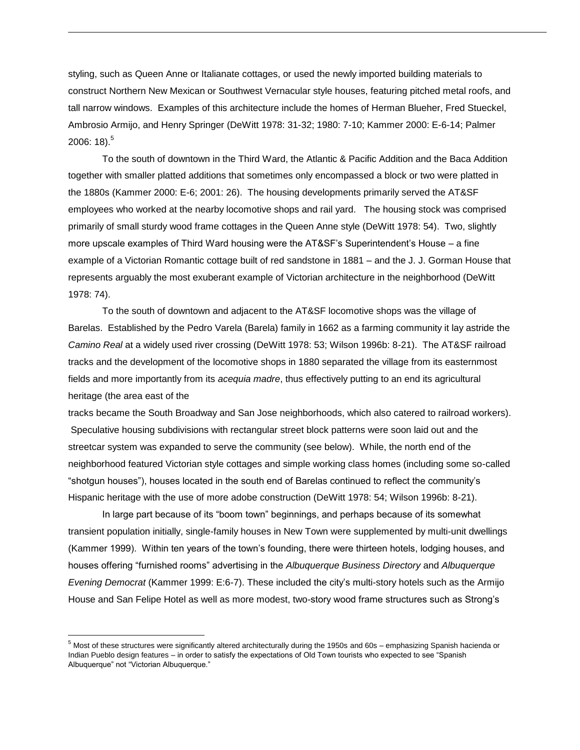styling, such as Queen Anne or Italianate cottages, or used the newly imported building materials to construct Northern New Mexican or Southwest Vernacular style houses, featuring pitched metal roofs, and tall narrow windows. Examples of this architecture include the homes of Herman Blueher, Fred Stueckel, Ambrosio Armijo, and Henry Springer (DeWitt 1978: 31-32; 1980: 7-10; Kammer 2000: E-6-14; Palmer 2006: 18).[5]

To the south of downtown in the Third Ward, the Atlantic & Pacific Addition and the Baca Addition together with smaller platted additions that sometimes only encompassed a block or two were platted in the 1880s (Kammer 2000: E-6; 2001: 26). The housing developments primarily served the AT&SF employees who worked at the nearby locomotive shops and rail yard. The housing stock was comprised primarily of small sturdy wood frame cottages in the Queen Anne style (DeWitt 1978: 54). Two, slightly more upscale examples of Third Ward housing were the AT&SF's Superintendent's House – a fine example of a Victorian Romantic cottage built of red sandstone in 1881 – and the J. J. Gorman House that represents arguably the most exuberant example of Victorian architecture in the neighborhood (DeWitt 1978: 74).

To the south of downtown and adjacent to the AT&SF locomotive shops was the village of Barelas. Established by the Pedro Varela (Barela) family in 1662 as a farming community it lay astride the *Camino Real* at a widely used river crossing (DeWitt 1978: 53; Wilson 1996b: 8-21). The AT&SF railroad tracks and the development of the locomotive shops in 1880 separated the village from its easternmost fields and more importantly from its *acequia madre*, thus effectively putting to an end its agricultural heritage (the area east of the tracks became the South Broadway and San Jose neighborhoods, which also catered to railroad workers). Speculative housing subdivisions with rectangular street block patterns were soon laid out and the streetcar system was expanded to serve the community (see below). While, the north end of the neighborhood featured Victorian style cottages and simple working class homes (including some so-called "shotgun houses"), houses located in the south end of Barelas continued to reflect the community's Hispanic heritage with the use of more adobe construction (DeWitt 1978: 54; Wilson 1996b: 8-21).

In large part because of its "boom town" beginnings, and perhaps because of its somewhat transient population initially, single-family houses in New Town were supplemented by multi-unit dwellings (Kammer 1999). Within ten years of the town's founding, there were thirteen hotels, lodging houses, and houses offering "furnished rooms" advertising in the *Albuquerque Business Directory* and *Albuquerque Evening Democrat* (Kammer 1999: E:6-7). These included the city's multi-story hotels such as the Armijo House and San Felipe Hotel as well as more modest, two-story wood frame structures such as Strong's

[5] Most of these structures were significantly altered architecturally during the 1950s and 60s – emphasizing Spanish hacienda or Indian Pueblo design features – in order to satisfy the expectations of Old Town tourists who expected to see "Spanish Albuquerque" not "Victorian Albuquerque."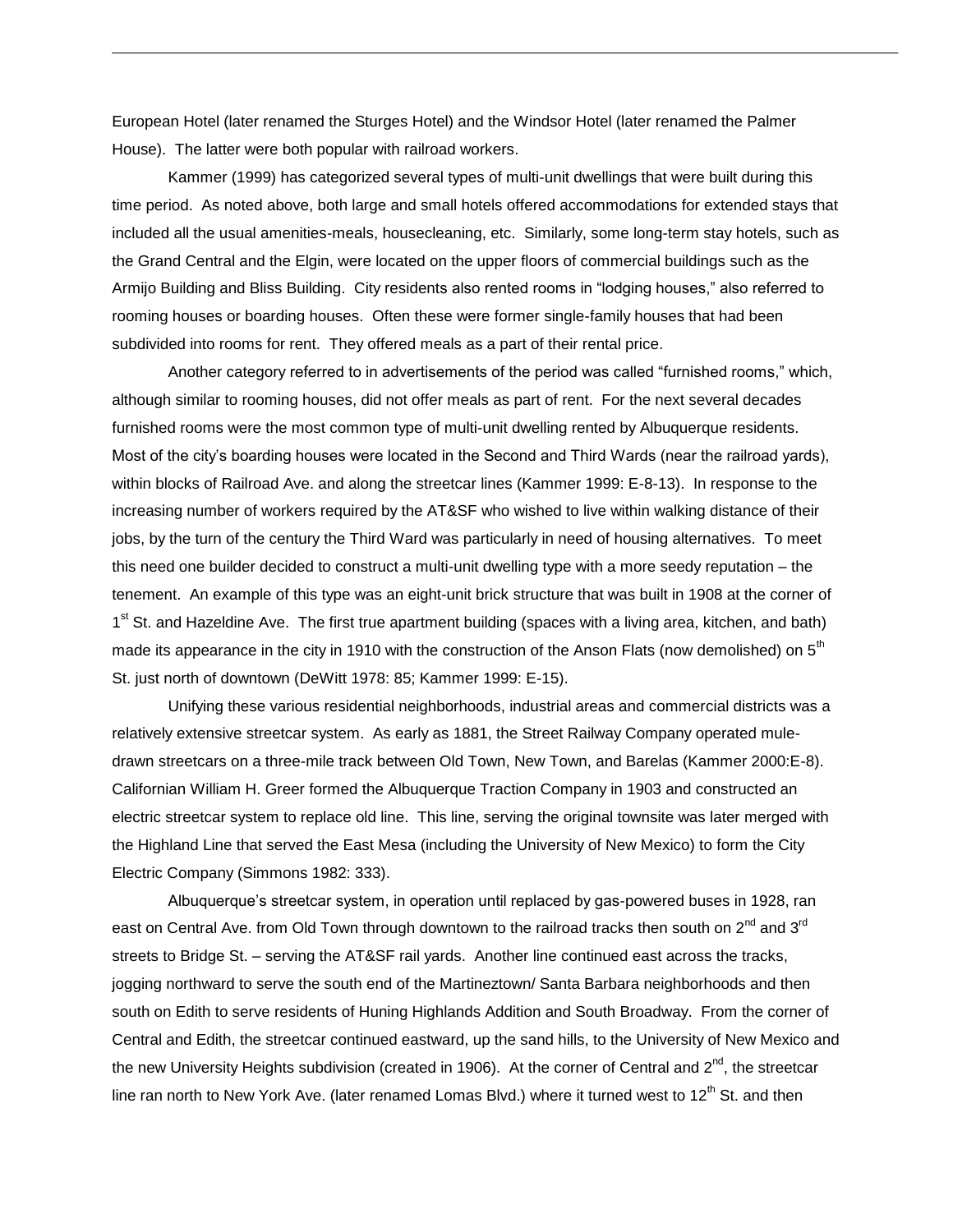European Hotel (later renamed the Sturges Hotel) and the Windsor Hotel (later renamed the Palmer House). The latter were both popular with railroad workers.

Kammer (1999) has categorized several types of multi-unit dwellings that were built during this time period. As noted above, both large and small hotels offered accommodations for extended stays that included all the usual amenities-meals, housecleaning, etc. Similarly, some long-term stay hotels, such as the Grand Central and the Elgin, were located on the upper floors of commercial buildings such as the Armijo Building and Bliss Building. City residents also rented rooms in "lodging houses," also referred to rooming houses or boarding houses. Often these were former single-family houses that had been subdivided into rooms for rent. They offered meals as a part of their rental price.

Another category referred to in advertisements of the period was called "furnished rooms," which, although similar to rooming houses, did not offer meals as part of rent. For the next several decades furnished rooms were the most common type of multi-unit dwelling rented by Albuquerque residents. Most of the city's boarding houses were located in the Second and Third Wards (near the railroad yards), within blocks of Railroad Ave. and along the streetcar lines (Kammer 1999: E-8-13). In response to the increasing number of workers required by the AT&SF who wished to live within walking distance of their jobs, by the turn of the century the Third Ward was particularly in need of housing alternatives. To meet this need one builder decided to construct a multi-unit dwelling type with a more seedy reputation – the tenement. An example of this type was an eight-unit brick structure that was built in 1908 at the corner of 1st St. and Hazeldine Ave. The first true apartment building (spaces with a living area, kitchen, and bath) made its appearance in the city in 1910 with the construction of the Anson Flats (now demolished) on 5th St. just north of downtown (DeWitt 1978: 85; Kammer 1999: E-15).

Unifying these various residential neighborhoods, industrial areas and commercial districts was a relatively extensive streetcar system. As early as 1881, the Street Railway Company operated mule-drawn streetcars on a three-mile track between Old Town, New Town, and Barelas (Kammer 2000:E-8). Californian William H. Greer formed the Albuquerque Traction Company in 1903 and constructed an electric streetcar system to replace old line. This line, serving the original townsite was later merged with the Highland Line that served the East Mesa (including the University of New Mexico) to form the City Electric Company (Simmons 1982: 333).

Albuquerque's streetcar system, in operation until replaced by gas-powered buses in 1928, ran east on Central Ave. from Old Town through downtown to the railroad tracks then south on 2nd and 3rd streets to Bridge St. – serving the AT&SF rail yards. Another line continued east across the tracks, jogging northward to serve the south end of the Martineztown/ Santa Barbara neighborhoods and then south on Edith to serve residents of Huning Highlands Addition and South Broadway. From the corner of Central and Edith, the streetcar continued eastward, up the sand hills, to the University of New Mexico and the new University Heights subdivision (created in 1906). At the corner of Central and 2nd, the streetcar line ran north to New York Ave. (later renamed Lomas Blvd.) where it turned west to 12th St. and then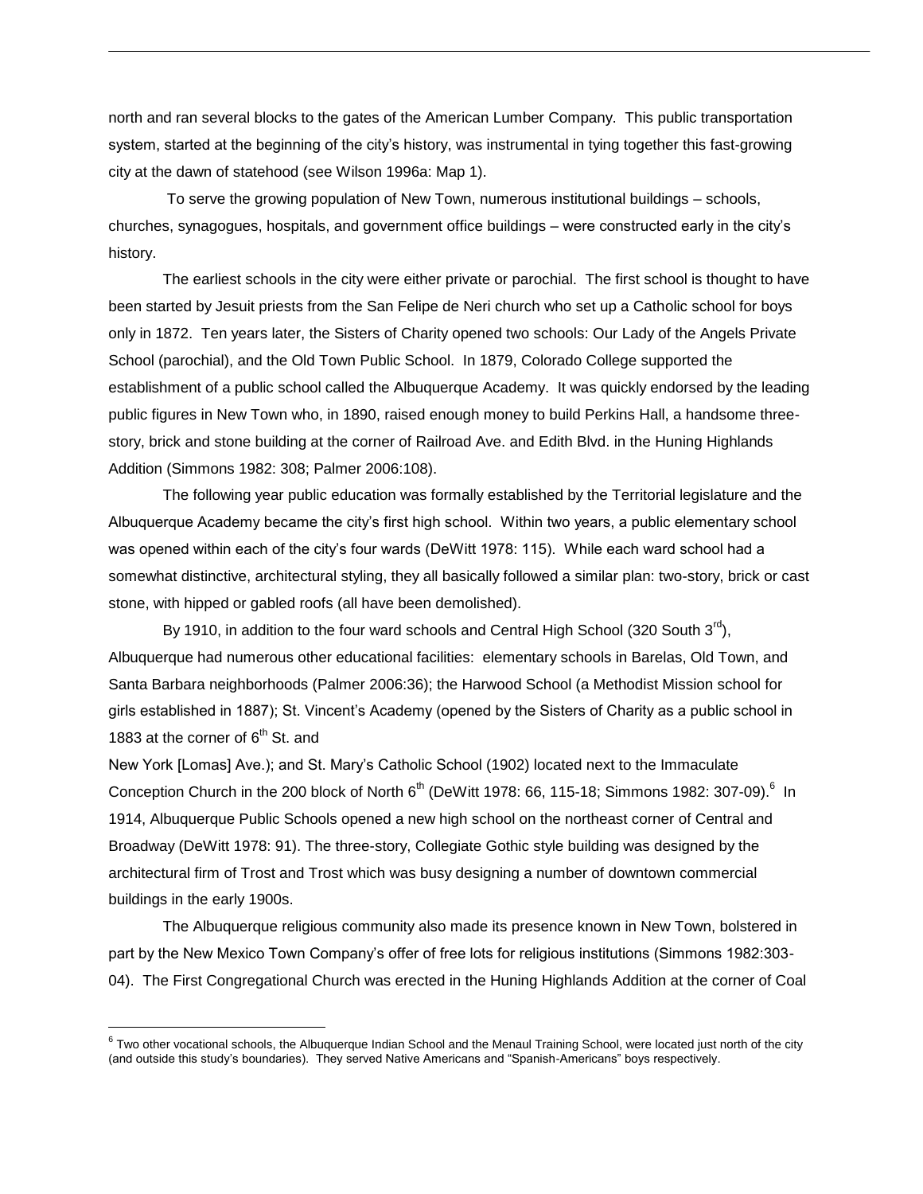north and ran several blocks to the gates of the American Lumber Company. This public transportation system, started at the beginning of the city's history, was instrumental in tying together this fast-growing city at the dawn of statehood (see Wilson 1996a: Map 1).

To serve the growing population of New Town, numerous institutional buildings – schools, churches, synagogues, hospitals, and government office buildings – were constructed early in the city's history.

The earliest schools in the city were either private or parochial. The first school is thought to have been started by Jesuit priests from the San Felipe de Neri church who set up a Catholic school for boys only in 1872. Ten years later, the Sisters of Charity opened two schools: Our Lady of the Angels Private School (parochial), and the Old Town Public School. In 1879, Colorado College supported the establishment of a public school called the Albuquerque Academy. It was quickly endorsed by the leading public figures in New Town who, in 1890, raised enough money to build Perkins Hall, a handsome three-story, brick and stone building at the corner of Railroad Ave. and Edith Blvd. in the Huning Highlands Addition (Simmons 1982: 308; Palmer 2006:108).

The following year public education was formally established by the Territorial legislature and the Albuquerque Academy became the city's first high school. Within two years, a public elementary school was opened within each of the city's four wards (DeWitt 1978: 115). While each ward school had a somewhat distinctive, architectural styling, they all basically followed a similar plan: two-story, brick or cast stone, with hipped or gabled roofs (all have been demolished).

By 1910, in addition to the four ward schools and Central High School (320 South 3rd), Albuquerque had numerous other educational facilities: elementary schools in Barelas, Old Town, and Santa Barbara neighborhoods (Palmer 2006:36); the Harwood School (a Methodist Mission school for girls established in 1887); St. Vincent's Academy (opened by the Sisters of Charity as a public school in 1883 at the corner of 6th St. and New York [Lomas] Ave.); and St. Mary's Catholic School (1902) located next to the Immaculate Conception Church in the 200 block of North 6th (DeWitt 1978: 66, 115-18; Simmons 1982: 307-09).[6] In 1914, Albuquerque Public Schools opened a new high school on the northeast corner of Central and Broadway (DeWitt 1978: 91). The three-story, Collegiate Gothic style building was designed by the architectural firm of Trost and Trost which was busy designing a number of downtown commercial buildings in the early 1900s.

The Albuquerque religious community also made its presence known in New Town, bolstered in part by the New Mexico Town Company's offer of free lots for religious institutions (Simmons 1982:303-04). The First Congregational Church was erected in the Huning Highlands Addition at the corner of Coal

---

[6] Two other vocational schools, the Albuquerque Indian School and the Menaul Training School, were located just north of the city (and outside this study's boundaries). They served Native Americans and "Spanish-Americans" boys respectively.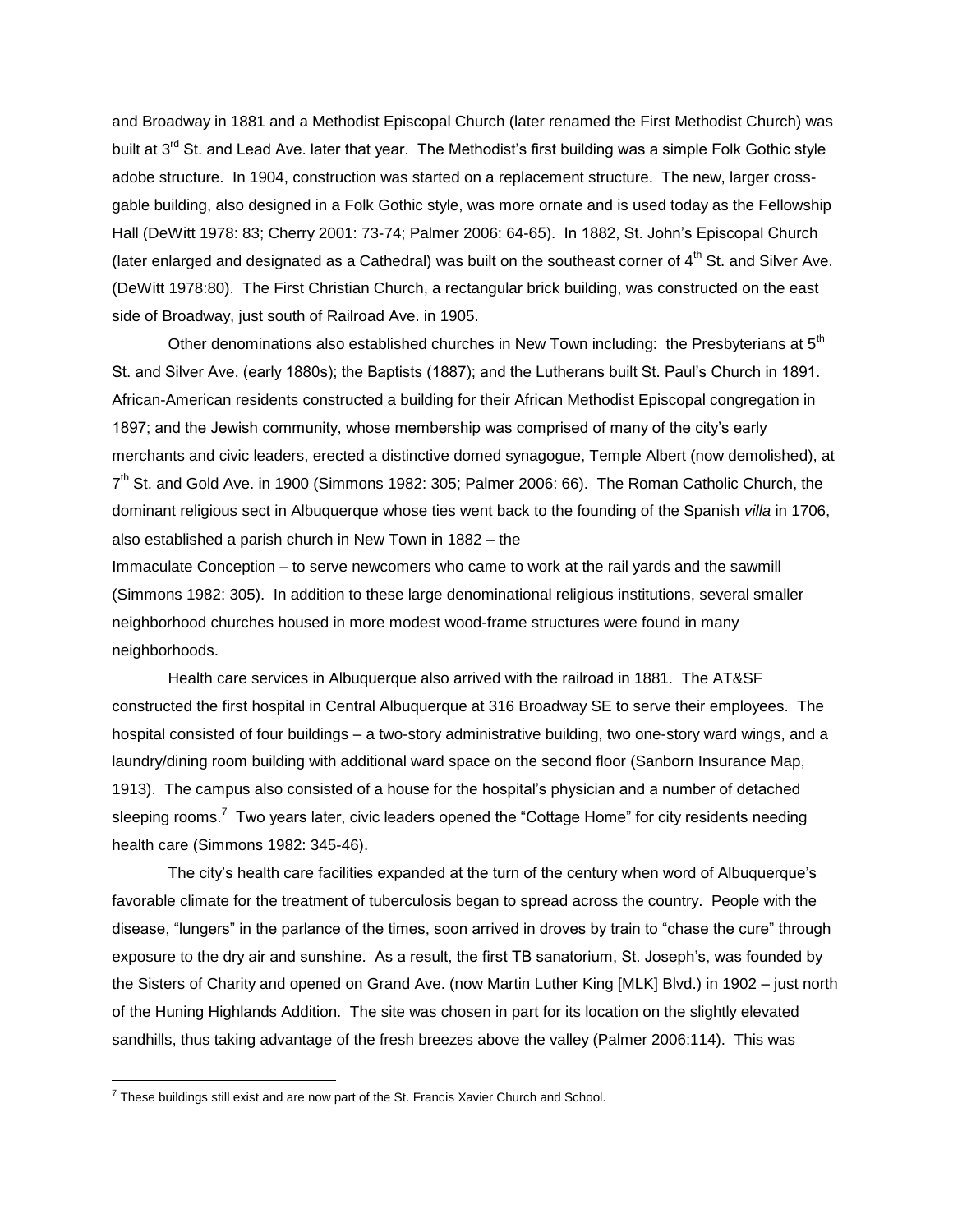and Broadway in 1881 and a Methodist Episcopal Church (later renamed the First Methodist Church) was built at 3rd St. and Lead Ave. later that year. The Methodist's first building was a simple Folk Gothic style adobe structure. In 1904, construction was started on a replacement structure. The new, larger cross-gable building, also designed in a Folk Gothic style, was more ornate and is used today as the Fellowship Hall (DeWitt 1978: 83; Cherry 2001: 73-74; Palmer 2006: 64-65). In 1882, St. John's Episcopal Church (later enlarged and designated as a Cathedral) was built on the southeast corner of 4th St. and Silver Ave. (DeWitt 1978:80). The First Christian Church, a rectangular brick building, was constructed on the east side of Broadway, just south of Railroad Ave. in 1905.

Other denominations also established churches in New Town including: the Presbyterians at 5th St. and Silver Ave. (early 1880s); the Baptists (1887); and the Lutherans built St. Paul's Church in 1891. African-American residents constructed a building for their African Methodist Episcopal congregation in 1897; and the Jewish community, whose membership was comprised of many of the city's early merchants and civic leaders, erected a distinctive domed synagogue, Temple Albert (now demolished), at 7th St. and Gold Ave. in 1900 (Simmons 1982: 305; Palmer 2006: 66). The Roman Catholic Church, the dominant religious sect in Albuquerque whose ties went back to the founding of the Spanish *villa* in 1706, also established a parish church in New Town in 1882 – the Immaculate Conception – to serve newcomers who came to work at the rail yards and the sawmill (Simmons 1982: 305). In addition to these large denominational religious institutions, several smaller neighborhood churches housed in more modest wood-frame structures were found in many neighborhoods.

Health care services in Albuquerque also arrived with the railroad in 1881. The AT&SF constructed the first hospital in Central Albuquerque at 316 Broadway SE to serve their employees. The hospital consisted of four buildings – a two-story administrative building, two one-story ward wings, and a laundry/dining room building with additional ward space on the second floor (Sanborn Insurance Map, 1913). The campus also consisted of a house for the hospital's physician and a number of detached sleeping rooms.[7] Two years later, civic leaders opened the "Cottage Home" for city residents needing health care (Simmons 1982: 345-46).

The city's health care facilities expanded at the turn of the century when word of Albuquerque's favorable climate for the treatment of tuberculosis began to spread across the country. People with the disease, "lungers" in the parlance of the times, soon arrived in droves by train to "chase the cure" through exposure to the dry air and sunshine. As a result, the first TB sanatorium, St. Joseph's, was founded by the Sisters of Charity and opened on Grand Ave. (now Martin Luther King [MLK] Blvd.) in 1902 – just north of the Huning Highlands Addition. The site was chosen in part for its location on the slightly elevated sandhills, thus taking advantage of the fresh breezes above the valley (Palmer 2006:114). This was

[7] These buildings still exist and are now part of the St. Francis Xavier Church and School.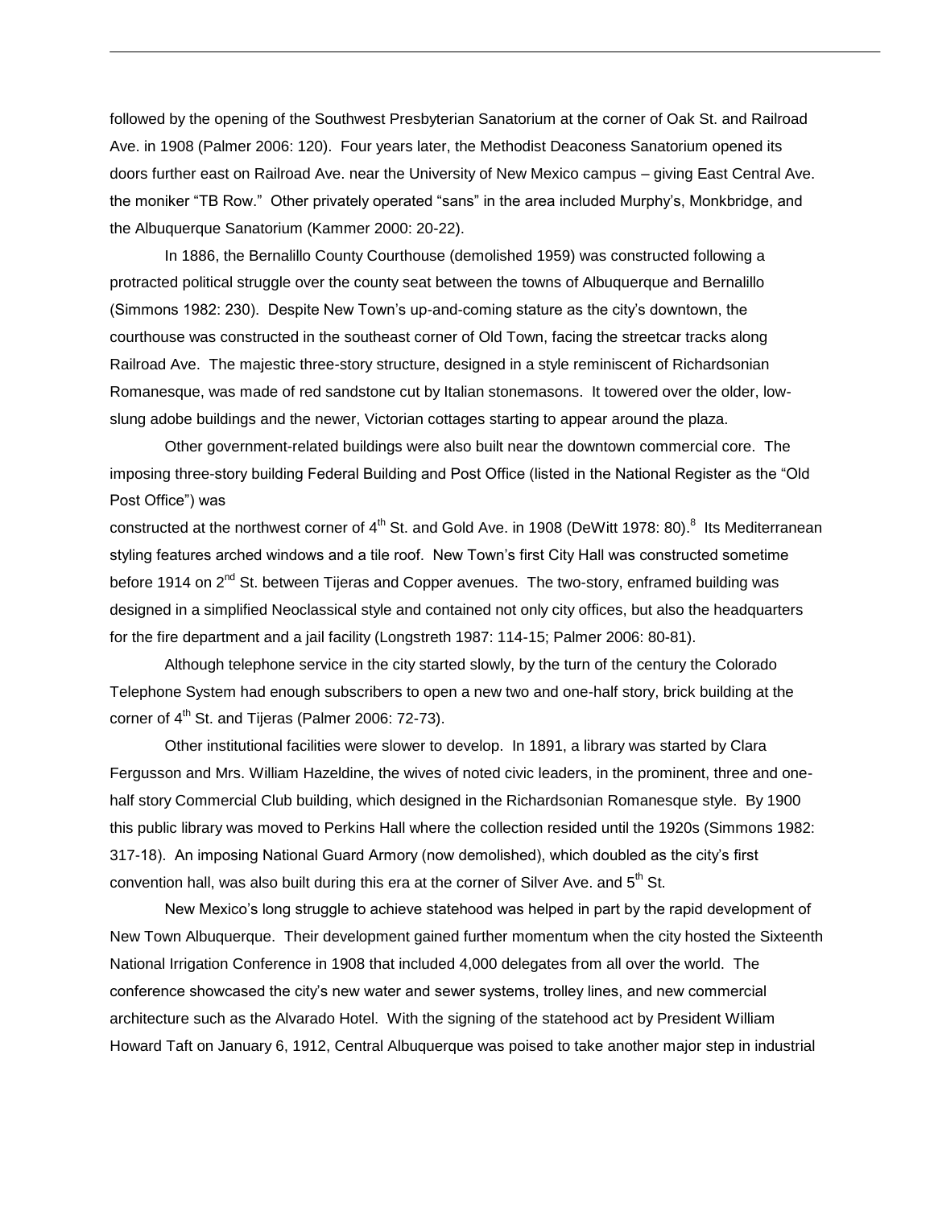followed by the opening of the Southwest Presbyterian Sanatorium at the corner of Oak St. and Railroad Ave. in 1908 (Palmer 2006: 120). Four years later, the Methodist Deaconess Sanatorium opened its doors further east on Railroad Ave. near the University of New Mexico campus – giving East Central Ave. the moniker "TB Row." Other privately operated "sans" in the area included Murphy's, Monkbridge, and the Albuquerque Sanatorium (Kammer 2000: 20-22).

In 1886, the Bernalillo County Courthouse (demolished 1959) was constructed following a protracted political struggle over the county seat between the towns of Albuquerque and Bernalillo (Simmons 1982: 230). Despite New Town's up-and-coming stature as the city's downtown, the courthouse was constructed in the southeast corner of Old Town, facing the streetcar tracks along Railroad Ave. The majestic three-story structure, designed in a style reminiscent of Richardsonian Romanesque, was made of red sandstone cut by Italian stonemasons. It towered over the older, low-slung adobe buildings and the newer, Victorian cottages starting to appear around the plaza.

Other government-related buildings were also built near the downtown commercial core. The imposing three-story building Federal Building and Post Office (listed in the National Register as the "Old Post Office") was constructed at the northwest corner of 4th St. and Gold Ave. in 1908 (DeWitt 1978: 80).[8] Its Mediterranean styling features arched windows and a tile roof. New Town's first City Hall was constructed sometime before 1914 on 2nd St. between Tijeras and Copper avenues. The two-story, enframed building was designed in a simplified Neoclassical style and contained not only city offices, but also the headquarters for the fire department and a jail facility (Longstreth 1987: 114-15; Palmer 2006: 80-81).

Although telephone service in the city started slowly, by the turn of the century the Colorado Telephone System had enough subscribers to open a new two and one-half story, brick building at the corner of 4th St. and Tijeras (Palmer 2006: 72-73).

Other institutional facilities were slower to develop. In 1891, a library was started by Clara Fergusson and Mrs. William Hazeldine, the wives of noted civic leaders, in the prominent, three and one-half story Commercial Club building, which designed in the Richardsonian Romanesque style. By 1900 this public library was moved to Perkins Hall where the collection resided until the 1920s (Simmons 1982: 317-18). An imposing National Guard Armory (now demolished), which doubled as the city's first convention hall, was also built during this era at the corner of Silver Ave. and 5th St.

New Mexico's long struggle to achieve statehood was helped in part by the rapid development of New Town Albuquerque. Their development gained further momentum when the city hosted the Sixteenth National Irrigation Conference in 1908 that included 4,000 delegates from all over the world. The conference showcased the city's new water and sewer systems, trolley lines, and new commercial architecture such as the Alvarado Hotel. With the signing of the statehood act by President William Howard Taft on January 6, 1912, Central Albuquerque was poised to take another major step in industrial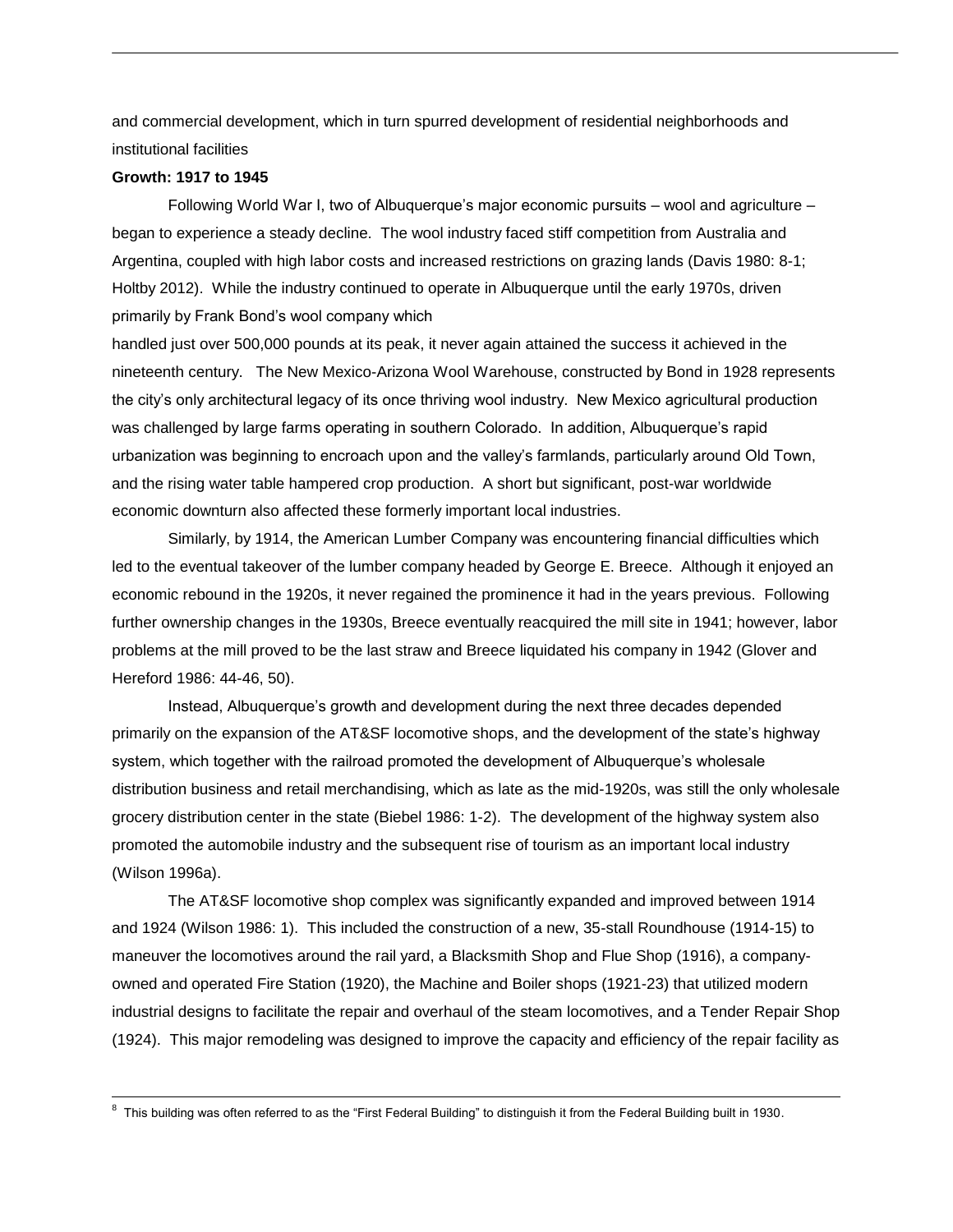and commercial development, which in turn spurred development of residential neighborhoods and institutional facilities

**Growth: 1917 to 1945**

Following World War I, two of Albuquerque's major economic pursuits – wool and agriculture – began to experience a steady decline. The wool industry faced stiff competition from Australia and Argentina, coupled with high labor costs and increased restrictions on grazing lands (Davis 1980: 8-1; Holtby 2012). While the industry continued to operate in Albuquerque until the early 1970s, driven primarily by Frank Bond's wool company which handled just over 500,000 pounds at its peak, it never again attained the success it achieved in the nineteenth century. The New Mexico-Arizona Wool Warehouse, constructed by Bond in 1928 represents the city's only architectural legacy of its once thriving wool industry. New Mexico agricultural production was challenged by large farms operating in southern Colorado. In addition, Albuquerque's rapid urbanization was beginning to encroach upon and the valley's farmlands, particularly around Old Town, and the rising water table hampered crop production. A short but significant, post-war worldwide economic downturn also affected these formerly important local industries.

Similarly, by 1914, the American Lumber Company was encountering financial difficulties which led to the eventual takeover of the lumber company headed by George E. Breece. Although it enjoyed an economic rebound in the 1920s, it never regained the prominence it had in the years previous. Following further ownership changes in the 1930s, Breece eventually reacquired the mill site in 1941; however, labor problems at the mill proved to be the last straw and Breece liquidated his company in 1942 (Glover and Hereford 1986: 44-46, 50).

Instead, Albuquerque's growth and development during the next three decades depended primarily on the expansion of the AT&SF locomotive shops, and the development of the state's highway system, which together with the railroad promoted the development of Albuquerque's wholesale distribution business and retail merchandising, which as late as the mid-1920s, was still the only wholesale grocery distribution center in the state (Biebel 1986: 1-2). The development of the highway system also promoted the automobile industry and the subsequent rise of tourism as an important local industry (Wilson 1996a).

The AT&SF locomotive shop complex was significantly expanded and improved between 1914 and 1924 (Wilson 1986: 1). This included the construction of a new, 35-stall Roundhouse (1914-15) to maneuver the locomotives around the rail yard, a Blacksmith Shop and Flue Shop (1916), a company-owned and operated Fire Station (1920), the Machine and Boiler shops (1921-23) that utilized modern industrial designs to facilitate the repair and overhaul of the steam locomotives, and a Tender Repair Shop (1924). This major remodeling was designed to improve the capacity and efficiency of the repair facility as

---

[8] This building was often referred to as the "First Federal Building" to distinguish it from the Federal Building built in 1930.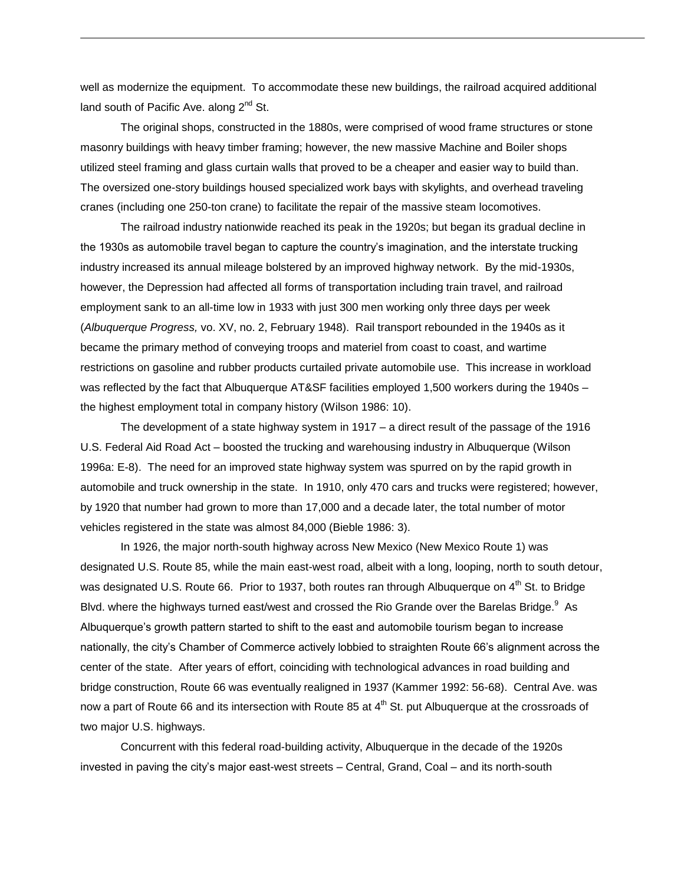well as modernize the equipment. To accommodate these new buildings, the railroad acquired additional land south of Pacific Ave. along 2nd St.

The original shops, constructed in the 1880s, were comprised of wood frame structures or stone masonry buildings with heavy timber framing; however, the new massive Machine and Boiler shops utilized steel framing and glass curtain walls that proved to be a cheaper and easier way to build than. The oversized one-story buildings housed specialized work bays with skylights, and overhead traveling cranes (including one 250-ton crane) to facilitate the repair of the massive steam locomotives.

The railroad industry nationwide reached its peak in the 1920s; but began its gradual decline in the 1930s as automobile travel began to capture the country's imagination, and the interstate trucking industry increased its annual mileage bolstered by an improved highway network. By the mid-1930s, however, the Depression had affected all forms of transportation including train travel, and railroad employment sank to an all-time low in 1933 with just 300 men working only three days per week (*Albuquerque Progress,* vo. XV, no. 2, February 1948). Rail transport rebounded in the 1940s as it became the primary method of conveying troops and materiel from coast to coast, and wartime restrictions on gasoline and rubber products curtailed private automobile use. This increase in workload was reflected by the fact that Albuquerque AT&SF facilities employed 1,500 workers during the 1940s – the highest employment total in company history (Wilson 1986: 10).

The development of a state highway system in 1917 – a direct result of the passage of the 1916 U.S. Federal Aid Road Act – boosted the trucking and warehousing industry in Albuquerque (Wilson 1996a: E-8). The need for an improved state highway system was spurred on by the rapid growth in automobile and truck ownership in the state. In 1910, only 470 cars and trucks were registered; however, by 1920 that number had grown to more than 17,000 and a decade later, the total number of motor vehicles registered in the state was almost 84,000 (Bieble 1986: 3).

In 1926, the major north-south highway across New Mexico (New Mexico Route 1) was designated U.S. Route 85, while the main east-west road, albeit with a long, looping, north to south detour, was designated U.S. Route 66. Prior to 1937, both routes ran through Albuquerque on 4th St. to Bridge Blvd. where the highways turned east/west and crossed the Rio Grande over the Barelas Bridge.[9] As Albuquerque's growth pattern started to shift to the east and automobile tourism began to increase nationally, the city's Chamber of Commerce actively lobbied to straighten Route 66's alignment across the center of the state. After years of effort, coinciding with technological advances in road building and bridge construction, Route 66 was eventually realigned in 1937 (Kammer 1992: 56-68). Central Ave. was now a part of Route 66 and its intersection with Route 85 at 4th St. put Albuquerque at the crossroads of two major U.S. highways.

Concurrent with this federal road-building activity, Albuquerque in the decade of the 1920s invested in paving the city's major east-west streets – Central, Grand, Coal – and its north-south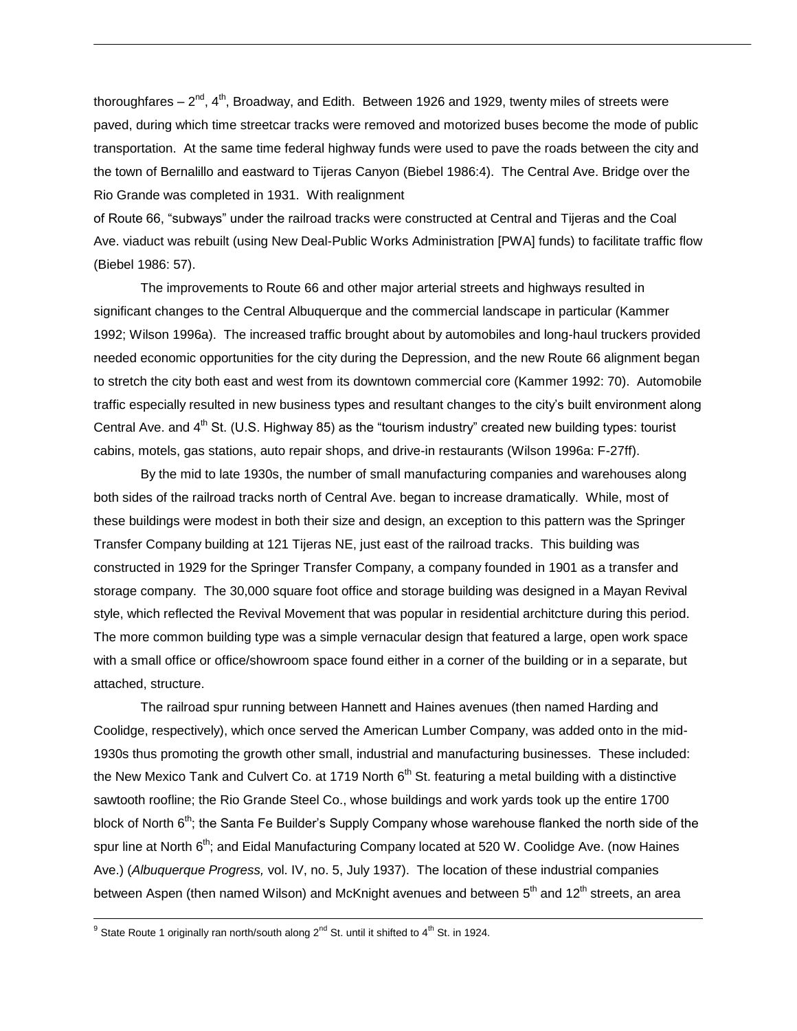thoroughfares – 2nd, 4th, Broadway, and Edith. Between 1926 and 1929, twenty miles of streets were paved, during which time streetcar tracks were removed and motorized buses become the mode of public transportation. At the same time federal highway funds were used to pave the roads between the city and the town of Bernalillo and eastward to Tijeras Canyon (Biebel 1986:4). The Central Ave. Bridge over the Rio Grande was completed in 1931. With realignment of Route 66, "subways" under the railroad tracks were constructed at Central and Tijeras and the Coal Ave. viaduct was rebuilt (using New Deal-Public Works Administration [PWA] funds) to facilitate traffic flow (Biebel 1986: 57).

The improvements to Route 66 and other major arterial streets and highways resulted in significant changes to the Central Albuquerque and the commercial landscape in particular (Kammer 1992; Wilson 1996a). The increased traffic brought about by automobiles and long-haul truckers provided needed economic opportunities for the city during the Depression, and the new Route 66 alignment began to stretch the city both east and west from its downtown commercial core (Kammer 1992: 70). Automobile traffic especially resulted in new business types and resultant changes to the city's built environment along Central Ave. and 4th St. (U.S. Highway 85) as the "tourism industry" created new building types: tourist cabins, motels, gas stations, auto repair shops, and drive-in restaurants (Wilson 1996a: F-27ff).

By the mid to late 1930s, the number of small manufacturing companies and warehouses along both sides of the railroad tracks north of Central Ave. began to increase dramatically. While, most of these buildings were modest in both their size and design, an exception to this pattern was the Springer Transfer Company building at 121 Tijeras NE, just east of the railroad tracks. This building was constructed in 1929 for the Springer Transfer Company, a company founded in 1901 as a transfer and storage company. The 30,000 square foot office and storage building was designed in a Mayan Revival style, which reflected the Revival Movement that was popular in residential architcture during this period. The more common building type was a simple vernacular design that featured a large, open work space with a small office or office/showroom space found either in a corner of the building or in a separate, but attached, structure.

The railroad spur running between Hannett and Haines avenues (then named Harding and Coolidge, respectively), which once served the American Lumber Company, was added onto in the mid-1930s thus promoting the growth other small, industrial and manufacturing businesses. These included: the New Mexico Tank and Culvert Co. at 1719 North 6th St. featuring a metal building with a distinctive sawtooth roofline; the Rio Grande Steel Co., whose buildings and work yards took up the entire 1700 block of North 6th; the Santa Fe Builder's Supply Company whose warehouse flanked the north side of the spur line at North 6th; and Eidal Manufacturing Company located at 520 W. Coolidge Ave. (now Haines Ave.) (*Albuquerque Progress,* vol. IV, no. 5, July 1937). The location of these industrial companies between Aspen (then named Wilson) and McKnight avenues and between 5th and 12th streets, an area

---

[9] State Route 1 originally ran north/south along 2nd St. until it shifted to 4th St. in 1924.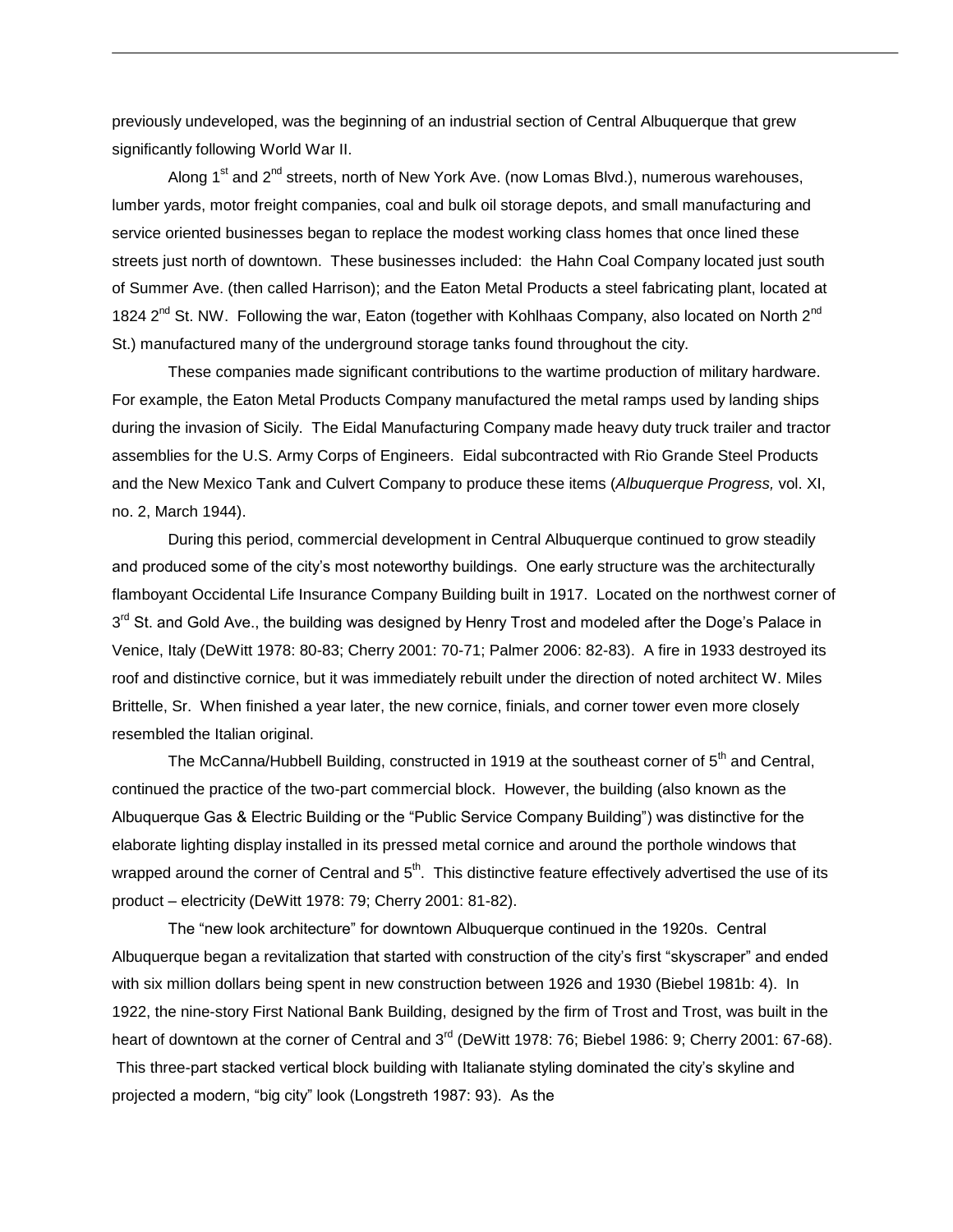previously undeveloped, was the beginning of an industrial section of Central Albuquerque that grew significantly following World War II.

Along 1st and 2nd streets, north of New York Ave. (now Lomas Blvd.), numerous warehouses, lumber yards, motor freight companies, coal and bulk oil storage depots, and small manufacturing and service oriented businesses began to replace the modest working class homes that once lined these streets just north of downtown. These businesses included: the Hahn Coal Company located just south of Summer Ave. (then called Harrison); and the Eaton Metal Products a steel fabricating plant, located at 1824 2nd St. NW. Following the war, Eaton (together with Kohlhaas Company, also located on North 2nd St.) manufactured many of the underground storage tanks found throughout the city.

These companies made significant contributions to the wartime production of military hardware. For example, the Eaton Metal Products Company manufactured the metal ramps used by landing ships during the invasion of Sicily. The Eidal Manufacturing Company made heavy duty truck trailer and tractor assemblies for the U.S. Army Corps of Engineers. Eidal subcontracted with Rio Grande Steel Products and the New Mexico Tank and Culvert Company to produce these items (*Albuquerque Progress,* vol. XI, no. 2, March 1944).

During this period, commercial development in Central Albuquerque continued to grow steadily and produced some of the city's most noteworthy buildings. One early structure was the architecturally flamboyant Occidental Life Insurance Company Building built in 1917. Located on the northwest corner of 3rd St. and Gold Ave., the building was designed by Henry Trost and modeled after the Doge's Palace in Venice, Italy (DeWitt 1978: 80-83; Cherry 2001: 70-71; Palmer 2006: 82-83). A fire in 1933 destroyed its roof and distinctive cornice, but it was immediately rebuilt under the direction of noted architect W. Miles Brittelle, Sr. When finished a year later, the new cornice, finials, and corner tower even more closely resembled the Italian original.

The McCanna/Hubbell Building, constructed in 1919 at the southeast corner of 5th and Central, continued the practice of the two-part commercial block. However, the building (also known as the Albuquerque Gas & Electric Building or the "Public Service Company Building") was distinctive for the elaborate lighting display installed in its pressed metal cornice and around the porthole windows that wrapped around the corner of Central and 5th. This distinctive feature effectively advertised the use of its product – electricity (DeWitt 1978: 79; Cherry 2001: 81-82).

The "new look architecture" for downtown Albuquerque continued in the 1920s. Central Albuquerque began a revitalization that started with construction of the city's first "skyscraper" and ended with six million dollars being spent in new construction between 1926 and 1930 (Biebel 1981b: 4). In 1922, the nine-story First National Bank Building, designed by the firm of Trost and Trost, was built in the heart of downtown at the corner of Central and 3rd (DeWitt 1978: 76; Biebel 1986: 9; Cherry 2001: 67-68). This three-part stacked vertical block building with Italianate styling dominated the city's skyline and projected a modern, "big city" look (Longstreth 1987: 93). As the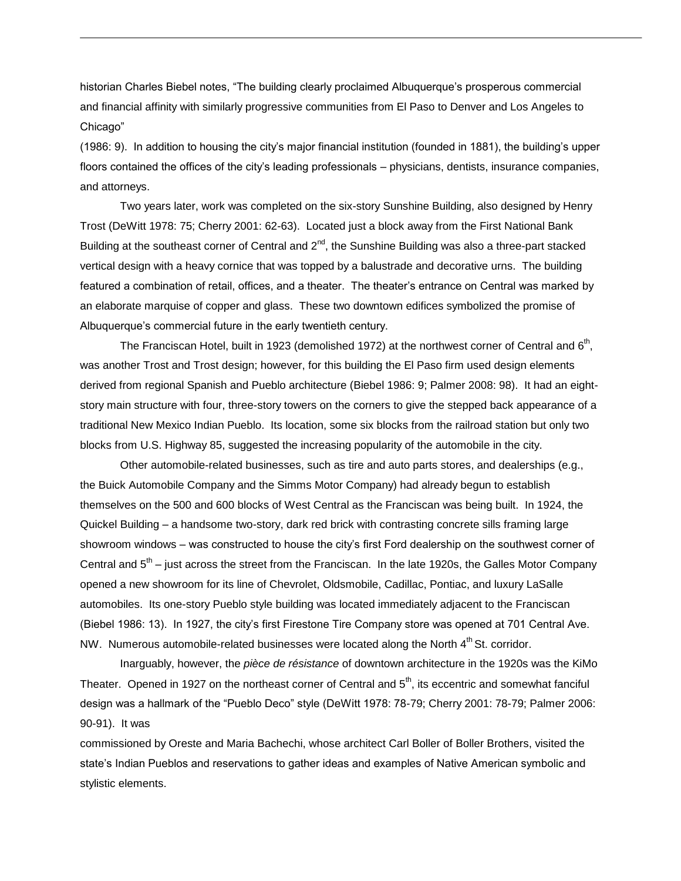historian Charles Biebel notes, "The building clearly proclaimed Albuquerque's prosperous commercial and financial affinity with similarly progressive communities from El Paso to Denver and Los Angeles to Chicago" (1986: 9). In addition to housing the city's major financial institution (founded in 1881), the building's upper floors contained the offices of the city's leading professionals – physicians, dentists, insurance companies, and attorneys.

Two years later, work was completed on the six-story Sunshine Building, also designed by Henry Trost (DeWitt 1978: 75; Cherry 2001: 62-63). Located just a block away from the First National Bank Building at the southeast corner of Central and 2nd, the Sunshine Building was also a three-part stacked vertical design with a heavy cornice that was topped by a balustrade and decorative urns. The building featured a combination of retail, offices, and a theater. The theater's entrance on Central was marked by an elaborate marquise of copper and glass. These two downtown edifices symbolized the promise of Albuquerque's commercial future in the early twentieth century.

The Franciscan Hotel, built in 1923 (demolished 1972) at the northwest corner of Central and 6th, was another Trost and Trost design; however, for this building the El Paso firm used design elements derived from regional Spanish and Pueblo architecture (Biebel 1986: 9; Palmer 2008: 98). It had an eight-story main structure with four, three-story towers on the corners to give the stepped back appearance of a traditional New Mexico Indian Pueblo. Its location, some six blocks from the railroad station but only two blocks from U.S. Highway 85, suggested the increasing popularity of the automobile in the city.

Other automobile-related businesses, such as tire and auto parts stores, and dealerships (e.g., the Buick Automobile Company and the Simms Motor Company) had already begun to establish themselves on the 500 and 600 blocks of West Central as the Franciscan was being built. In 1924, the Quickel Building – a handsome two-story, dark red brick with contrasting concrete sills framing large showroom windows – was constructed to house the city's first Ford dealership on the southwest corner of Central and 5th – just across the street from the Franciscan. In the late 1920s, the Galles Motor Company opened a new showroom for its line of Chevrolet, Oldsmobile, Cadillac, Pontiac, and luxury LaSalle automobiles. Its one-story Pueblo style building was located immediately adjacent to the Franciscan (Biebel 1986: 13). In 1927, the city's first Firestone Tire Company store was opened at 701 Central Ave. NW. Numerous automobile-related businesses were located along the North 4th St. corridor.

Inarguably, however, the *pièce de résistance* of downtown architecture in the 1920s was the KiMo Theater. Opened in 1927 on the northeast corner of Central and 5th, its eccentric and somewhat fanciful design was a hallmark of the "Pueblo Deco" style (DeWitt 1978: 78-79; Cherry 2001: 78-79; Palmer 2006: 90-91). It was commissioned by Oreste and Maria Bachechi, whose architect Carl Boller of Boller Brothers, visited the state's Indian Pueblos and reservations to gather ideas and examples of Native American symbolic and stylistic elements.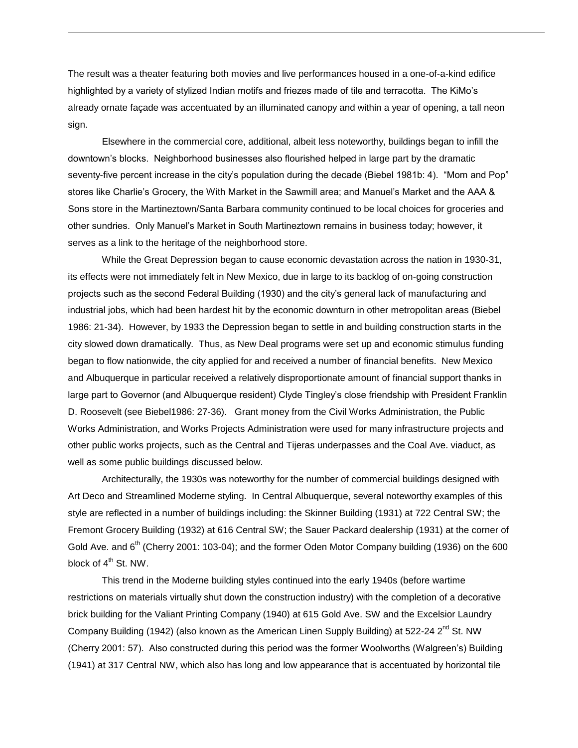The result was a theater featuring both movies and live performances housed in a one-of-a-kind edifice highlighted by a variety of stylized Indian motifs and friezes made of tile and terracotta. The KiMo's already ornate façade was accentuated by an illuminated canopy and within a year of opening, a tall neon sign.

Elsewhere in the commercial core, additional, albeit less noteworthy, buildings began to infill the downtown's blocks. Neighborhood businesses also flourished helped in large part by the dramatic seventy-five percent increase in the city's population during the decade (Biebel 1981b: 4). "Mom and Pop" stores like Charlie's Grocery, the With Market in the Sawmill area; and Manuel's Market and the AAA & Sons store in the Martineztown/Santa Barbara community continued to be local choices for groceries and other sundries. Only Manuel's Market in South Martineztown remains in business today; however, it serves as a link to the heritage of the neighborhood store.

While the Great Depression began to cause economic devastation across the nation in 1930-31, its effects were not immediately felt in New Mexico, due in large to its backlog of on-going construction projects such as the second Federal Building (1930) and the city's general lack of manufacturing and industrial jobs, which had been hardest hit by the economic downturn in other metropolitan areas (Biebel 1986: 21-34). However, by 1933 the Depression began to settle in and building construction starts in the city slowed down dramatically. Thus, as New Deal programs were set up and economic stimulus funding began to flow nationwide, the city applied for and received a number of financial benefits. New Mexico and Albuquerque in particular received a relatively disproportionate amount of financial support thanks in large part to Governor (and Albuquerque resident) Clyde Tingley's close friendship with President Franklin D. Roosevelt (see Biebel1986: 27-36). Grant money from the Civil Works Administration, the Public Works Administration, and Works Projects Administration were used for many infrastructure projects and other public works projects, such as the Central and Tijeras underpasses and the Coal Ave. viaduct, as well as some public buildings discussed below.

Architecturally, the 1930s was noteworthy for the number of commercial buildings designed with Art Deco and Streamlined Moderne styling. In Central Albuquerque, several noteworthy examples of this style are reflected in a number of buildings including: the Skinner Building (1931) at 722 Central SW; the Fremont Grocery Building (1932) at 616 Central SW; the Sauer Packard dealership (1931) at the corner of Gold Ave. and 6th (Cherry 2001: 103-04); and the former Oden Motor Company building (1936) on the 600 block of 4th St. NW.

This trend in the Moderne building styles continued into the early 1940s (before wartime restrictions on materials virtually shut down the construction industry) with the completion of a decorative brick building for the Valiant Printing Company (1940) at 615 Gold Ave. SW and the Excelsior Laundry Company Building (1942) (also known as the American Linen Supply Building) at 522-24 2nd St. NW (Cherry 2001: 57). Also constructed during this period was the former Woolworths (Walgreen's) Building (1941) at 317 Central NW, which also has long and low appearance that is accentuated by horizontal tile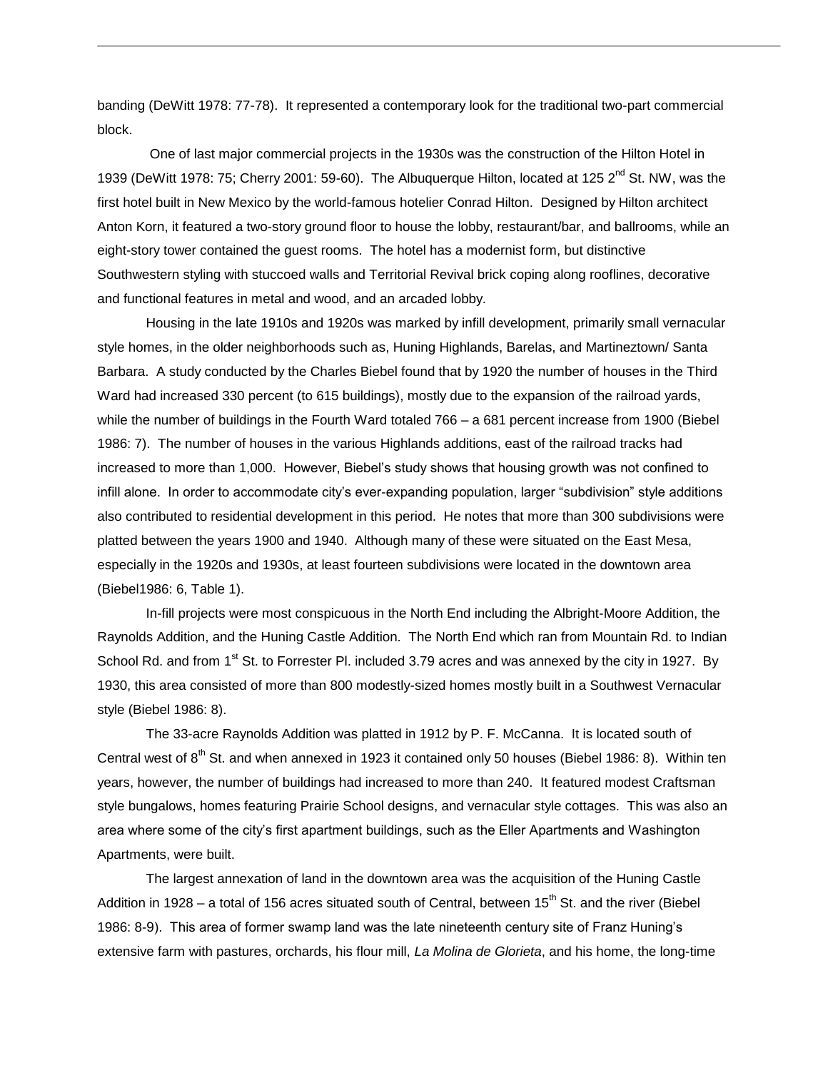banding (DeWitt 1978: 77-78). It represented a contemporary look for the traditional two-part commercial block.

One of last major commercial projects in the 1930s was the construction of the Hilton Hotel in 1939 (DeWitt 1978: 75; Cherry 2001: 59-60). The Albuquerque Hilton, located at 125 2nd St. NW, was the first hotel built in New Mexico by the world-famous hotelier Conrad Hilton. Designed by Hilton architect Anton Korn, it featured a two-story ground floor to house the lobby, restaurant/bar, and ballrooms, while an eight-story tower contained the guest rooms. The hotel has a modernist form, but distinctive Southwestern styling with stuccoed walls and Territorial Revival brick coping along rooflines, decorative and functional features in metal and wood, and an arcaded lobby.

Housing in the late 1910s and 1920s was marked by infill development, primarily small vernacular style homes, in the older neighborhoods such as, Huning Highlands, Barelas, and Martineztown/ Santa Barbara. A study conducted by the Charles Biebel found that by 1920 the number of houses in the Third Ward had increased 330 percent (to 615 buildings), mostly due to the expansion of the railroad yards, while the number of buildings in the Fourth Ward totaled 766 – a 681 percent increase from 1900 (Biebel 1986: 7). The number of houses in the various Highlands additions, east of the railroad tracks had increased to more than 1,000. However, Biebel's study shows that housing growth was not confined to infill alone. In order to accommodate city's ever-expanding population, larger "subdivision" style additions also contributed to residential development in this period. He notes that more than 300 subdivisions were platted between the years 1900 and 1940. Although many of these were situated on the East Mesa, especially in the 1920s and 1930s, at least fourteen subdivisions were located in the downtown area (Biebel1986: 6, Table 1).

In-fill projects were most conspicuous in the North End including the Albright-Moore Addition, the Raynolds Addition, and the Huning Castle Addition. The North End which ran from Mountain Rd. to Indian School Rd. and from 1st St. to Forrester Pl. included 3.79 acres and was annexed by the city in 1927. By 1930, this area consisted of more than 800 modestly-sized homes mostly built in a Southwest Vernacular style (Biebel 1986: 8).

The 33-acre Raynolds Addition was platted in 1912 by P. F. McCanna. It is located south of Central west of 8th St. and when annexed in 1923 it contained only 50 houses (Biebel 1986: 8). Within ten years, however, the number of buildings had increased to more than 240. It featured modest Craftsman style bungalows, homes featuring Prairie School designs, and vernacular style cottages. This was also an area where some of the city's first apartment buildings, such as the Eller Apartments and Washington Apartments, were built.

The largest annexation of land in the downtown area was the acquisition of the Huning Castle Addition in 1928 – a total of 156 acres situated south of Central, between 15th St. and the river (Biebel 1986: 8-9). This area of former swamp land was the late nineteenth century site of Franz Huning's extensive farm with pastures, orchards, his flour mill, *La Molina de Glorieta*, and his home, the long-time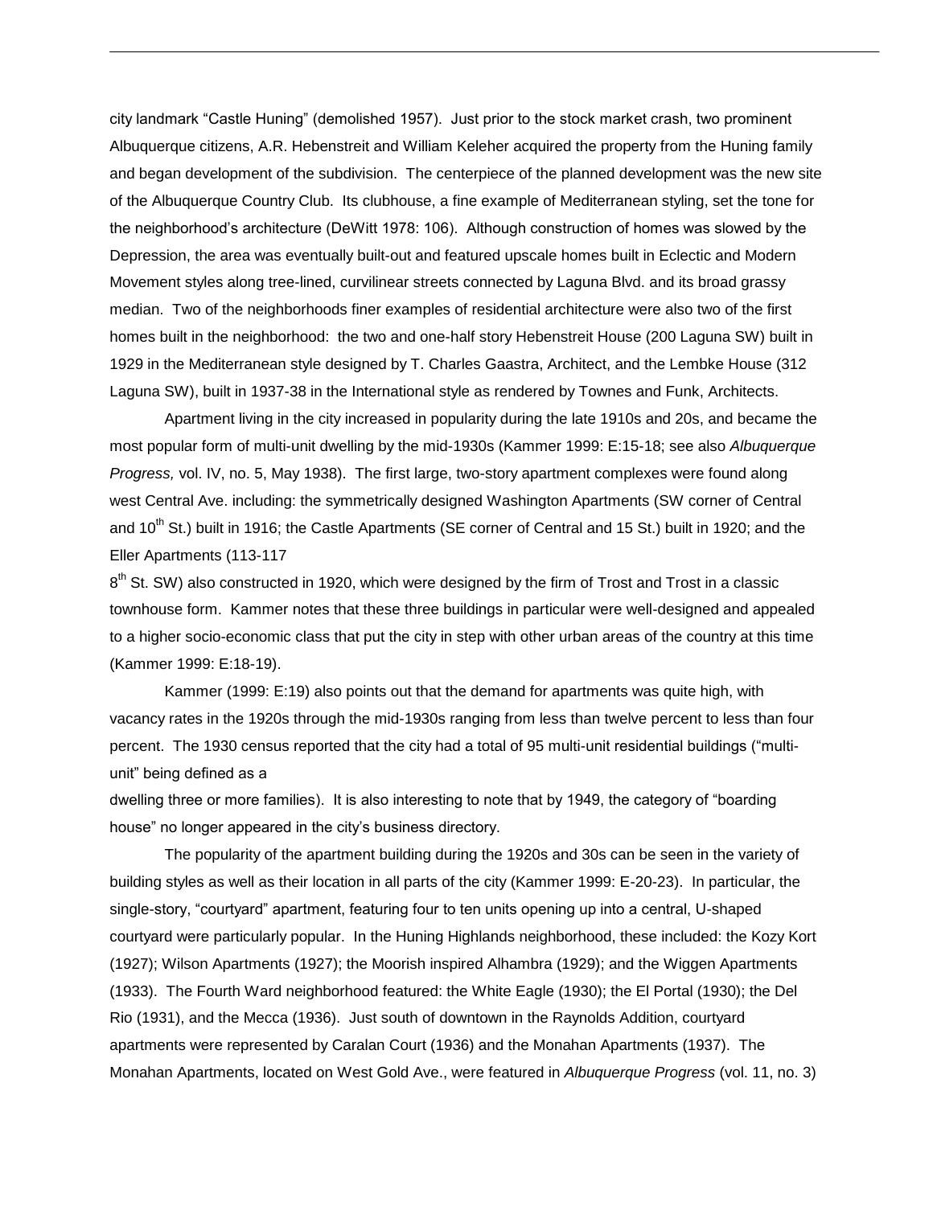city landmark "Castle Huning" (demolished 1957). Just prior to the stock market crash, two prominent Albuquerque citizens, A.R. Hebenstreit and William Keleher acquired the property from the Huning family and began development of the subdivision. The centerpiece of the planned development was the new site of the Albuquerque Country Club. Its clubhouse, a fine example of Mediterranean styling, set the tone for the neighborhood's architecture (DeWitt 1978: 106). Although construction of homes was slowed by the Depression, the area was eventually built-out and featured upscale homes built in Eclectic and Modern Movement styles along tree-lined, curvilinear streets connected by Laguna Blvd. and its broad grassy median. Two of the neighborhoods finer examples of residential architecture were also two of the first homes built in the neighborhood: the two and one-half story Hebenstreit House (200 Laguna SW) built in 1929 in the Mediterranean style designed by T. Charles Gaastra, Architect, and the Lembke House (312 Laguna SW), built in 1937-38 in the International style as rendered by Townes and Funk, Architects.

Apartment living in the city increased in popularity during the late 1910s and 20s, and became the most popular form of multi-unit dwelling by the mid-1930s (Kammer 1999: E:15-18; see also *Albuquerque Progress,* vol. IV, no. 5, May 1938). The first large, two-story apartment complexes were found along west Central Ave. including: the symmetrically designed Washington Apartments (SW corner of Central and 10th St.) built in 1916; the Castle Apartments (SE corner of Central and 15 St.) built in 1920; and the Eller Apartments (113-117 8th St. SW) also constructed in 1920, which were designed by the firm of Trost and Trost in a classic townhouse form. Kammer notes that these three buildings in particular were well-designed and appealed to a higher socio-economic class that put the city in step with other urban areas of the country at this time (Kammer 1999: E:18-19).

Kammer (1999: E:19) also points out that the demand for apartments was quite high, with vacancy rates in the 1920s through the mid-1930s ranging from less than twelve percent to less than four percent. The 1930 census reported that the city had a total of 95 multi-unit residential buildings ("multi-unit" being defined as a dwelling three or more families). It is also interesting to note that by 1949, the category of "boarding house" no longer appeared in the city's business directory.

The popularity of the apartment building during the 1920s and 30s can be seen in the variety of building styles as well as their location in all parts of the city (Kammer 1999: E-20-23). In particular, the single-story, "courtyard" apartment, featuring four to ten units opening up into a central, U-shaped courtyard were particularly popular. In the Huning Highlands neighborhood, these included: the Kozy Kort (1927); Wilson Apartments (1927); the Moorish inspired Alhambra (1929); and the Wiggen Apartments (1933). The Fourth Ward neighborhood featured: the White Eagle (1930); the El Portal (1930); the Del Rio (1931), and the Mecca (1936). Just south of downtown in the Raynolds Addition, courtyard apartments were represented by Caralan Court (1936) and the Monahan Apartments (1937). The Monahan Apartments, located on West Gold Ave., were featured in *Albuquerque Progress* (vol. 11, no. 3)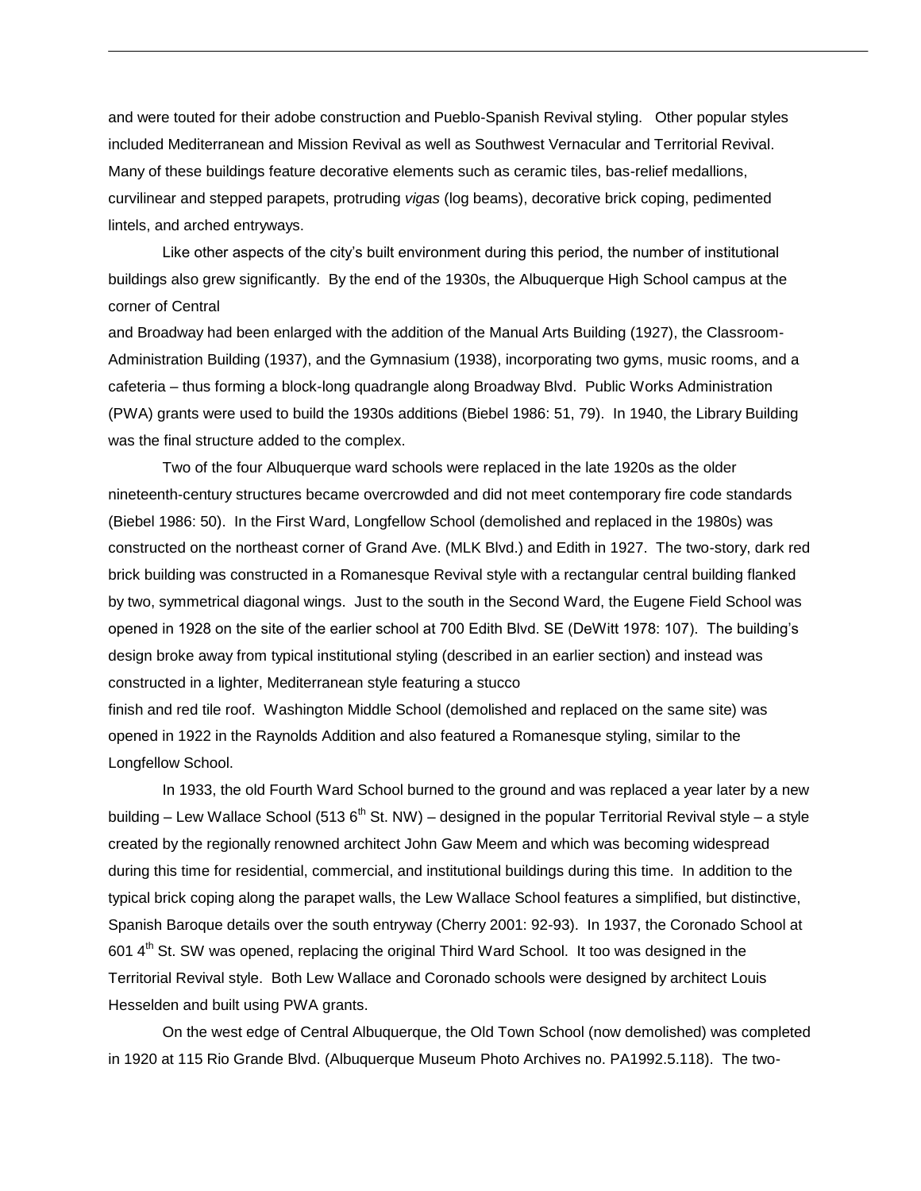and were touted for their adobe construction and Pueblo-Spanish Revival styling. Other popular styles included Mediterranean and Mission Revival as well as Southwest Vernacular and Territorial Revival. Many of these buildings feature decorative elements such as ceramic tiles, bas-relief medallions, curvilinear and stepped parapets, protruding *vigas* (log beams), decorative brick coping, pedimented lintels, and arched entryways.

Like other aspects of the city's built environment during this period, the number of institutional buildings also grew significantly. By the end of the 1930s, the Albuquerque High School campus at the corner of Central and Broadway had been enlarged with the addition of the Manual Arts Building (1927), the Classroom-Administration Building (1937), and the Gymnasium (1938), incorporating two gyms, music rooms, and a cafeteria – thus forming a block-long quadrangle along Broadway Blvd. Public Works Administration (PWA) grants were used to build the 1930s additions (Biebel 1986: 51, 79). In 1940, the Library Building was the final structure added to the complex.

Two of the four Albuquerque ward schools were replaced in the late 1920s as the older nineteenth-century structures became overcrowded and did not meet contemporary fire code standards (Biebel 1986: 50). In the First Ward, Longfellow School (demolished and replaced in the 1980s) was constructed on the northeast corner of Grand Ave. (MLK Blvd.) and Edith in 1927. The two-story, dark red brick building was constructed in a Romanesque Revival style with a rectangular central building flanked by two, symmetrical diagonal wings. Just to the south in the Second Ward, the Eugene Field School was opened in 1928 on the site of the earlier school at 700 Edith Blvd. SE (DeWitt 1978: 107). The building's design broke away from typical institutional styling (described in an earlier section) and instead was constructed in a lighter, Mediterranean style featuring a stucco finish and red tile roof. Washington Middle School (demolished and replaced on the same site) was opened in 1922 in the Raynolds Addition and also featured a Romanesque styling, similar to the Longfellow School.

In 1933, the old Fourth Ward School burned to the ground and was replaced a year later by a new building – Lew Wallace School (513 6th St. NW) – designed in the popular Territorial Revival style – a style created by the regionally renowned architect John Gaw Meem and which was becoming widespread during this time for residential, commercial, and institutional buildings during this time. In addition to the typical brick coping along the parapet walls, the Lew Wallace School features a simplified, but distinctive, Spanish Baroque details over the south entryway (Cherry 2001: 92-93). In 1937, the Coronado School at 601 4th St. SW was opened, replacing the original Third Ward School. It too was designed in the Territorial Revival style. Both Lew Wallace and Coronado schools were designed by architect Louis Hesselden and built using PWA grants.

On the west edge of Central Albuquerque, the Old Town School (now demolished) was completed in 1920 at 115 Rio Grande Blvd. (Albuquerque Museum Photo Archives no. PA1992.5.118). The two-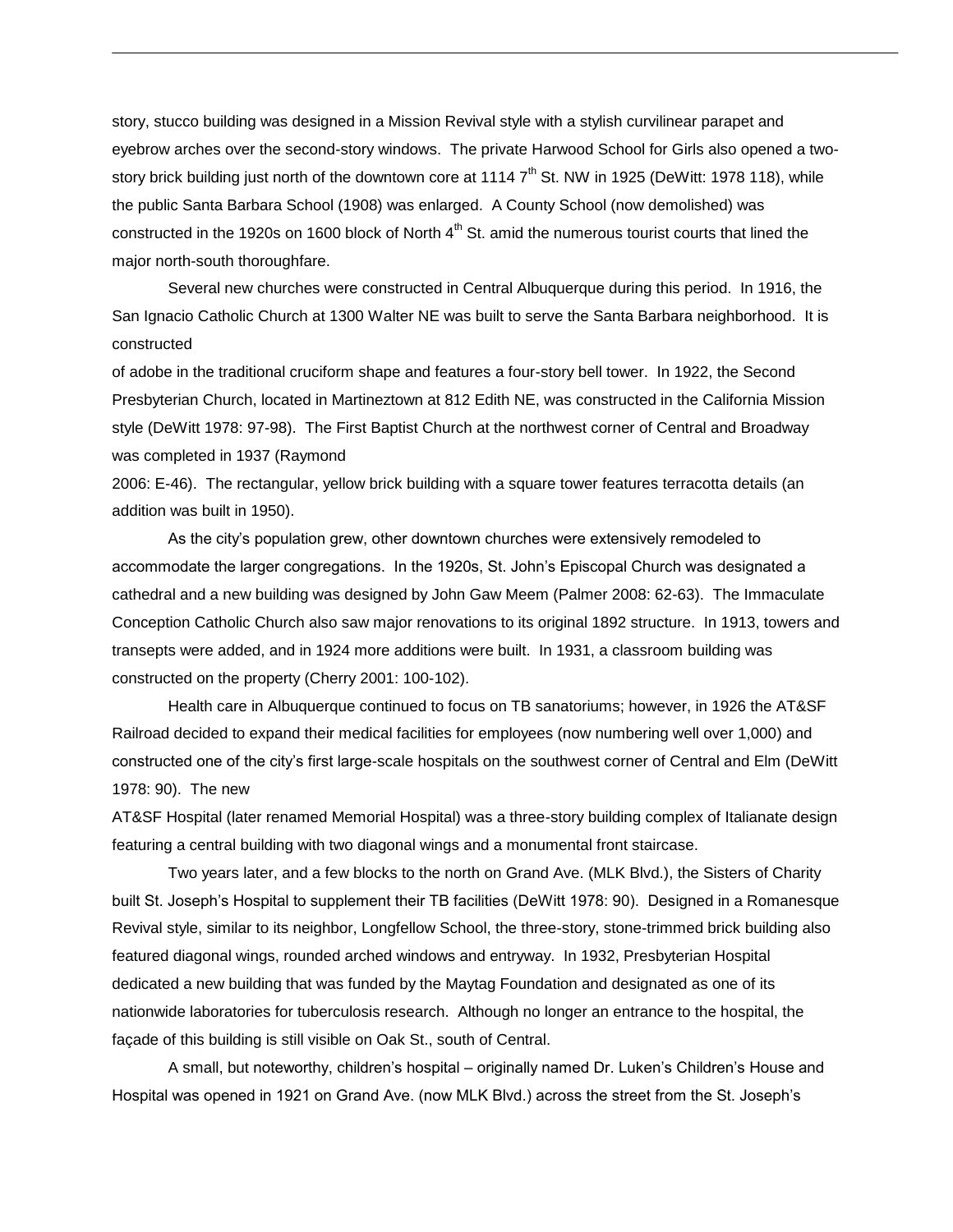story, stucco building was designed in a Mission Revival style with a stylish curvilinear parapet and eyebrow arches over the second-story windows. The private Harwood School for Girls also opened a two-story brick building just north of the downtown core at 1114 7th St. NW in 1925 (DeWitt: 1978 118), while the public Santa Barbara School (1908) was enlarged. A County School (now demolished) was constructed in the 1920s on 1600 block of North 4th St. amid the numerous tourist courts that lined the major north-south thoroughfare.

Several new churches were constructed in Central Albuquerque during this period. In 1916, the San Ignacio Catholic Church at 1300 Walter NE was built to serve the Santa Barbara neighborhood. It is constructed of adobe in the traditional cruciform shape and features a four-story bell tower. In 1922, the Second Presbyterian Church, located in Martineztown at 812 Edith NE, was constructed in the California Mission style (DeWitt 1978: 97-98). The First Baptist Church at the northwest corner of Central and Broadway was completed in 1937 (Raymond 2006: E-46). The rectangular, yellow brick building with a square tower features terracotta details (an addition was built in 1950).

As the city's population grew, other downtown churches were extensively remodeled to accommodate the larger congregations. In the 1920s, St. John's Episcopal Church was designated a cathedral and a new building was designed by John Gaw Meem (Palmer 2008: 62-63). The Immaculate Conception Catholic Church also saw major renovations to its original 1892 structure. In 1913, towers and transepts were added, and in 1924 more additions were built. In 1931, a classroom building was constructed on the property (Cherry 2001: 100-102).

Health care in Albuquerque continued to focus on TB sanatoriums; however, in 1926 the AT&SF Railroad decided to expand their medical facilities for employees (now numbering well over 1,000) and constructed one of the city's first large-scale hospitals on the southwest corner of Central and Elm (DeWitt 1978: 90). The new AT&SF Hospital (later renamed Memorial Hospital) was a three-story building complex of Italianate design featuring a central building with two diagonal wings and a monumental front staircase.

Two years later, and a few blocks to the north on Grand Ave. (MLK Blvd.), the Sisters of Charity built St. Joseph's Hospital to supplement their TB facilities (DeWitt 1978: 90). Designed in a Romanesque Revival style, similar to its neighbor, Longfellow School, the three-story, stone-trimmed brick building also featured diagonal wings, rounded arched windows and entryway. In 1932, Presbyterian Hospital dedicated a new building that was funded by the Maytag Foundation and designated as one of its nationwide laboratories for tuberculosis research. Although no longer an entrance to the hospital, the façade of this building is still visible on Oak St., south of Central.

A small, but noteworthy, children's hospital – originally named Dr. Luken's Children's House and Hospital was opened in 1921 on Grand Ave. (now MLK Blvd.) across the street from the St. Joseph's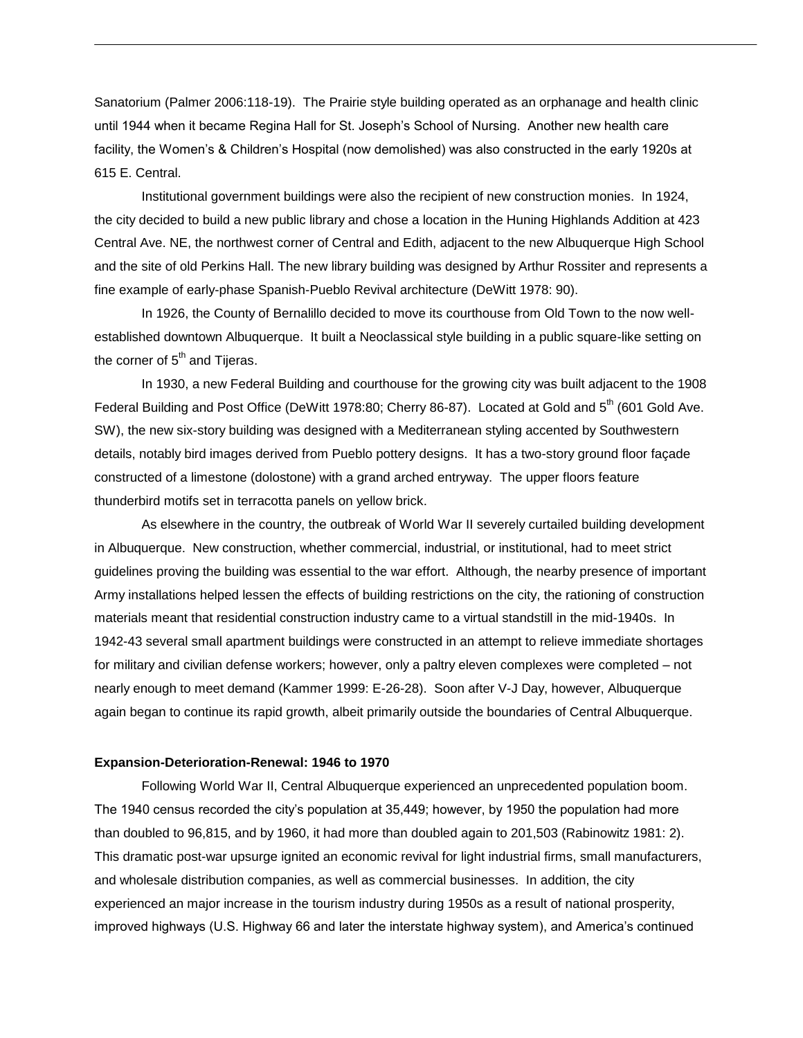Sanatorium (Palmer 2006:118-19). The Prairie style building operated as an orphanage and health clinic until 1944 when it became Regina Hall for St. Joseph's School of Nursing. Another new health care facility, the Women's & Children's Hospital (now demolished) was also constructed in the early 1920s at 615 E. Central.

Institutional government buildings were also the recipient of new construction monies. In 1924, the city decided to build a new public library and chose a location in the Huning Highlands Addition at 423 Central Ave. NE, the northwest corner of Central and Edith, adjacent to the new Albuquerque High School and the site of old Perkins Hall. The new library building was designed by Arthur Rossiter and represents a fine example of early-phase Spanish-Pueblo Revival architecture (DeWitt 1978: 90).

In 1926, the County of Bernalillo decided to move its courthouse from Old Town to the now well-established downtown Albuquerque. It built a Neoclassical style building in a public square-like setting on the corner of 5th and Tijeras.

In 1930, a new Federal Building and courthouse for the growing city was built adjacent to the 1908 Federal Building and Post Office (DeWitt 1978:80; Cherry 86-87). Located at Gold and 5th (601 Gold Ave. SW), the new six-story building was designed with a Mediterranean styling accented by Southwestern details, notably bird images derived from Pueblo pottery designs. It has a two-story ground floor façade constructed of a limestone (dolostone) with a grand arched entryway. The upper floors feature thunderbird motifs set in terracotta panels on yellow brick.

As elsewhere in the country, the outbreak of World War II severely curtailed building development in Albuquerque. New construction, whether commercial, industrial, or institutional, had to meet strict guidelines proving the building was essential to the war effort. Although, the nearby presence of important Army installations helped lessen the effects of building restrictions on the city, the rationing of construction materials meant that residential construction industry came to a virtual standstill in the mid-1940s. In 1942-43 several small apartment buildings were constructed in an attempt to relieve immediate shortages for military and civilian defense workers; however, only a paltry eleven complexes were completed – not nearly enough to meet demand (Kammer 1999: E-26-28). Soon after V-J Day, however, Albuquerque again began to continue its rapid growth, albeit primarily outside the boundaries of Central Albuquerque.

**Expansion-Deterioration-Renewal: 1946 to 1970**

Following World War II, Central Albuquerque experienced an unprecedented population boom. The 1940 census recorded the city's population at 35,449; however, by 1950 the population had more than doubled to 96,815, and by 1960, it had more than doubled again to 201,503 (Rabinowitz 1981: 2). This dramatic post-war upsurge ignited an economic revival for light industrial firms, small manufacturers, and wholesale distribution companies, as well as commercial businesses. In addition, the city experienced an major increase in the tourism industry during 1950s as a result of national prosperity, improved highways (U.S. Highway 66 and later the interstate highway system), and America's continued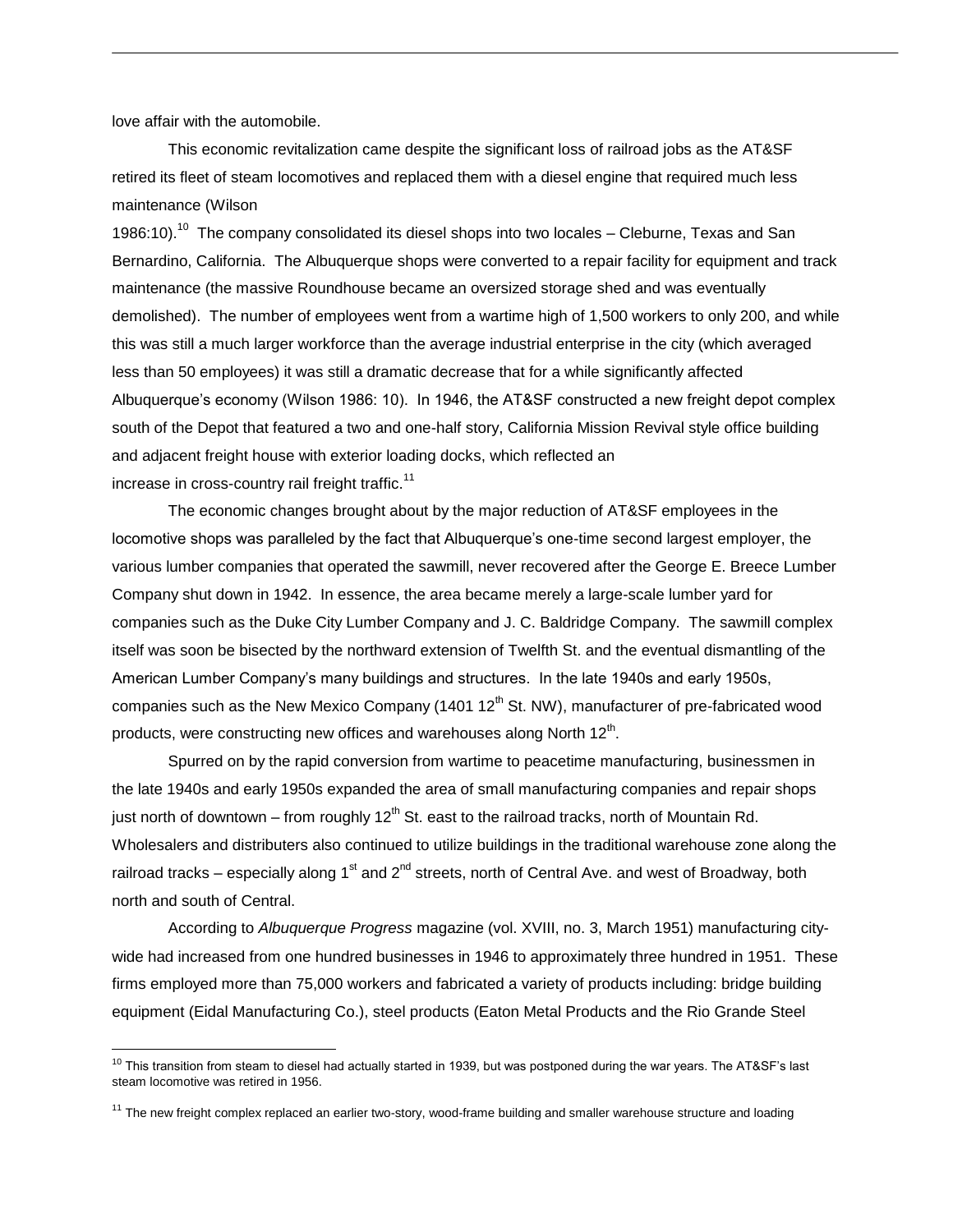love affair with the automobile.

This economic revitalization came despite the significant loss of railroad jobs as the AT&SF retired its fleet of steam locomotives and replaced them with a diesel engine that required much less maintenance (Wilson 1986:10).[10] The company consolidated its diesel shops into two locales – Cleburne, Texas and San Bernardino, California. The Albuquerque shops were converted to a repair facility for equipment and track maintenance (the massive Roundhouse became an oversized storage shed and was eventually demolished). The number of employees went from a wartime high of 1,500 workers to only 200, and while this was still a much larger workforce than the average industrial enterprise in the city (which averaged less than 50 employees) it was still a dramatic decrease that for a while significantly affected Albuquerque's economy (Wilson 1986: 10). In 1946, the AT&SF constructed a new freight depot complex south of the Depot that featured a two and one-half story, California Mission Revival style office building and adjacent freight house with exterior loading docks, which reflected an increase in cross-country rail freight traffic.[11]

The economic changes brought about by the major reduction of AT&SF employees in the locomotive shops was paralleled by the fact that Albuquerque's one-time second largest employer, the various lumber companies that operated the sawmill, never recovered after the George E. Breece Lumber Company shut down in 1942. In essence, the area became merely a large-scale lumber yard for companies such as the Duke City Lumber Company and J. C. Baldridge Company. The sawmill complex itself was soon be bisected by the northward extension of Twelfth St. and the eventual dismantling of the American Lumber Company's many buildings and structures. In the late 1940s and early 1950s, companies such as the New Mexico Company (1401 12th St. NW), manufacturer of pre-fabricated wood products, were constructing new offices and warehouses along North 12th.

Spurred on by the rapid conversion from wartime to peacetime manufacturing, businessmen in the late 1940s and early 1950s expanded the area of small manufacturing companies and repair shops just north of downtown – from roughly 12th St. east to the railroad tracks, north of Mountain Rd. Wholesalers and distributers also continued to utilize buildings in the traditional warehouse zone along the railroad tracks – especially along 1st and 2nd streets, north of Central Ave. and west of Broadway, both north and south of Central.

According to *Albuquerque Progress* magazine (vol. XVIII, no. 3, March 1951) manufacturing city-wide had increased from one hundred businesses in 1946 to approximately three hundred in 1951. These firms employed more than 75,000 workers and fabricated a variety of products including: bridge building equipment (Eidal Manufacturing Co.), steel products (Eaton Metal Products and the Rio Grande Steel

---

[10] This transition from steam to diesel had actually started in 1939, but was postponed during the war years. The AT&SF's last steam locomotive was retired in 1956.

[11] The new freight complex replaced an earlier two-story, wood-frame building and smaller warehouse structure and loading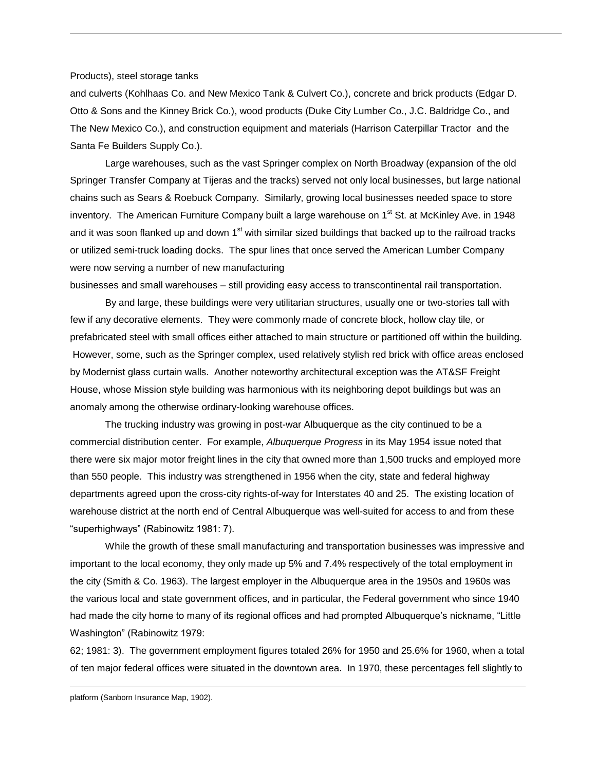Products), steel storage tanks
and culverts (Kohlhaas Co. and New Mexico Tank & Culvert Co.), concrete and brick products (Edgar D. Otto & Sons and the Kinney Brick Co.), wood products (Duke City Lumber Co., J.C. Baldridge Co., and The New Mexico Co.), and construction equipment and materials (Harrison Caterpillar Tractor and the Santa Fe Builders Supply Co.).

Large warehouses, such as the vast Springer complex on North Broadway (expansion of the old Springer Transfer Company at Tijeras and the tracks) served not only local businesses, but large national chains such as Sears & Roebuck Company. Similarly, growing local businesses needed space to store inventory. The American Furniture Company built a large warehouse on 1st St. at McKinley Ave. in 1948 and it was soon flanked up and down 1st with similar sized buildings that backed up to the railroad tracks or utilized semi-truck loading docks. The spur lines that once served the American Lumber Company were now serving a number of new manufacturing
businesses and small warehouses – still providing easy access to transcontinental rail transportation.

By and large, these buildings were very utilitarian structures, usually one or two-stories tall with few if any decorative elements. They were commonly made of concrete block, hollow clay tile, or prefabricated steel with small offices either attached to main structure or partitioned off within the building. However, some, such as the Springer complex, used relatively stylish red brick with office areas enclosed by Modernist glass curtain walls. Another noteworthy architectural exception was the AT&SF Freight House, whose Mission style building was harmonious with its neighboring depot buildings but was an anomaly among the otherwise ordinary-looking warehouse offices.

The trucking industry was growing in post-war Albuquerque as the city continued to be a commercial distribution center. For example, *Albuquerque Progress* in its May 1954 issue noted that there were six major motor freight lines in the city that owned more than 1,500 trucks and employed more than 550 people. This industry was strengthened in 1956 when the city, state and federal highway departments agreed upon the cross-city rights-of-way for Interstates 40 and 25. The existing location of warehouse district at the north end of Central Albuquerque was well-suited for access to and from these "superhighways" (Rabinowitz 1981: 7).

While the growth of these small manufacturing and transportation businesses was impressive and important to the local economy, they only made up 5% and 7.4% respectively of the total employment in the city (Smith & Co. 1963). The largest employer in the Albuquerque area in the 1950s and 1960s was the various local and state government offices, and in particular, the Federal government who since 1940 had made the city home to many of its regional offices and had prompted Albuquerque's nickname, "Little Washington" (Rabinowitz 1979:
62; 1981: 3). The government employment figures totaled 26% for 1950 and 25.6% for 1960, when a total of ten major federal offices were situated in the downtown area. In 1970, these percentages fell slightly to

platform (Sanborn Insurance Map, 1902).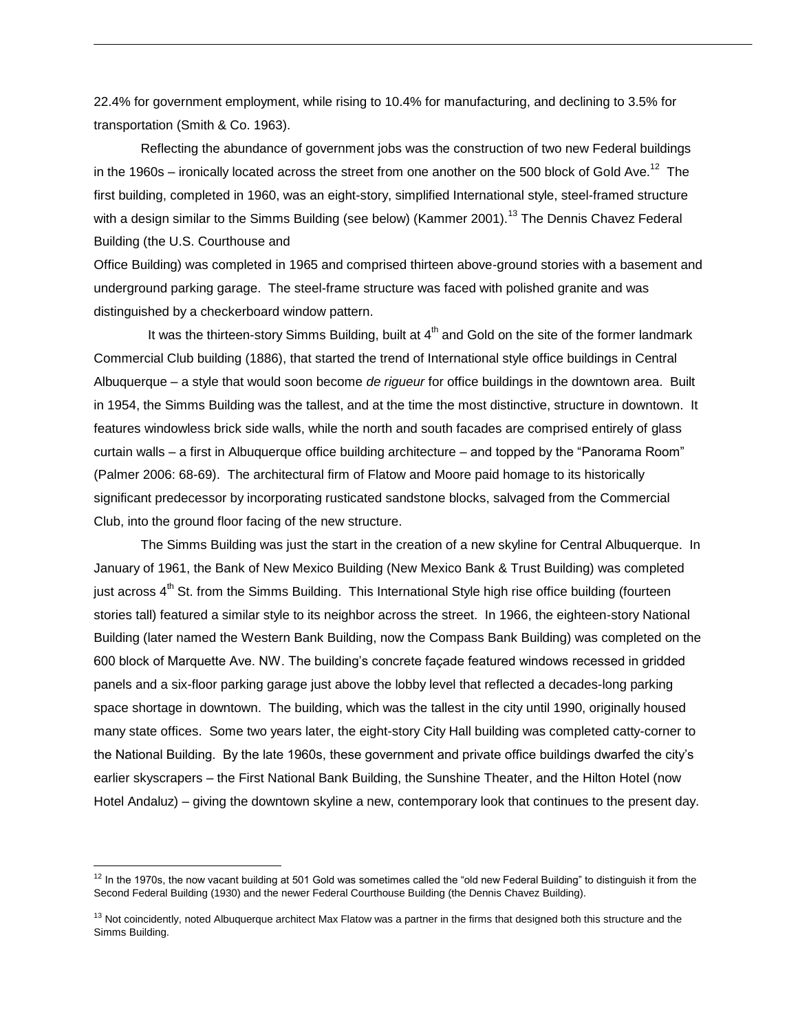22.4% for government employment, while rising to 10.4% for manufacturing, and declining to 3.5% for transportation (Smith & Co. 1963).

Reflecting the abundance of government jobs was the construction of two new Federal buildings in the 1960s – ironically located across the street from one another on the 500 block of Gold Ave.[12] The first building, completed in 1960, was an eight-story, simplified International style, steel-framed structure with a design similar to the Simms Building (see below) (Kammer 2001).[13] The Dennis Chavez Federal Building (the U.S. Courthouse and Office Building) was completed in 1965 and comprised thirteen above-ground stories with a basement and underground parking garage. The steel-frame structure was faced with polished granite and was distinguished by a checkerboard window pattern.

It was the thirteen-story Simms Building, built at 4th and Gold on the site of the former landmark Commercial Club building (1886), that started the trend of International style office buildings in Central Albuquerque – a style that would soon become *de rigueur* for office buildings in the downtown area. Built in 1954, the Simms Building was the tallest, and at the time the most distinctive, structure in downtown. It features windowless brick side walls, while the north and south facades are comprised entirely of glass curtain walls – a first in Albuquerque office building architecture – and topped by the "Panorama Room" (Palmer 2006: 68-69). The architectural firm of Flatow and Moore paid homage to its historically significant predecessor by incorporating rusticated sandstone blocks, salvaged from the Commercial Club, into the ground floor facing of the new structure.

The Simms Building was just the start in the creation of a new skyline for Central Albuquerque. In January of 1961, the Bank of New Mexico Building (New Mexico Bank & Trust Building) was completed just across 4th St. from the Simms Building. This International Style high rise office building (fourteen stories tall) featured a similar style to its neighbor across the street. In 1966, the eighteen-story National Building (later named the Western Bank Building, now the Compass Bank Building) was completed on the 600 block of Marquette Ave. NW. The building's concrete façade featured windows recessed in gridded panels and a six-floor parking garage just above the lobby level that reflected a decades-long parking space shortage in downtown. The building, which was the tallest in the city until 1990, originally housed many state offices. Some two years later, the eight-story City Hall building was completed catty-corner to the National Building. By the late 1960s, these government and private office buildings dwarfed the city's earlier skyscrapers – the First National Bank Building, the Sunshine Theater, and the Hilton Hotel (now Hotel Andaluz) – giving the downtown skyline a new, contemporary look that continues to the present day.

---

[12] In the 1970s, the now vacant building at 501 Gold was sometimes called the "old new Federal Building" to distinguish it from the Second Federal Building (1930) and the newer Federal Courthouse Building (the Dennis Chavez Building).

[13] Not coincidently, noted Albuquerque architect Max Flatow was a partner in the firms that designed both this structure and the Simms Building.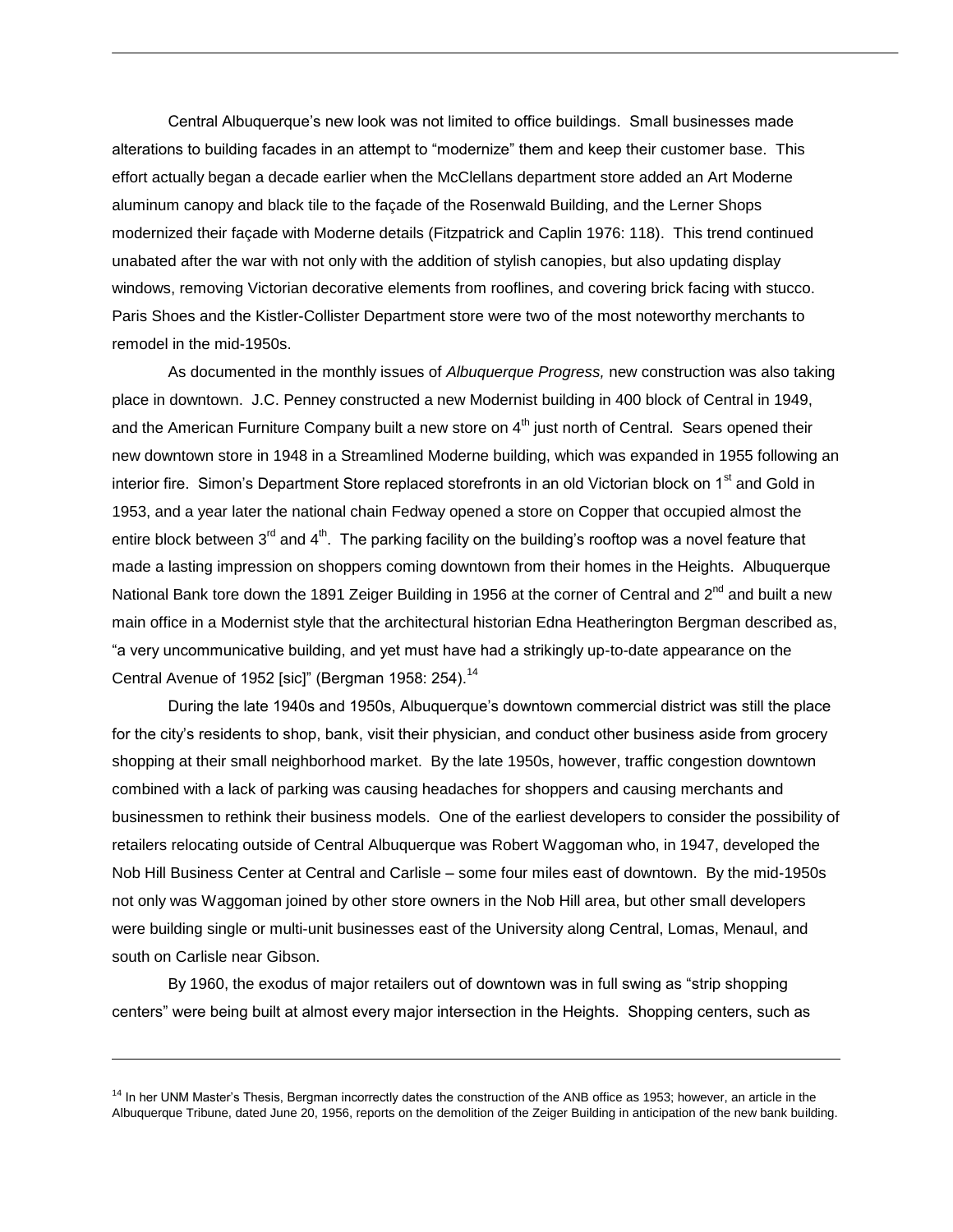Central Albuquerque's new look was not limited to office buildings. Small businesses made alterations to building facades in an attempt to "modernize" them and keep their customer base. This effort actually began a decade earlier when the McClellans department store added an Art Moderne aluminum canopy and black tile to the façade of the Rosenwald Building, and the Lerner Shops modernized their façade with Moderne details (Fitzpatrick and Caplin 1976: 118). This trend continued unabated after the war with not only with the addition of stylish canopies, but also updating display windows, removing Victorian decorative elements from rooflines, and covering brick facing with stucco. Paris Shoes and the Kistler-Collister Department store were two of the most noteworthy merchants to remodel in the mid-1950s.

As documented in the monthly issues of *Albuquerque Progress,* new construction was also taking place in downtown. J.C. Penney constructed a new Modernist building in 400 block of Central in 1949, and the American Furniture Company built a new store on 4th just north of Central. Sears opened their new downtown store in 1948 in a Streamlined Moderne building, which was expanded in 1955 following an interior fire. Simon's Department Store replaced storefronts in an old Victorian block on 1st and Gold in 1953, and a year later the national chain Fedway opened a store on Copper that occupied almost the entire block between 3rd and 4th. The parking facility on the building's rooftop was a novel feature that made a lasting impression on shoppers coming downtown from their homes in the Heights. Albuquerque National Bank tore down the 1891 Zeiger Building in 1956 at the corner of Central and 2nd and built a new main office in a Modernist style that the architectural historian Edna Heatherington Bergman described as, "a very uncommunicative building, and yet must have had a strikingly up-to-date appearance on the Central Avenue of 1952 [sic]" (Bergman 1958: 254).[14]

During the late 1940s and 1950s, Albuquerque's downtown commercial district was still the place for the city's residents to shop, bank, visit their physician, and conduct other business aside from grocery shopping at their small neighborhood market. By the late 1950s, however, traffic congestion downtown combined with a lack of parking was causing headaches for shoppers and causing merchants and businessmen to rethink their business models. One of the earliest developers to consider the possibility of retailers relocating outside of Central Albuquerque was Robert Waggoman who, in 1947, developed the Nob Hill Business Center at Central and Carlisle – some four miles east of downtown. By the mid-1950s not only was Waggoman joined by other store owners in the Nob Hill area, but other small developers were building single or multi-unit businesses east of the University along Central, Lomas, Menaul, and south on Carlisle near Gibson.

By 1960, the exodus of major retailers out of downtown was in full swing as "strip shopping centers" were being built at almost every major intersection in the Heights. Shopping centers, such as

[14] In her UNM Master's Thesis, Bergman incorrectly dates the construction of the ANB office as 1953; however, an article in the Albuquerque Tribune, dated June 20, 1956, reports on the demolition of the Zeiger Building in anticipation of the new bank building.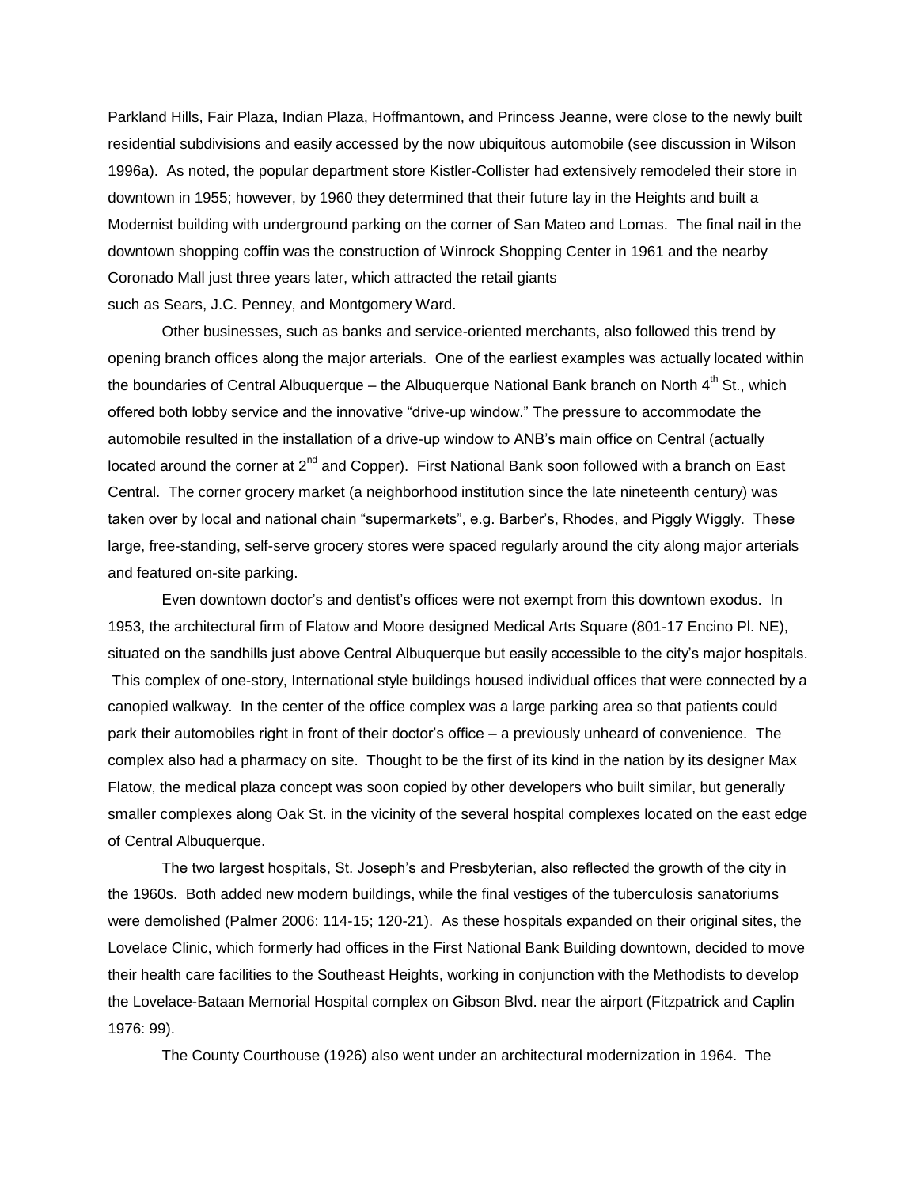Parkland Hills, Fair Plaza, Indian Plaza, Hoffmantown, and Princess Jeanne, were close to the newly built residential subdivisions and easily accessed by the now ubiquitous automobile (see discussion in Wilson 1996a). As noted, the popular department store Kistler-Collister had extensively remodeled their store in downtown in 1955; however, by 1960 they determined that their future lay in the Heights and built a Modernist building with underground parking on the corner of San Mateo and Lomas. The final nail in the downtown shopping coffin was the construction of Winrock Shopping Center in 1961 and the nearby Coronado Mall just three years later, which attracted the retail giants such as Sears, J.C. Penney, and Montgomery Ward.

Other businesses, such as banks and service-oriented merchants, also followed this trend by opening branch offices along the major arterials. One of the earliest examples was actually located within the boundaries of Central Albuquerque – the Albuquerque National Bank branch on North 4th St., which offered both lobby service and the innovative "drive-up window." The pressure to accommodate the automobile resulted in the installation of a drive-up window to ANB's main office on Central (actually located around the corner at 2nd and Copper). First National Bank soon followed with a branch on East Central. The corner grocery market (a neighborhood institution since the late nineteenth century) was taken over by local and national chain "supermarkets", e.g. Barber's, Rhodes, and Piggly Wiggly. These large, free-standing, self-serve grocery stores were spaced regularly around the city along major arterials and featured on-site parking.

Even downtown doctor's and dentist's offices were not exempt from this downtown exodus. In 1953, the architectural firm of Flatow and Moore designed Medical Arts Square (801-17 Encino Pl. NE), situated on the sandhills just above Central Albuquerque but easily accessible to the city's major hospitals. This complex of one-story, International style buildings housed individual offices that were connected by a canopied walkway. In the center of the office complex was a large parking area so that patients could park their automobiles right in front of their doctor's office – a previously unheard of convenience. The complex also had a pharmacy on site. Thought to be the first of its kind in the nation by its designer Max Flatow, the medical plaza concept was soon copied by other developers who built similar, but generally smaller complexes along Oak St. in the vicinity of the several hospital complexes located on the east edge of Central Albuquerque.

The two largest hospitals, St. Joseph's and Presbyterian, also reflected the growth of the city in the 1960s. Both added new modern buildings, while the final vestiges of the tuberculosis sanatoriums were demolished (Palmer 2006: 114-15; 120-21). As these hospitals expanded on their original sites, the Lovelace Clinic, which formerly had offices in the First National Bank Building downtown, decided to move their health care facilities to the Southeast Heights, working in conjunction with the Methodists to develop the Lovelace-Bataan Memorial Hospital complex on Gibson Blvd. near the airport (Fitzpatrick and Caplin 1976: 99).

The County Courthouse (1926) also went under an architectural modernization in 1964. The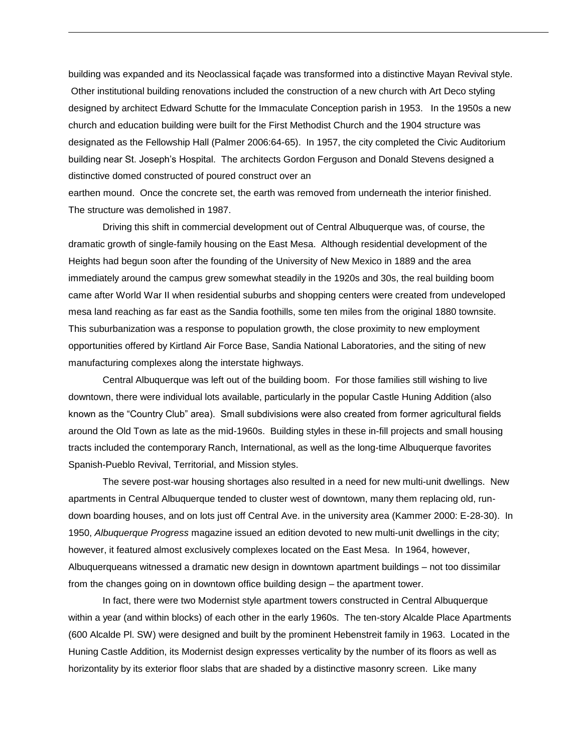building was expanded and its Neoclassical façade was transformed into a distinctive Mayan Revival style. Other institutional building renovations included the construction of a new church with Art Deco styling designed by architect Edward Schutte for the Immaculate Conception parish in 1953. In the 1950s a new church and education building were built for the First Methodist Church and the 1904 structure was designated as the Fellowship Hall (Palmer 2006:64-65). In 1957, the city completed the Civic Auditorium building near St. Joseph's Hospital. The architects Gordon Ferguson and Donald Stevens designed a distinctive domed constructed of poured construct over an earthen mound. Once the concrete set, the earth was removed from underneath the interior finished. The structure was demolished in 1987.

Driving this shift in commercial development out of Central Albuquerque was, of course, the dramatic growth of single-family housing on the East Mesa. Although residential development of the Heights had begun soon after the founding of the University of New Mexico in 1889 and the area immediately around the campus grew somewhat steadily in the 1920s and 30s, the real building boom came after World War II when residential suburbs and shopping centers were created from undeveloped mesa land reaching as far east as the Sandia foothills, some ten miles from the original 1880 townsite. This suburbanization was a response to population growth, the close proximity to new employment opportunities offered by Kirtland Air Force Base, Sandia National Laboratories, and the siting of new manufacturing complexes along the interstate highways.

Central Albuquerque was left out of the building boom. For those families still wishing to live downtown, there were individual lots available, particularly in the popular Castle Huning Addition (also known as the "Country Club" area). Small subdivisions were also created from former agricultural fields around the Old Town as late as the mid-1960s. Building styles in these in-fill projects and small housing tracts included the contemporary Ranch, International, as well as the long-time Albuquerque favorites Spanish-Pueblo Revival, Territorial, and Mission styles.

The severe post-war housing shortages also resulted in a need for new multi-unit dwellings. New apartments in Central Albuquerque tended to cluster west of downtown, many them replacing old, run-down boarding houses, and on lots just off Central Ave. in the university area (Kammer 2000: E-28-30). In 1950, *Albuquerque Progress* magazine issued an edition devoted to new multi-unit dwellings in the city; however, it featured almost exclusively complexes located on the East Mesa. In 1964, however, Albuquerqueans witnessed a dramatic new design in downtown apartment buildings – not too dissimilar from the changes going on in downtown office building design – the apartment tower.

In fact, there were two Modernist style apartment towers constructed in Central Albuquerque within a year (and within blocks) of each other in the early 1960s. The ten-story Alcalde Place Apartments (600 Alcalde Pl. SW) were designed and built by the prominent Hebenstreit family in 1963. Located in the Huning Castle Addition, its Modernist design expresses verticality by the number of its floors as well as horizontality by its exterior floor slabs that are shaded by a distinctive masonry screen. Like many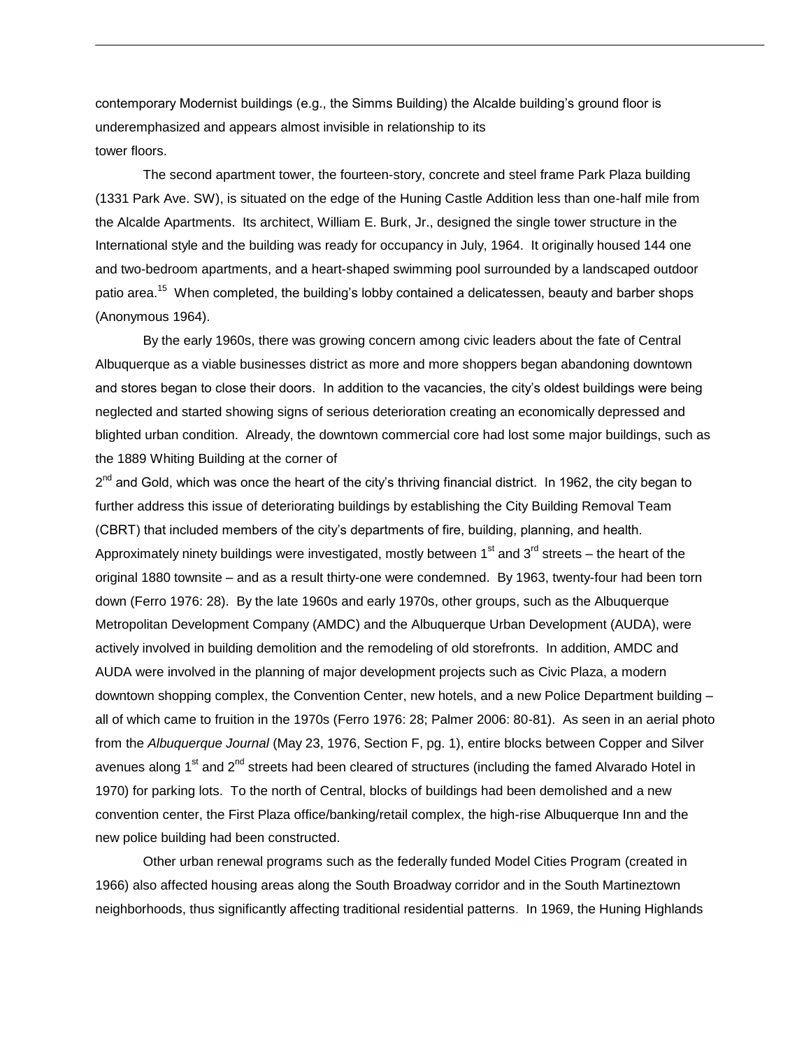contemporary Modernist buildings (e.g., the Simms Building) the Alcalde building's ground floor is underemphasized and appears almost invisible in relationship to its tower floors.

The second apartment tower, the fourteen-story, concrete and steel frame Park Plaza building (1331 Park Ave. SW), is situated on the edge of the Huning Castle Addition less than one-half mile from the Alcalde Apartments. Its architect, William E. Burk, Jr., designed the single tower structure in the International style and the building was ready for occupancy in July, 1964. It originally housed 144 one and two-bedroom apartments, and a heart-shaped swimming pool surrounded by a landscaped outdoor patio area.[15] When completed, the building's lobby contained a delicatessen, beauty and barber shops (Anonymous 1964).

By the early 1960s, there was growing concern among civic leaders about the fate of Central Albuquerque as a viable businesses district as more and more shoppers began abandoning downtown and stores began to close their doors. In addition to the vacancies, the city's oldest buildings were being neglected and started showing signs of serious deterioration creating an economically depressed and blighted urban condition. Already, the downtown commercial core had lost some major buildings, such as the 1889 Whiting Building at the corner of 2nd and Gold, which was once the heart of the city's thriving financial district. In 1962, the city began to further address this issue of deteriorating buildings by establishing the City Building Removal Team (CBRT) that included members of the city's departments of fire, building, planning, and health. Approximately ninety buildings were investigated, mostly between 1st and 3rd streets – the heart of the original 1880 townsite – and as a result thirty-one were condemned. By 1963, twenty-four had been torn down (Ferro 1976: 28). By the late 1960s and early 1970s, other groups, such as the Albuquerque Metropolitan Development Company (AMDC) and the Albuquerque Urban Development (AUDA), were actively involved in building demolition and the remodeling of old storefronts. In addition, AMDC and AUDA were involved in the planning of major development projects such as Civic Plaza, a modern downtown shopping complex, the Convention Center, new hotels, and a new Police Department building – all of which came to fruition in the 1970s (Ferro 1976: 28; Palmer 2006: 80-81). As seen in an aerial photo from the *Albuquerque Journal* (May 23, 1976, Section F, pg. 1), entire blocks between Copper and Silver avenues along 1st and 2nd streets had been cleared of structures (including the famed Alvarado Hotel in 1970) for parking lots. To the north of Central, blocks of buildings had been demolished and a new convention center, the First Plaza office/banking/retail complex, the high-rise Albuquerque Inn and the new police building had been constructed.

Other urban renewal programs such as the federally funded Model Cities Program (created in 1966) also affected housing areas along the South Broadway corridor and in the South Martineztown neighborhoods, thus significantly affecting traditional residential patterns. In 1969, the Huning Highlands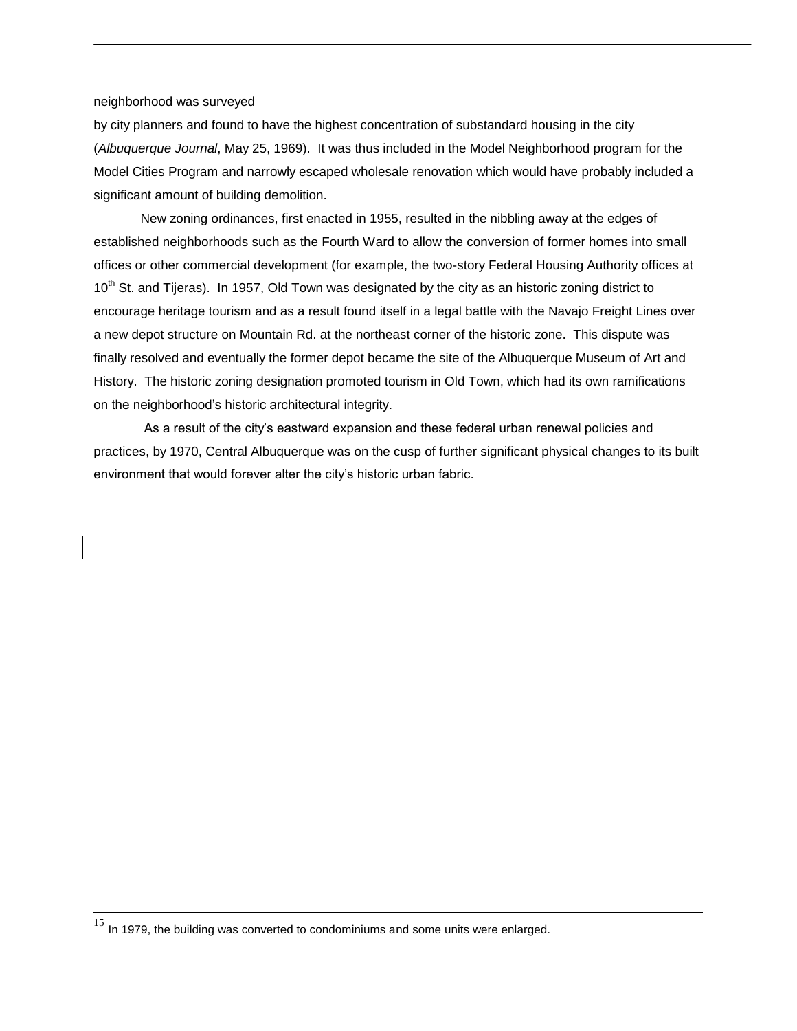neighborhood was surveyed
by city planners and found to have the highest concentration of substandard housing in the city (*Albuquerque Journal*, May 25, 1969). It was thus included in the Model Neighborhood program for the Model Cities Program and narrowly escaped wholesale renovation which would have probably included a significant amount of building demolition.

New zoning ordinances, first enacted in 1955, resulted in the nibbling away at the edges of established neighborhoods such as the Fourth Ward to allow the conversion of former homes into small offices or other commercial development (for example, the two-story Federal Housing Authority offices at 10th St. and Tijeras). In 1957, Old Town was designated by the city as an historic zoning district to encourage heritage tourism and as a result found itself in a legal battle with the Navajo Freight Lines over a new depot structure on Mountain Rd. at the northeast corner of the historic zone. This dispute was finally resolved and eventually the former depot became the site of the Albuquerque Museum of Art and History. The historic zoning designation promoted tourism in Old Town, which had its own ramifications on the neighborhood's historic architectural integrity.

As a result of the city's eastward expansion and these federal urban renewal policies and practices, by 1970, Central Albuquerque was on the cusp of further significant physical changes to its built environment that would forever alter the city's historic urban fabric.

---

[15] In 1979, the building was converted to condominiums and some units were enlarged.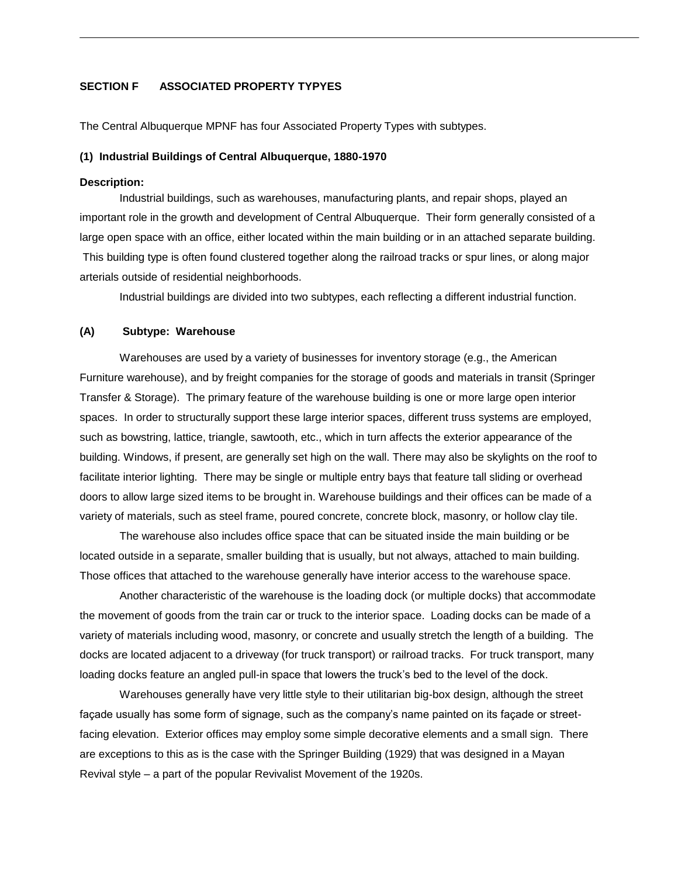## SECTION F ASSOCIATED PROPERTY TYPYES

The Central Albuquerque MPNF has four Associated Property Types with subtypes.

### (1) Industrial Buildings of Central Albuquerque, 1880-1970

**Description:**

Industrial buildings, such as warehouses, manufacturing plants, and repair shops, played an important role in the growth and development of Central Albuquerque. Their form generally consisted of a large open space with an office, either located within the main building or in an attached separate building. This building type is often found clustered together along the railroad tracks or spur lines, or along major arterials outside of residential neighborhoods.

Industrial buildings are divided into two subtypes, each reflecting a different industrial function.

#### (A) Subtype: Warehouse

Warehouses are used by a variety of businesses for inventory storage (e.g., the American Furniture warehouse), and by freight companies for the storage of goods and materials in transit (Springer Transfer & Storage). The primary feature of the warehouse building is one or more large open interior spaces. In order to structurally support these large interior spaces, different truss systems are employed, such as bowstring, lattice, triangle, sawtooth, etc., which in turn affects the exterior appearance of the building. Windows, if present, are generally set high on the wall. There may also be skylights on the roof to facilitate interior lighting. There may be single or multiple entry bays that feature tall sliding or overhead doors to allow large sized items to be brought in. Warehouse buildings and their offices can be made of a variety of materials, such as steel frame, poured concrete, concrete block, masonry, or hollow clay tile.

The warehouse also includes office space that can be situated inside the main building or be located outside in a separate, smaller building that is usually, but not always, attached to main building. Those offices that attached to the warehouse generally have interior access to the warehouse space.

Another characteristic of the warehouse is the loading dock (or multiple docks) that accommodate the movement of goods from the train car or truck to the interior space. Loading docks can be made of a variety of materials including wood, masonry, or concrete and usually stretch the length of a building. The docks are located adjacent to a driveway (for truck transport) or railroad tracks. For truck transport, many loading docks feature an angled pull-in space that lowers the truck's bed to the level of the dock.

Warehouses generally have very little style to their utilitarian big-box design, although the street façade usually has some form of signage, such as the company's name painted on its façade or street-facing elevation. Exterior offices may employ some simple decorative elements and a small sign. There are exceptions to this as is the case with the Springer Building (1929) that was designed in a Mayan Revival style – a part of the popular Revivalist Movement of the 1920s.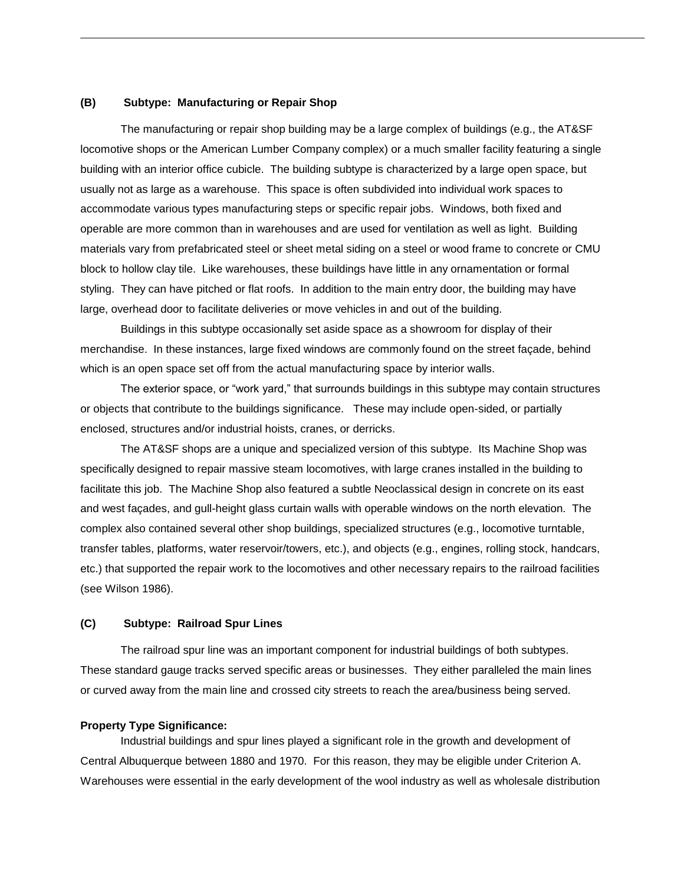**(B) Subtype: Manufacturing or Repair Shop**

The manufacturing or repair shop building may be a large complex of buildings (e.g., the AT&SF locomotive shops or the American Lumber Company complex) or a much smaller facility featuring a single building with an interior office cubicle. The building subtype is characterized by a large open space, but usually not as large as a warehouse. This space is often subdivided into individual work spaces to accommodate various types manufacturing steps or specific repair jobs. Windows, both fixed and operable are more common than in warehouses and are used for ventilation as well as light. Building materials vary from prefabricated steel or sheet metal siding on a steel or wood frame to concrete or CMU block to hollow clay tile. Like warehouses, these buildings have little in any ornamentation or formal styling. They can have pitched or flat roofs. In addition to the main entry door, the building may have large, overhead door to facilitate deliveries or move vehicles in and out of the building.

Buildings in this subtype occasionally set aside space as a showroom for display of their merchandise. In these instances, large fixed windows are commonly found on the street façade, behind which is an open space set off from the actual manufacturing space by interior walls.

The exterior space, or "work yard," that surrounds buildings in this subtype may contain structures or objects that contribute to the buildings significance. These may include open-sided, or partially enclosed, structures and/or industrial hoists, cranes, or derricks.

The AT&SF shops are a unique and specialized version of this subtype. Its Machine Shop was specifically designed to repair massive steam locomotives, with large cranes installed in the building to facilitate this job. The Machine Shop also featured a subtle Neoclassical design in concrete on its east and west façades, and gull-height glass curtain walls with operable windows on the north elevation. The complex also contained several other shop buildings, specialized structures (e.g., locomotive turntable, transfer tables, platforms, water reservoir/towers, etc.), and objects (e.g., engines, rolling stock, handcars, etc.) that supported the repair work to the locomotives and other necessary repairs to the railroad facilities (see Wilson 1986).

**(C) Subtype: Railroad Spur Lines**

The railroad spur line was an important component for industrial buildings of both subtypes. These standard gauge tracks served specific areas or businesses. They either paralleled the main lines or curved away from the main line and crossed city streets to reach the area/business being served.

**Property Type Significance:**

Industrial buildings and spur lines played a significant role in the growth and development of Central Albuquerque between 1880 and 1970. For this reason, they may be eligible under Criterion A. Warehouses were essential in the early development of the wool industry as well as wholesale distribution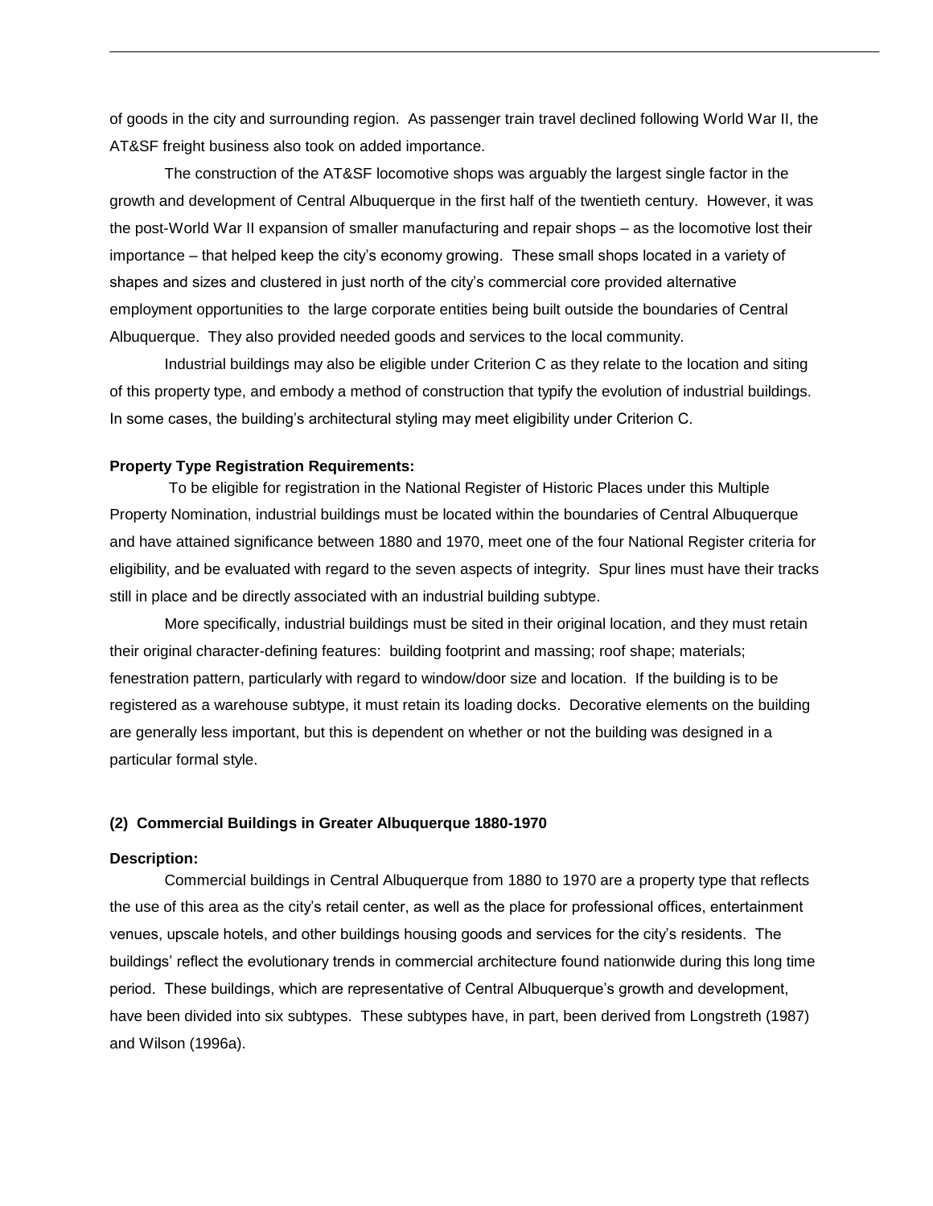of goods in the city and surrounding region. As passenger train travel declined following World War II, the AT&SF freight business also took on added importance.

The construction of the AT&SF locomotive shops was arguably the largest single factor in the growth and development of Central Albuquerque in the first half of the twentieth century. However, it was the post-World War II expansion of smaller manufacturing and repair shops – as the locomotive lost their importance – that helped keep the city's economy growing. These small shops located in a variety of shapes and sizes and clustered in just north of the city's commercial core provided alternative employment opportunities to the large corporate entities being built outside the boundaries of Central Albuquerque. They also provided needed goods and services to the local community.

Industrial buildings may also be eligible under Criterion C as they relate to the location and siting of this property type, and embody a method of construction that typify the evolution of industrial buildings. In some cases, the building's architectural styling may meet eligibility under Criterion C.

**Property Type Registration Requirements:**

To be eligible for registration in the National Register of Historic Places under this Multiple Property Nomination, industrial buildings must be located within the boundaries of Central Albuquerque and have attained significance between 1880 and 1970, meet one of the four National Register criteria for eligibility, and be evaluated with regard to the seven aspects of integrity. Spur lines must have their tracks still in place and be directly associated with an industrial building subtype.

More specifically, industrial buildings must be sited in their original location, and they must retain their original character-defining features: building footprint and massing; roof shape; materials; fenestration pattern, particularly with regard to window/door size and location. If the building is to be registered as a warehouse subtype, it must retain its loading docks. Decorative elements on the building are generally less important, but this is dependent on whether or not the building was designed in a particular formal style.

### (2) Commercial Buildings in Greater Albuquerque 1880-1970

**Description:**

Commercial buildings in Central Albuquerque from 1880 to 1970 are a property type that reflects the use of this area as the city's retail center, as well as the place for professional offices, entertainment venues, upscale hotels, and other buildings housing goods and services for the city's residents. The buildings' reflect the evolutionary trends in commercial architecture found nationwide during this long time period. These buildings, which are representative of Central Albuquerque's growth and development, have been divided into six subtypes. These subtypes have, in part, been derived from Longstreth (1987) and Wilson (1996a).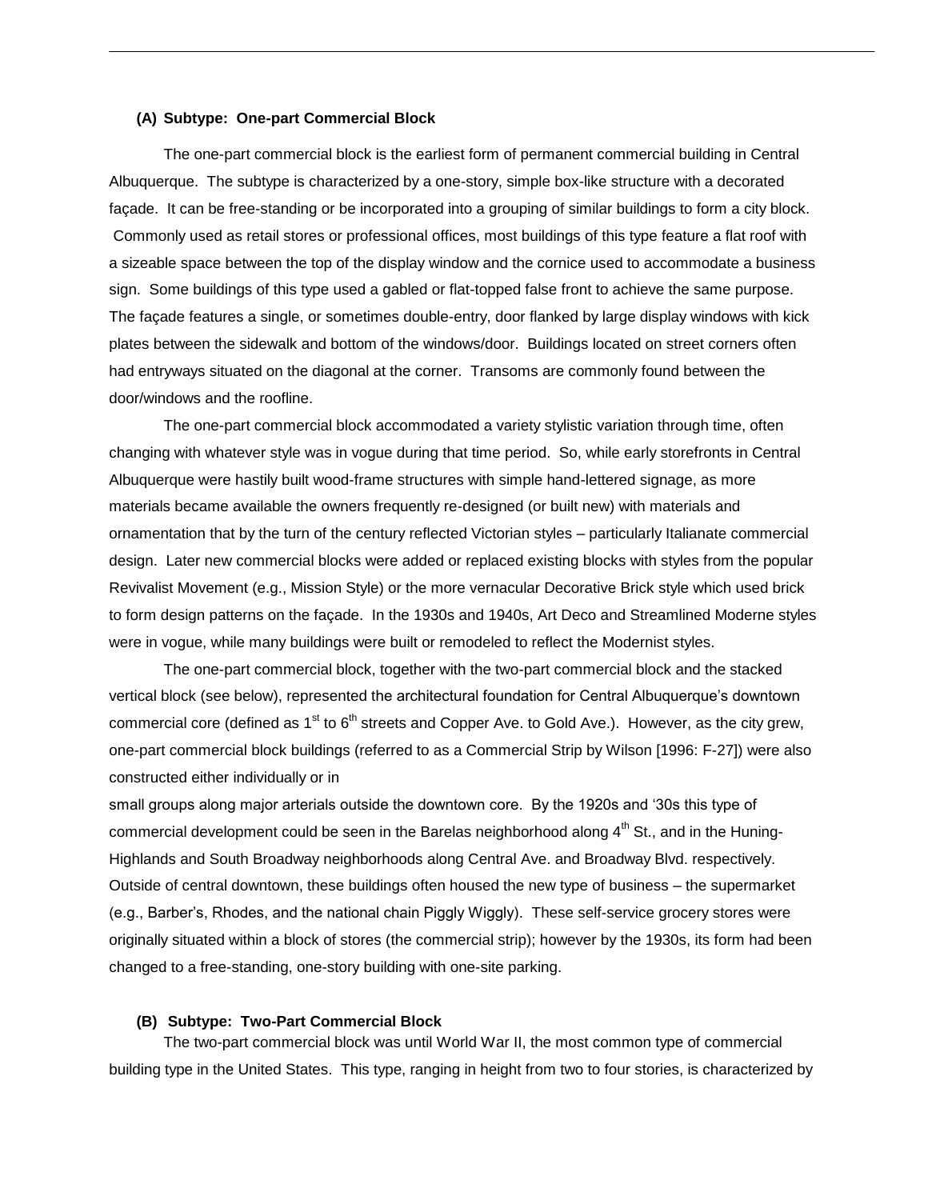### (A) Subtype: One-part Commercial Block

The one-part commercial block is the earliest form of permanent commercial building in Central Albuquerque. The subtype is characterized by a one-story, simple box-like structure with a decorated façade. It can be free-standing or be incorporated into a grouping of similar buildings to form a city block. Commonly used as retail stores or professional offices, most buildings of this type feature a flat roof with a sizeable space between the top of the display window and the cornice used to accommodate a business sign. Some buildings of this type used a gabled or flat-topped false front to achieve the same purpose. The façade features a single, or sometimes double-entry, door flanked by large display windows with kick plates between the sidewalk and bottom of the windows/door. Buildings located on street corners often had entryways situated on the diagonal at the corner. Transoms are commonly found between the door/windows and the roofline.

The one-part commercial block accommodated a variety stylistic variation through time, often changing with whatever style was in vogue during that time period. So, while early storefronts in Central Albuquerque were hastily built wood-frame structures with simple hand-lettered signage, as more materials became available the owners frequently re-designed (or built new) with materials and ornamentation that by the turn of the century reflected Victorian styles – particularly Italianate commercial design. Later new commercial blocks were added or replaced existing blocks with styles from the popular Revivalist Movement (e.g., Mission Style) or the more vernacular Decorative Brick style which used brick to form design patterns on the façade. In the 1930s and 1940s, Art Deco and Streamlined Moderne styles were in vogue, while many buildings were built or remodeled to reflect the Modernist styles.

The one-part commercial block, together with the two-part commercial block and the stacked vertical block (see below), represented the architectural foundation for Central Albuquerque's downtown commercial core (defined as 1st to 6th streets and Copper Ave. to Gold Ave.). However, as the city grew, one-part commercial block buildings (referred to as a Commercial Strip by Wilson [1996: F-27]) were also constructed either individually or in small groups along major arterials outside the downtown core. By the 1920s and '30s this type of commercial development could be seen in the Barelas neighborhood along 4th St., and in the Huning-Highlands and South Broadway neighborhoods along Central Ave. and Broadway Blvd. respectively. Outside of central downtown, these buildings often housed the new type of business – the supermarket (e.g., Barber's, Rhodes, and the national chain Piggly Wiggly). These self-service grocery stores were originally situated within a block of stores (the commercial strip); however by the 1930s, its form had been changed to a free-standing, one-story building with one-site parking.

### (B) Subtype: Two-Part Commercial Block

The two-part commercial block was until World War II, the most common type of commercial building type in the United States. This type, ranging in height from two to four stories, is characterized by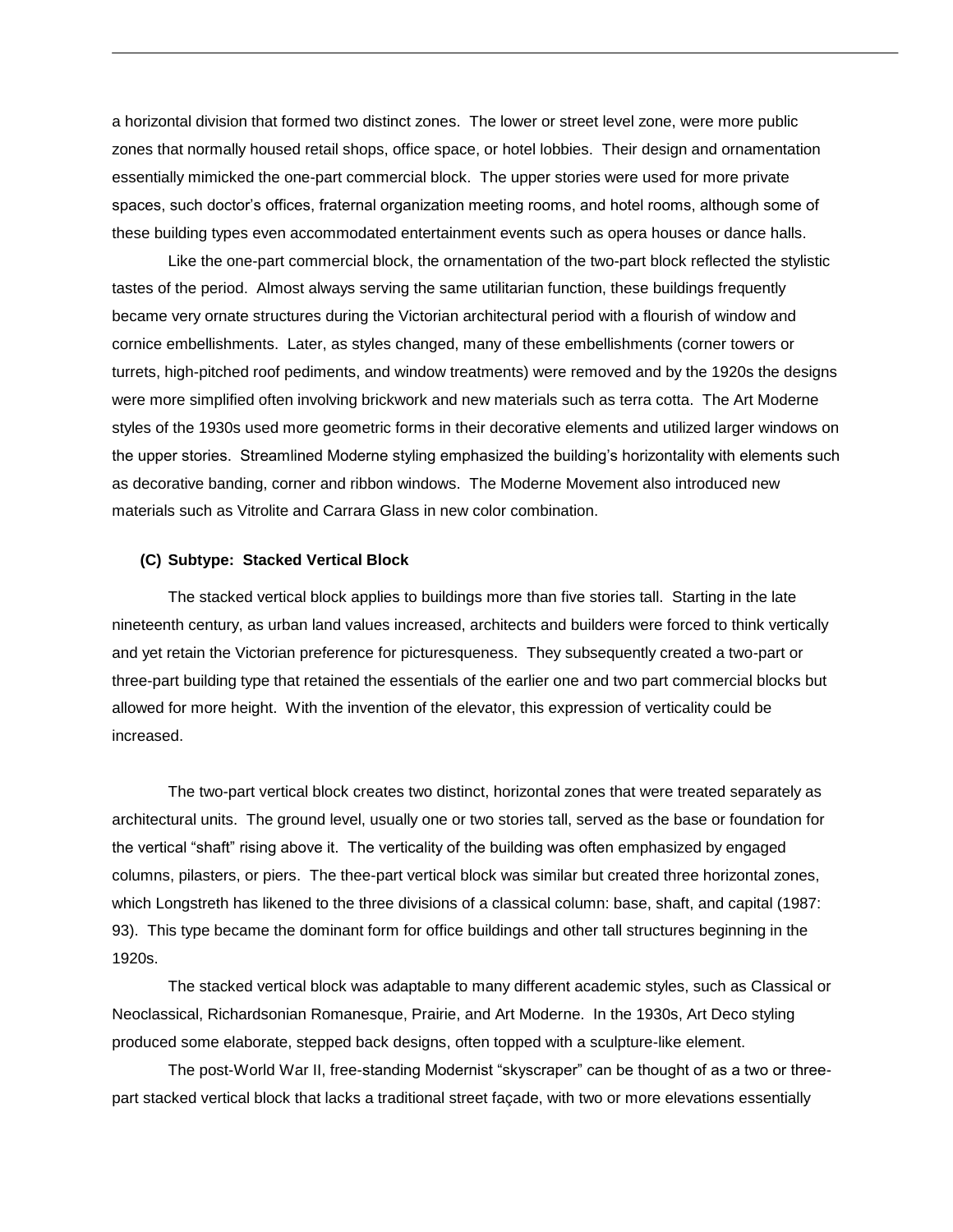a horizontal division that formed two distinct zones. The lower or street level zone, were more public zones that normally housed retail shops, office space, or hotel lobbies. Their design and ornamentation essentially mimicked the one-part commercial block. The upper stories were used for more private spaces, such doctor's offices, fraternal organization meeting rooms, and hotel rooms, although some of these building types even accommodated entertainment events such as opera houses or dance halls.

Like the one-part commercial block, the ornamentation of the two-part block reflected the stylistic tastes of the period. Almost always serving the same utilitarian function, these buildings frequently became very ornate structures during the Victorian architectural period with a flourish of window and cornice embellishments. Later, as styles changed, many of these embellishments (corner towers or turrets, high-pitched roof pediments, and window treatments) were removed and by the 1920s the designs were more simplified often involving brickwork and new materials such as terra cotta. The Art Moderne styles of the 1930s used more geometric forms in their decorative elements and utilized larger windows on the upper stories. Streamlined Moderne styling emphasized the building's horizontality with elements such as decorative banding, corner and ribbon windows. The Moderne Movement also introduced new materials such as Vitrolite and Carrara Glass in new color combination.

**(C) Subtype: Stacked Vertical Block**

The stacked vertical block applies to buildings more than five stories tall. Starting in the late nineteenth century, as urban land values increased, architects and builders were forced to think vertically and yet retain the Victorian preference for picturesqueness. They subsequently created a two-part or three-part building type that retained the essentials of the earlier one and two part commercial blocks but allowed for more height. With the invention of the elevator, this expression of verticality could be increased.

The two-part vertical block creates two distinct, horizontal zones that were treated separately as architectural units. The ground level, usually one or two stories tall, served as the base or foundation for the vertical "shaft" rising above it. The verticality of the building was often emphasized by engaged columns, pilasters, or piers. The thee-part vertical block was similar but created three horizontal zones, which Longstreth has likened to the three divisions of a classical column: base, shaft, and capital (1987: 93). This type became the dominant form for office buildings and other tall structures beginning in the 1920s.

The stacked vertical block was adaptable to many different academic styles, such as Classical or Neoclassical, Richardsonian Romanesque, Prairie, and Art Moderne. In the 1930s, Art Deco styling produced some elaborate, stepped back designs, often topped with a sculpture-like element.

The post-World War II, free-standing Modernist "skyscraper" can be thought of as a two or three-part stacked vertical block that lacks a traditional street façade, with two or more elevations essentially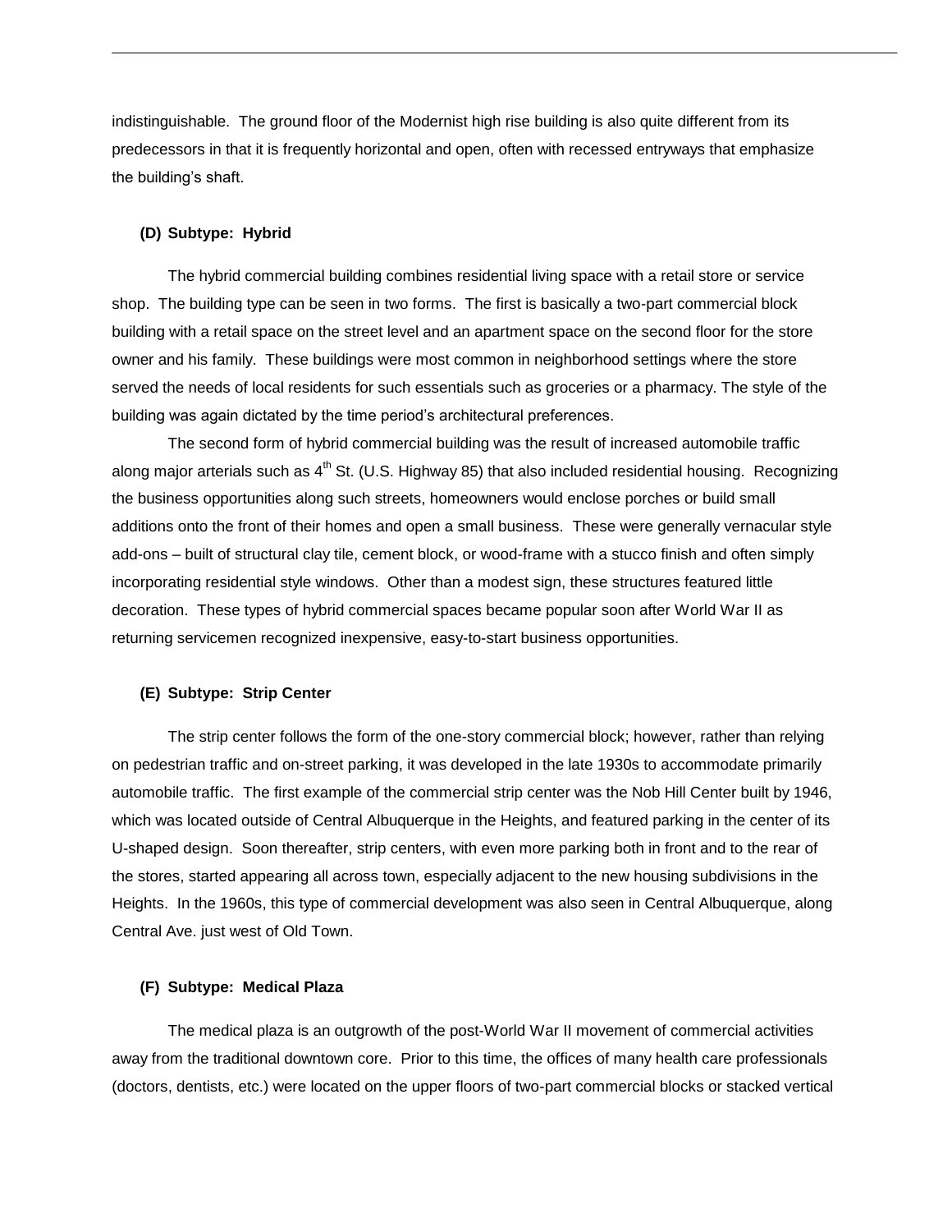indistinguishable. The ground floor of the Modernist high rise building is also quite different from its predecessors in that it is frequently horizontal and open, often with recessed entryways that emphasize the building's shaft.

#### (D) Subtype: Hybrid

The hybrid commercial building combines residential living space with a retail store or service shop. The building type can be seen in two forms. The first is basically a two-part commercial block building with a retail space on the street level and an apartment space on the second floor for the store owner and his family. These buildings were most common in neighborhood settings where the store served the needs of local residents for such essentials such as groceries or a pharmacy. The style of the building was again dictated by the time period's architectural preferences.

The second form of hybrid commercial building was the result of increased automobile traffic along major arterials such as 4th St. (U.S. Highway 85) that also included residential housing. Recognizing the business opportunities along such streets, homeowners would enclose porches or build small additions onto the front of their homes and open a small business. These were generally vernacular style add-ons – built of structural clay tile, cement block, or wood-frame with a stucco finish and often simply incorporating residential style windows. Other than a modest sign, these structures featured little decoration. These types of hybrid commercial spaces became popular soon after World War II as returning servicemen recognized inexpensive, easy-to-start business opportunities.

#### (E) Subtype: Strip Center

The strip center follows the form of the one-story commercial block; however, rather than relying on pedestrian traffic and on-street parking, it was developed in the late 1930s to accommodate primarily automobile traffic. The first example of the commercial strip center was the Nob Hill Center built by 1946, which was located outside of Central Albuquerque in the Heights, and featured parking in the center of its U-shaped design. Soon thereafter, strip centers, with even more parking both in front and to the rear of the stores, started appearing all across town, especially adjacent to the new housing subdivisions in the Heights. In the 1960s, this type of commercial development was also seen in Central Albuquerque, along Central Ave. just west of Old Town.

#### (F) Subtype: Medical Plaza

The medical plaza is an outgrowth of the post-World War II movement of commercial activities away from the traditional downtown core. Prior to this time, the offices of many health care professionals (doctors, dentists, etc.) were located on the upper floors of two-part commercial blocks or stacked vertical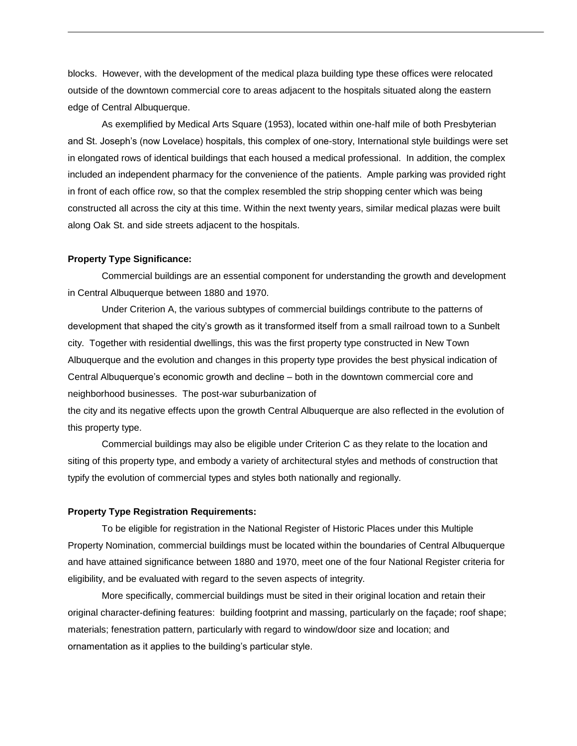blocks. However, with the development of the medical plaza building type these offices were relocated outside of the downtown commercial core to areas adjacent to the hospitals situated along the eastern edge of Central Albuquerque.

As exemplified by Medical Arts Square (1953), located within one-half mile of both Presbyterian and St. Joseph's (now Lovelace) hospitals, this complex of one-story, International style buildings were set in elongated rows of identical buildings that each housed a medical professional. In addition, the complex included an independent pharmacy for the convenience of the patients. Ample parking was provided right in front of each office row, so that the complex resembled the strip shopping center which was being constructed all across the city at this time. Within the next twenty years, similar medical plazas were built along Oak St. and side streets adjacent to the hospitals.

**Property Type Significance:**

Commercial buildings are an essential component for understanding the growth and development in Central Albuquerque between 1880 and 1970.

Under Criterion A, the various subtypes of commercial buildings contribute to the patterns of development that shaped the city's growth as it transformed itself from a small railroad town to a Sunbelt city. Together with residential dwellings, this was the first property type constructed in New Town Albuquerque and the evolution and changes in this property type provides the best physical indication of Central Albuquerque's economic growth and decline – both in the downtown commercial core and neighborhood businesses. The post-war suburbanization of the city and its negative effects upon the growth Central Albuquerque are also reflected in the evolution of this property type.

Commercial buildings may also be eligible under Criterion C as they relate to the location and siting of this property type, and embody a variety of architectural styles and methods of construction that typify the evolution of commercial types and styles both nationally and regionally.

**Property Type Registration Requirements:**

To be eligible for registration in the National Register of Historic Places under this Multiple Property Nomination, commercial buildings must be located within the boundaries of Central Albuquerque and have attained significance between 1880 and 1970, meet one of the four National Register criteria for eligibility, and be evaluated with regard to the seven aspects of integrity.

More specifically, commercial buildings must be sited in their original location and retain their original character-defining features: building footprint and massing, particularly on the façade; roof shape; materials; fenestration pattern, particularly with regard to window/door size and location; and ornamentation as it applies to the building's particular style.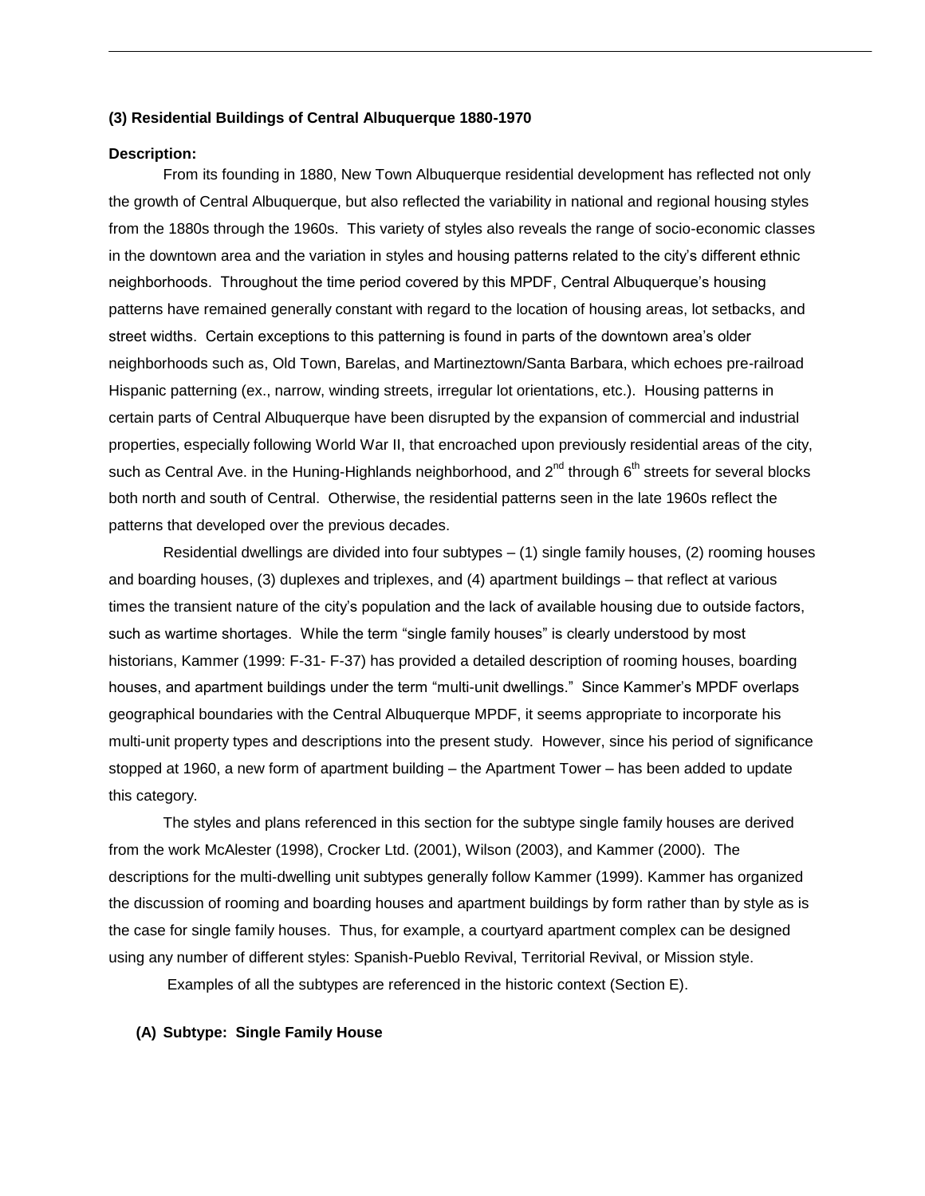**(3) Residential Buildings of Central Albuquerque 1880-1970**

**Description:**

From its founding in 1880, New Town Albuquerque residential development has reflected not only the growth of Central Albuquerque, but also reflected the variability in national and regional housing styles from the 1880s through the 1960s. This variety of styles also reveals the range of socio-economic classes in the downtown area and the variation in styles and housing patterns related to the city's different ethnic neighborhoods. Throughout the time period covered by this MPDF, Central Albuquerque's housing patterns have remained generally constant with regard to the location of housing areas, lot setbacks, and street widths. Certain exceptions to this patterning is found in parts of the downtown area's older neighborhoods such as, Old Town, Barelas, and Martineztown/Santa Barbara, which echoes pre-railroad Hispanic patterning (ex., narrow, winding streets, irregular lot orientations, etc.). Housing patterns in certain parts of Central Albuquerque have been disrupted by the expansion of commercial and industrial properties, especially following World War II, that encroached upon previously residential areas of the city, such as Central Ave. in the Huning-Highlands neighborhood, and 2nd through 6th streets for several blocks both north and south of Central. Otherwise, the residential patterns seen in the late 1960s reflect the patterns that developed over the previous decades.

Residential dwellings are divided into four subtypes – (1) single family houses, (2) rooming houses and boarding houses, (3) duplexes and triplexes, and (4) apartment buildings – that reflect at various times the transient nature of the city's population and the lack of available housing due to outside factors, such as wartime shortages. While the term "single family houses" is clearly understood by most historians, Kammer (1999: F-31- F-37) has provided a detailed description of rooming houses, boarding houses, and apartment buildings under the term "multi-unit dwellings." Since Kammer's MPDF overlaps geographical boundaries with the Central Albuquerque MPDF, it seems appropriate to incorporate his multi-unit property types and descriptions into the present study. However, since his period of significance stopped at 1960, a new form of apartment building – the Apartment Tower – has been added to update this category.

The styles and plans referenced in this section for the subtype single family houses are derived from the work McAlester (1998), Crocker Ltd. (2001), Wilson (2003), and Kammer (2000). The descriptions for the multi-dwelling unit subtypes generally follow Kammer (1999). Kammer has organized the discussion of rooming and boarding houses and apartment buildings by form rather than by style as is the case for single family houses. Thus, for example, a courtyard apartment complex can be designed using any number of different styles: Spanish-Pueblo Revival, Territorial Revival, or Mission style.

Examples of all the subtypes are referenced in the historic context (Section E).

**(A) Subtype: Single Family House**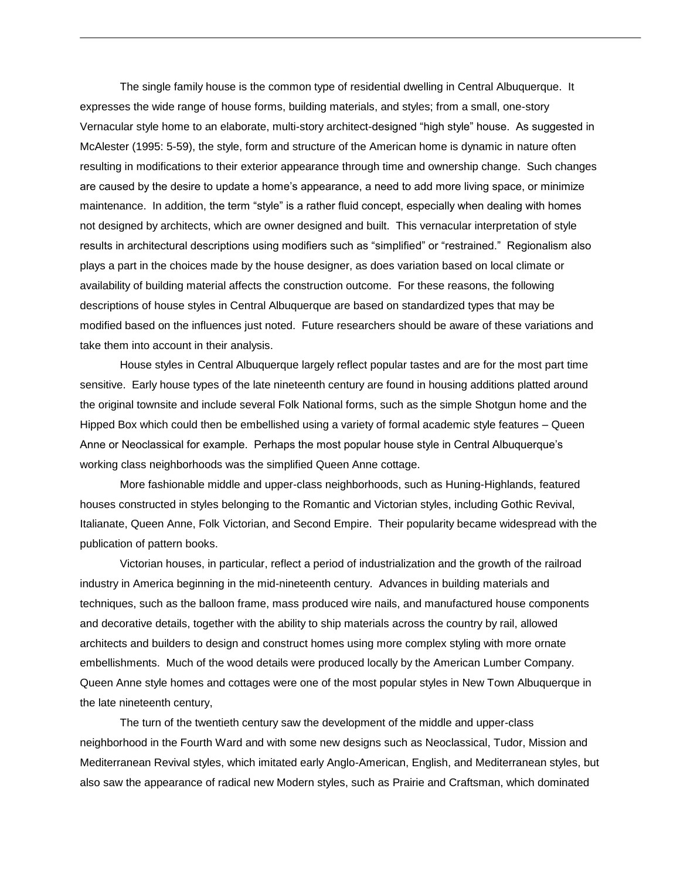The single family house is the common type of residential dwelling in Central Albuquerque. It expresses the wide range of house forms, building materials, and styles; from a small, one-story Vernacular style home to an elaborate, multi-story architect-designed “high style” house. As suggested in McAlester (1995: 5-59), the style, form and structure of the American home is dynamic in nature often resulting in modifications to their exterior appearance through time and ownership change. Such changes are caused by the desire to update a home’s appearance, a need to add more living space, or minimize maintenance. In addition, the term “style” is a rather fluid concept, especially when dealing with homes not designed by architects, which are owner designed and built. This vernacular interpretation of style results in architectural descriptions using modifiers such as “simplified” or “restrained.” Regionalism also plays a part in the choices made by the house designer, as does variation based on local climate or availability of building material affects the construction outcome. For these reasons, the following descriptions of house styles in Central Albuquerque are based on standardized types that may be modified based on the influences just noted. Future researchers should be aware of these variations and take them into account in their analysis.

House styles in Central Albuquerque largely reflect popular tastes and are for the most part time sensitive. Early house types of the late nineteenth century are found in housing additions platted around the original townsite and include several Folk National forms, such as the simple Shotgun home and the Hipped Box which could then be embellished using a variety of formal academic style features – Queen Anne or Neoclassical for example. Perhaps the most popular house style in Central Albuquerque’s working class neighborhoods was the simplified Queen Anne cottage.

More fashionable middle and upper-class neighborhoods, such as Huning-Highlands, featured houses constructed in styles belonging to the Romantic and Victorian styles, including Gothic Revival, Italianate, Queen Anne, Folk Victorian, and Second Empire. Their popularity became widespread with the publication of pattern books.

Victorian houses, in particular, reflect a period of industrialization and the growth of the railroad industry in America beginning in the mid-nineteenth century. Advances in building materials and techniques, such as the balloon frame, mass produced wire nails, and manufactured house components and decorative details, together with the ability to ship materials across the country by rail, allowed architects and builders to design and construct homes using more complex styling with more ornate embellishments. Much of the wood details were produced locally by the American Lumber Company. Queen Anne style homes and cottages were one of the most popular styles in New Town Albuquerque in the late nineteenth century,

The turn of the twentieth century saw the development of the middle and upper-class neighborhood in the Fourth Ward and with some new designs such as Neoclassical, Tudor, Mission and Mediterranean Revival styles, which imitated early Anglo-American, English, and Mediterranean styles, but also saw the appearance of radical new Modern styles, such as Prairie and Craftsman, which dominated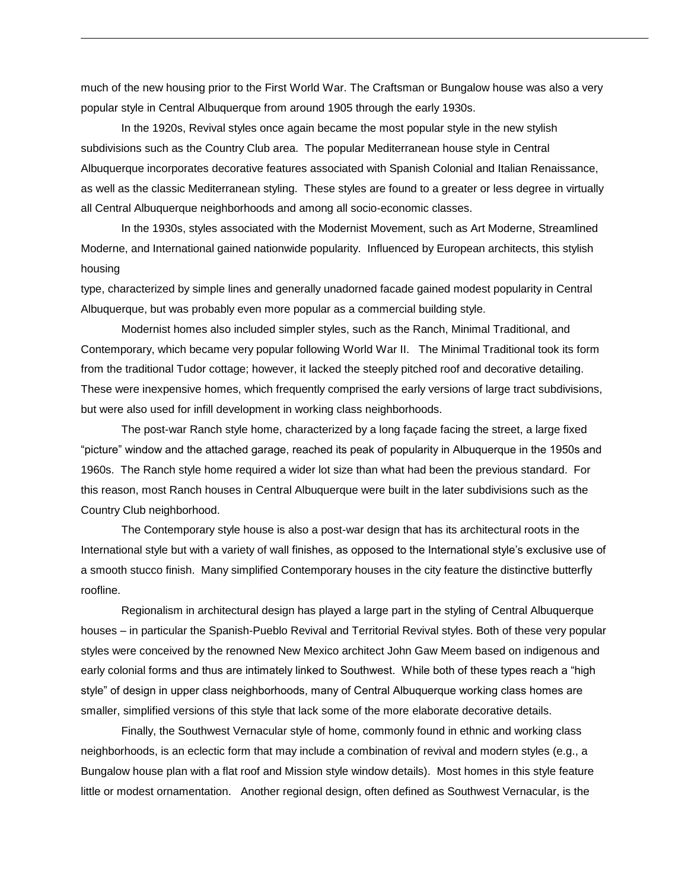much of the new housing prior to the First World War. The Craftsman or Bungalow house was also a very popular style in Central Albuquerque from around 1905 through the early 1930s.

In the 1920s, Revival styles once again became the most popular style in the new stylish subdivisions such as the Country Club area. The popular Mediterranean house style in Central Albuquerque incorporates decorative features associated with Spanish Colonial and Italian Renaissance, as well as the classic Mediterranean styling. These styles are found to a greater or less degree in virtually all Central Albuquerque neighborhoods and among all socio-economic classes.

In the 1930s, styles associated with the Modernist Movement, such as Art Moderne, Streamlined Moderne, and International gained nationwide popularity. Influenced by European architects, this stylish housing type, characterized by simple lines and generally unadorned facade gained modest popularity in Central Albuquerque, but was probably even more popular as a commercial building style.

Modernist homes also included simpler styles, such as the Ranch, Minimal Traditional, and Contemporary, which became very popular following World War II. The Minimal Traditional took its form from the traditional Tudor cottage; however, it lacked the steeply pitched roof and decorative detailing. These were inexpensive homes, which frequently comprised the early versions of large tract subdivisions, but were also used for infill development in working class neighborhoods.

The post-war Ranch style home, characterized by a long façade facing the street, a large fixed "picture" window and the attached garage, reached its peak of popularity in Albuquerque in the 1950s and 1960s. The Ranch style home required a wider lot size than what had been the previous standard. For this reason, most Ranch houses in Central Albuquerque were built in the later subdivisions such as the Country Club neighborhood.

The Contemporary style house is also a post-war design that has its architectural roots in the International style but with a variety of wall finishes, as opposed to the International style's exclusive use of a smooth stucco finish. Many simplified Contemporary houses in the city feature the distinctive butterfly roofline.

Regionalism in architectural design has played a large part in the styling of Central Albuquerque houses – in particular the Spanish-Pueblo Revival and Territorial Revival styles. Both of these very popular styles were conceived by the renowned New Mexico architect John Gaw Meem based on indigenous and early colonial forms and thus are intimately linked to Southwest. While both of these types reach a "high style" of design in upper class neighborhoods, many of Central Albuquerque working class homes are smaller, simplified versions of this style that lack some of the more elaborate decorative details.

Finally, the Southwest Vernacular style of home, commonly found in ethnic and working class neighborhoods, is an eclectic form that may include a combination of revival and modern styles (e.g., a Bungalow house plan with a flat roof and Mission style window details). Most homes in this style feature little or modest ornamentation. Another regional design, often defined as Southwest Vernacular, is the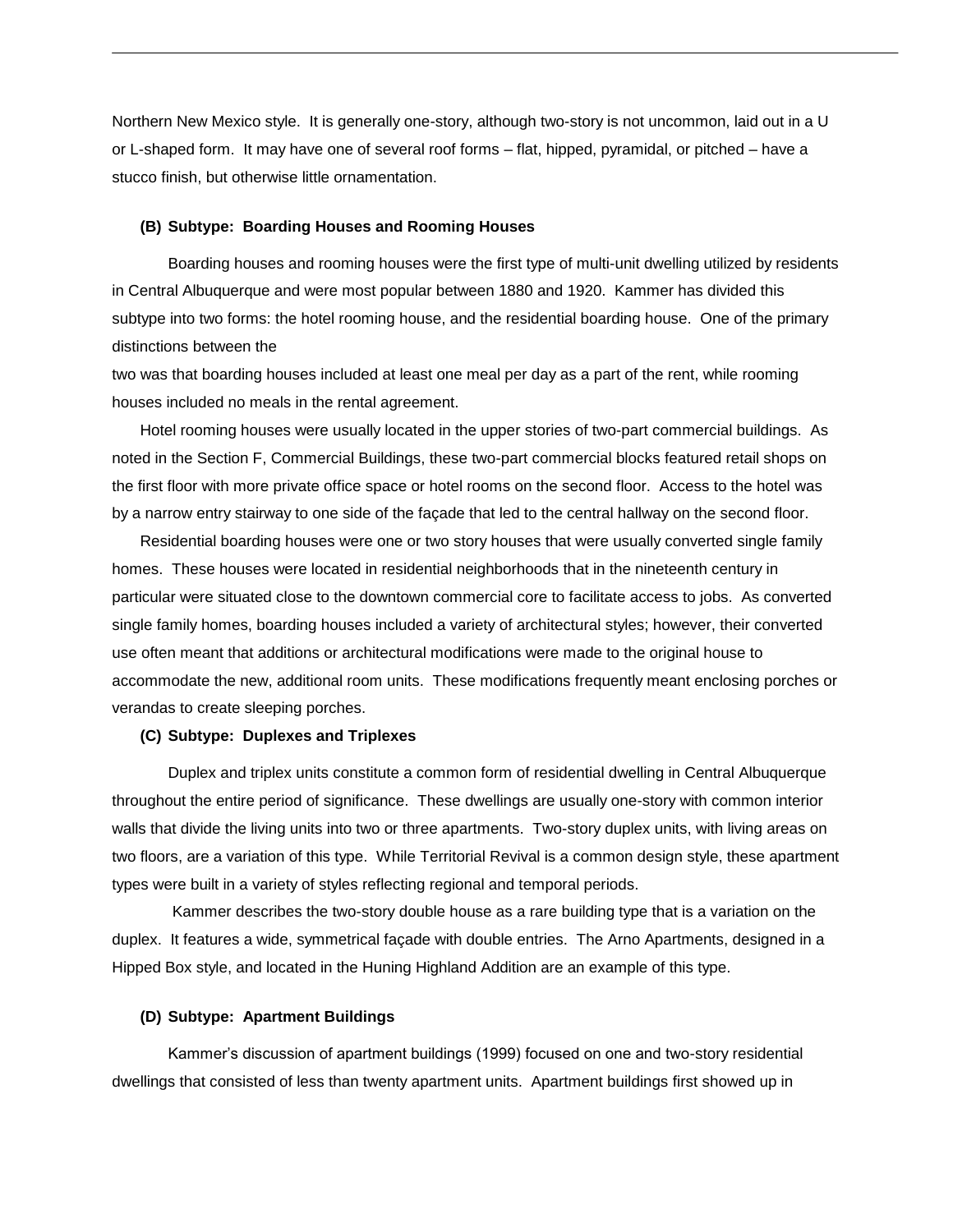Northern New Mexico style. It is generally one-story, although two-story is not uncommon, laid out in a U or L-shaped form. It may have one of several roof forms – flat, hipped, pyramidal, or pitched – have a stucco finish, but otherwise little ornamentation.

**(B) Subtype: Boarding Houses and Rooming Houses**

Boarding houses and rooming houses were the first type of multi-unit dwelling utilized by residents in Central Albuquerque and were most popular between 1880 and 1920. Kammer has divided this subtype into two forms: the hotel rooming house, and the residential boarding house. One of the primary distinctions between the two was that boarding houses included at least one meal per day as a part of the rent, while rooming houses included no meals in the rental agreement.

Hotel rooming houses were usually located in the upper stories of two-part commercial buildings. As noted in the Section F, Commercial Buildings, these two-part commercial blocks featured retail shops on the first floor with more private office space or hotel rooms on the second floor. Access to the hotel was by a narrow entry stairway to one side of the façade that led to the central hallway on the second floor.

Residential boarding houses were one or two story houses that were usually converted single family homes. These houses were located in residential neighborhoods that in the nineteenth century in particular were situated close to the downtown commercial core to facilitate access to jobs. As converted single family homes, boarding houses included a variety of architectural styles; however, their converted use often meant that additions or architectural modifications were made to the original house to accommodate the new, additional room units. These modifications frequently meant enclosing porches or verandas to create sleeping porches.

**(C) Subtype: Duplexes and Triplexes**

Duplex and triplex units constitute a common form of residential dwelling in Central Albuquerque throughout the entire period of significance. These dwellings are usually one-story with common interior walls that divide the living units into two or three apartments. Two-story duplex units, with living areas on two floors, are a variation of this type. While Territorial Revival is a common design style, these apartment types were built in a variety of styles reflecting regional and temporal periods.

Kammer describes the two-story double house as a rare building type that is a variation on the duplex. It features a wide, symmetrical façade with double entries. The Arno Apartments, designed in a Hipped Box style, and located in the Huning Highland Addition are an example of this type.

**(D) Subtype: Apartment Buildings**

Kammer's discussion of apartment buildings (1999) focused on one and two-story residential dwellings that consisted of less than twenty apartment units. Apartment buildings first showed up in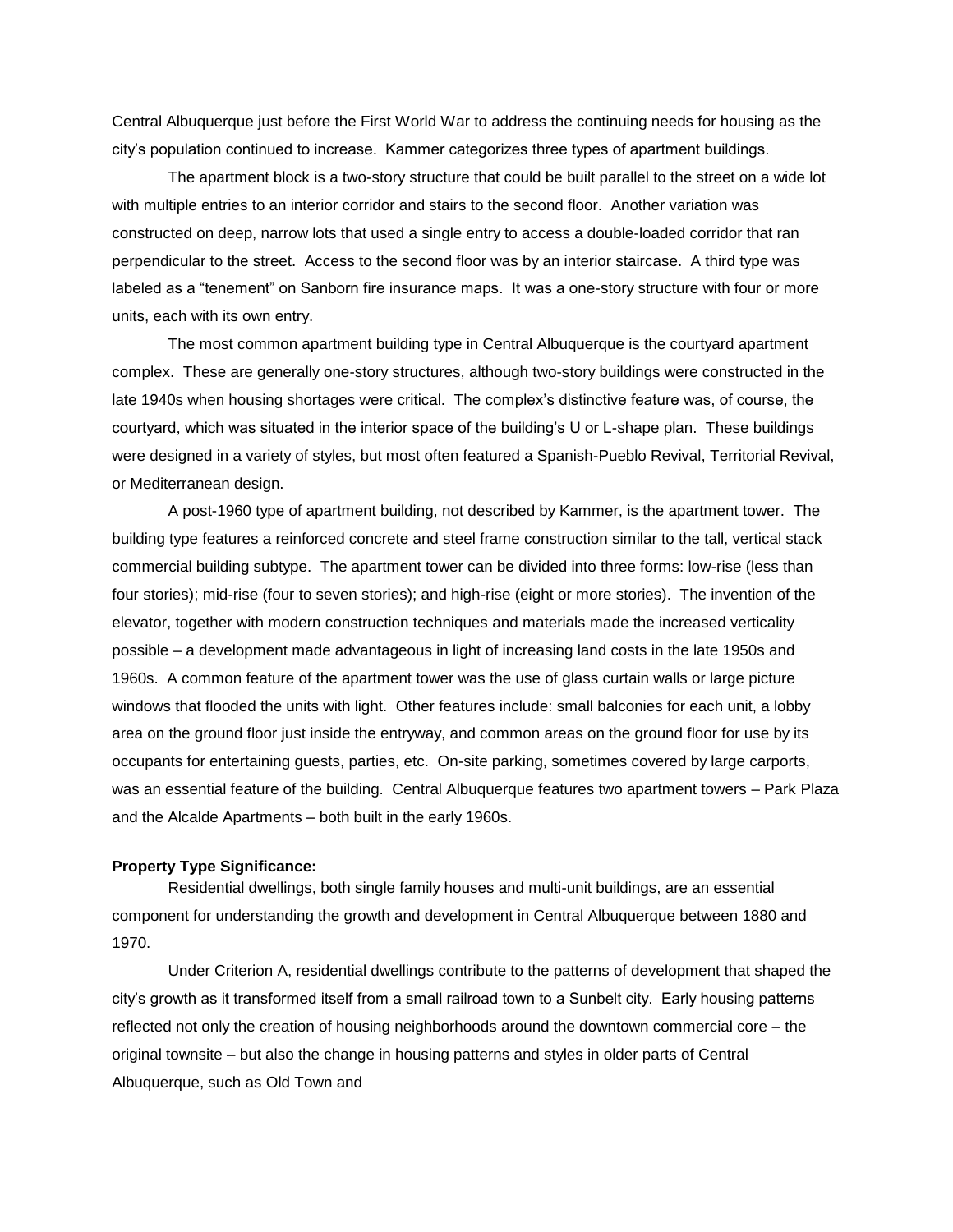Central Albuquerque just before the First World War to address the continuing needs for housing as the city's population continued to increase. Kammer categorizes three types of apartment buildings.

The apartment block is a two-story structure that could be built parallel to the street on a wide lot with multiple entries to an interior corridor and stairs to the second floor. Another variation was constructed on deep, narrow lots that used a single entry to access a double-loaded corridor that ran perpendicular to the street. Access to the second floor was by an interior staircase. A third type was labeled as a "tenement" on Sanborn fire insurance maps. It was a one-story structure with four or more units, each with its own entry.

The most common apartment building type in Central Albuquerque is the courtyard apartment complex. These are generally one-story structures, although two-story buildings were constructed in the late 1940s when housing shortages were critical. The complex's distinctive feature was, of course, the courtyard, which was situated in the interior space of the building's U or L-shape plan. These buildings were designed in a variety of styles, but most often featured a Spanish-Pueblo Revival, Territorial Revival, or Mediterranean design.

A post-1960 type of apartment building, not described by Kammer, is the apartment tower. The building type features a reinforced concrete and steel frame construction similar to the tall, vertical stack commercial building subtype. The apartment tower can be divided into three forms: low-rise (less than four stories); mid-rise (four to seven stories); and high-rise (eight or more stories). The invention of the elevator, together with modern construction techniques and materials made the increased verticality possible – a development made advantageous in light of increasing land costs in the late 1950s and 1960s. A common feature of the apartment tower was the use of glass curtain walls or large picture windows that flooded the units with light. Other features include: small balconies for each unit, a lobby area on the ground floor just inside the entryway, and common areas on the ground floor for use by its occupants for entertaining guests, parties, etc. On-site parking, sometimes covered by large carports, was an essential feature of the building. Central Albuquerque features two apartment towers – Park Plaza and the Alcalde Apartments – both built in the early 1960s.

**Property Type Significance:**

Residential dwellings, both single family houses and multi-unit buildings, are an essential component for understanding the growth and development in Central Albuquerque between 1880 and 1970.

Under Criterion A, residential dwellings contribute to the patterns of development that shaped the city's growth as it transformed itself from a small railroad town to a Sunbelt city. Early housing patterns reflected not only the creation of housing neighborhoods around the downtown commercial core – the original townsite – but also the change in housing patterns and styles in older parts of Central Albuquerque, such as Old Town and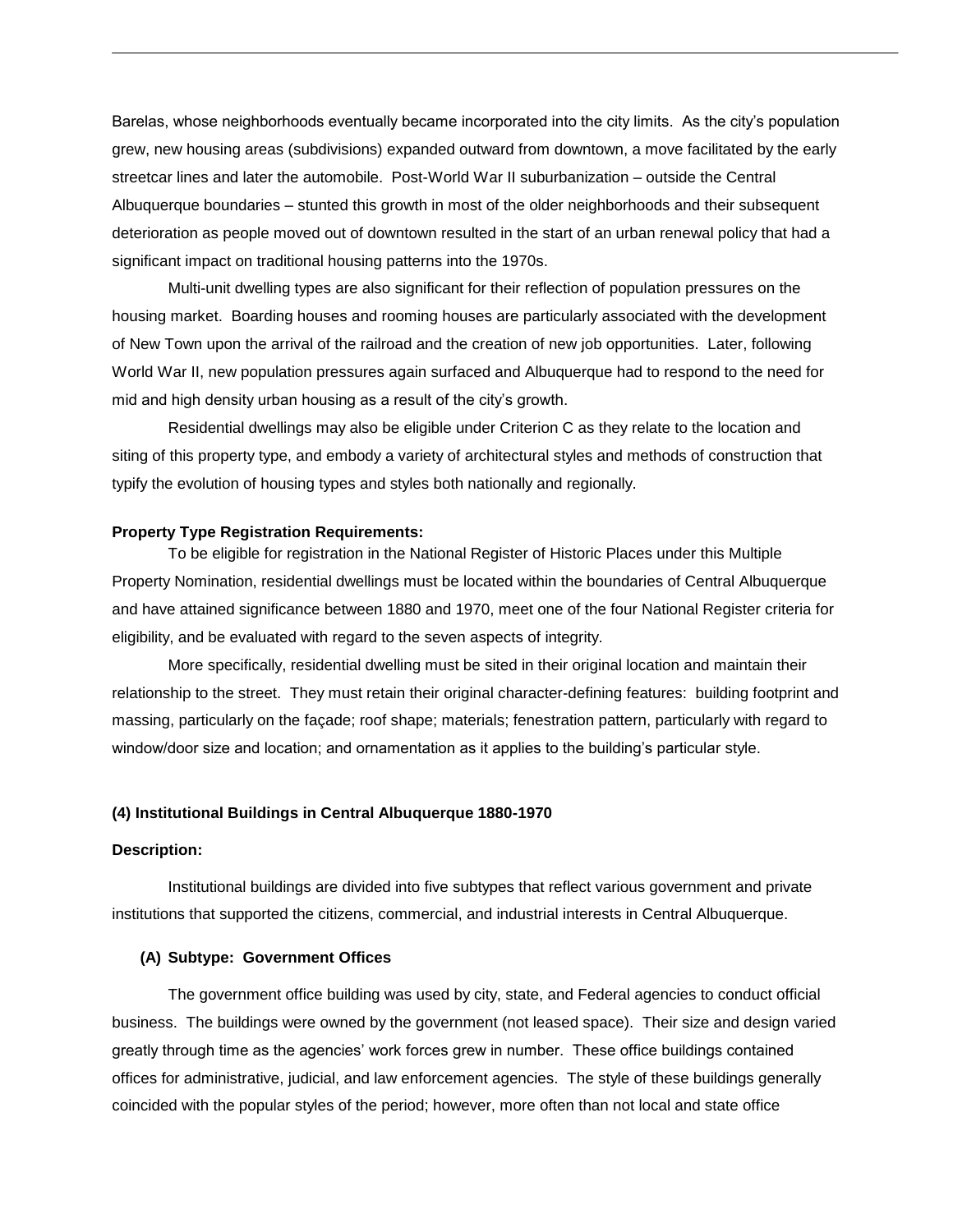Barelas, whose neighborhoods eventually became incorporated into the city limits. As the city's population grew, new housing areas (subdivisions) expanded outward from downtown, a move facilitated by the early streetcar lines and later the automobile. Post-World War II suburbanization – outside the Central Albuquerque boundaries – stunted this growth in most of the older neighborhoods and their subsequent deterioration as people moved out of downtown resulted in the start of an urban renewal policy that had a significant impact on traditional housing patterns into the 1970s.

Multi-unit dwelling types are also significant for their reflection of population pressures on the housing market. Boarding houses and rooming houses are particularly associated with the development of New Town upon the arrival of the railroad and the creation of new job opportunities. Later, following World War II, new population pressures again surfaced and Albuquerque had to respond to the need for mid and high density urban housing as a result of the city's growth.

Residential dwellings may also be eligible under Criterion C as they relate to the location and siting of this property type, and embody a variety of architectural styles and methods of construction that typify the evolution of housing types and styles both nationally and regionally.

**Property Type Registration Requirements:**

To be eligible for registration in the National Register of Historic Places under this Multiple Property Nomination, residential dwellings must be located within the boundaries of Central Albuquerque and have attained significance between 1880 and 1970, meet one of the four National Register criteria for eligibility, and be evaluated with regard to the seven aspects of integrity.

More specifically, residential dwelling must be sited in their original location and maintain their relationship to the street. They must retain their original character-defining features: building footprint and massing, particularly on the façade; roof shape; materials; fenestration pattern, particularly with regard to window/door size and location; and ornamentation as it applies to the building's particular style.

### (4) Institutional Buildings in Central Albuquerque 1880-1970

**Description:**

Institutional buildings are divided into five subtypes that reflect various government and private institutions that supported the citizens, commercial, and industrial interests in Central Albuquerque.

#### (A) Subtype: Government Offices

The government office building was used by city, state, and Federal agencies to conduct official business. The buildings were owned by the government (not leased space). Their size and design varied greatly through time as the agencies' work forces grew in number. These office buildings contained offices for administrative, judicial, and law enforcement agencies. The style of these buildings generally coincided with the popular styles of the period; however, more often than not local and state office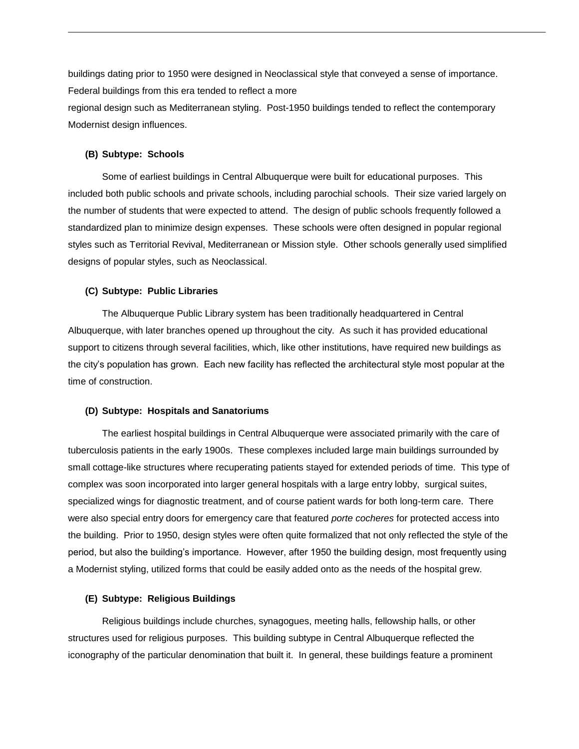buildings dating prior to 1950 were designed in Neoclassical style that conveyed a sense of importance. Federal buildings from this era tended to reflect a more regional design such as Mediterranean styling. Post-1950 buildings tended to reflect the contemporary Modernist design influences.

**(B) Subtype: Schools**

Some of earliest buildings in Central Albuquerque were built for educational purposes. This included both public schools and private schools, including parochial schools. Their size varied largely on the number of students that were expected to attend. The design of public schools frequently followed a standardized plan to minimize design expenses. These schools were often designed in popular regional styles such as Territorial Revival, Mediterranean or Mission style. Other schools generally used simplified designs of popular styles, such as Neoclassical.

**(C) Subtype: Public Libraries**

The Albuquerque Public Library system has been traditionally headquartered in Central Albuquerque, with later branches opened up throughout the city. As such it has provided educational support to citizens through several facilities, which, like other institutions, have required new buildings as the city's population has grown. Each new facility has reflected the architectural style most popular at the time of construction.

**(D) Subtype: Hospitals and Sanatoriums**

The earliest hospital buildings in Central Albuquerque were associated primarily with the care of tuberculosis patients in the early 1900s. These complexes included large main buildings surrounded by small cottage-like structures where recuperating patients stayed for extended periods of time. This type of complex was soon incorporated into larger general hospitals with a large entry lobby, surgical suites, specialized wings for diagnostic treatment, and of course patient wards for both long-term care. There were also special entry doors for emergency care that featured *porte cocheres* for protected access into the building. Prior to 1950, design styles were often quite formalized that not only reflected the style of the period, but also the building's importance. However, after 1950 the building design, most frequently using a Modernist styling, utilized forms that could be easily added onto as the needs of the hospital grew.

**(E) Subtype: Religious Buildings**

Religious buildings include churches, synagogues, meeting halls, fellowship halls, or other structures used for religious purposes. This building subtype in Central Albuquerque reflected the iconography of the particular denomination that built it. In general, these buildings feature a prominent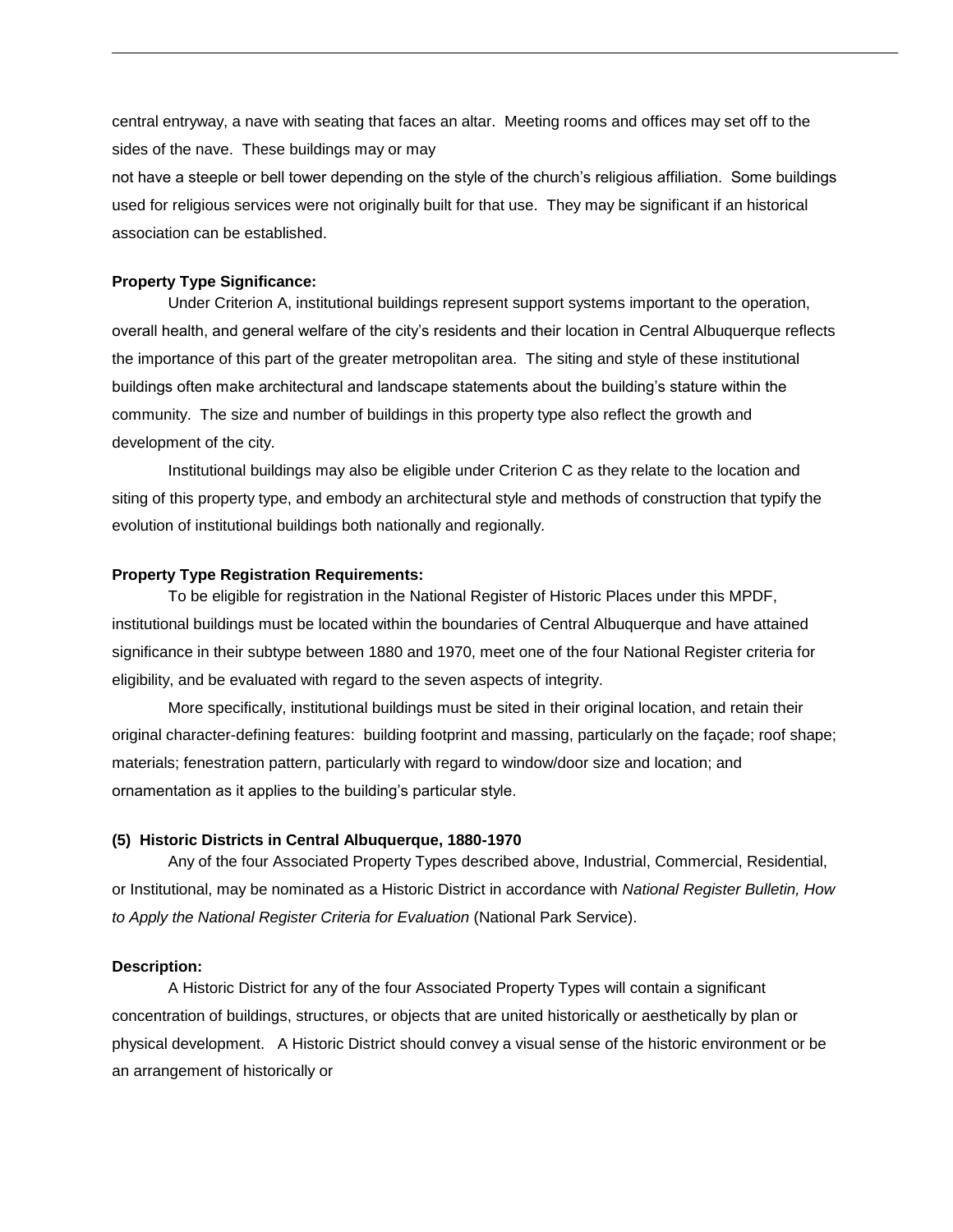central entryway, a nave with seating that faces an altar. Meeting rooms and offices may set off to the sides of the nave. These buildings may or may not have a steeple or bell tower depending on the style of the church's religious affiliation. Some buildings used for religious services were not originally built for that use. They may be significant if an historical association can be established.

**Property Type Significance:**

Under Criterion A, institutional buildings represent support systems important to the operation, overall health, and general welfare of the city's residents and their location in Central Albuquerque reflects the importance of this part of the greater metropolitan area. The siting and style of these institutional buildings often make architectural and landscape statements about the building's stature within the community. The size and number of buildings in this property type also reflect the growth and development of the city.

Institutional buildings may also be eligible under Criterion C as they relate to the location and siting of this property type, and embody an architectural style and methods of construction that typify the evolution of institutional buildings both nationally and regionally.

**Property Type Registration Requirements:**

To be eligible for registration in the National Register of Historic Places under this MPDF, institutional buildings must be located within the boundaries of Central Albuquerque and have attained significance in their subtype between 1880 and 1970, meet one of the four National Register criteria for eligibility, and be evaluated with regard to the seven aspects of integrity.

More specifically, institutional buildings must be sited in their original location, and retain their original character-defining features: building footprint and massing, particularly on the façade; roof shape; materials; fenestration pattern, particularly with regard to window/door size and location; and ornamentation as it applies to the building's particular style.

**(5) Historic Districts in Central Albuquerque, 1880-1970**

Any of the four Associated Property Types described above, Industrial, Commercial, Residential, or Institutional, may be nominated as a Historic District in accordance with *National Register Bulletin, How to Apply the National Register Criteria for Evaluation* (National Park Service).

**Description:**

A Historic District for any of the four Associated Property Types will contain a significant concentration of buildings, structures, or objects that are united historically or aesthetically by plan or physical development. A Historic District should convey a visual sense of the historic environment or be an arrangement of historically or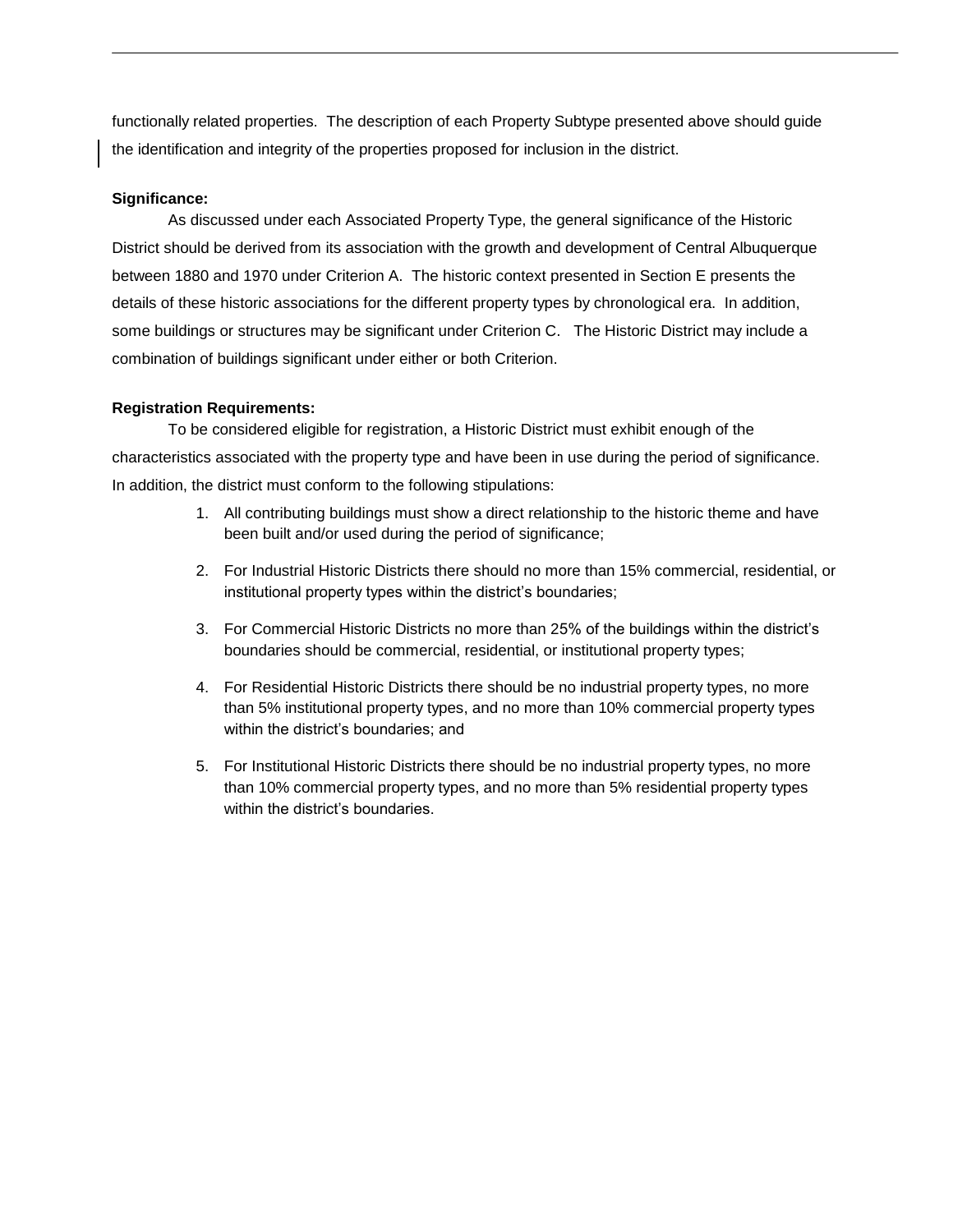functionally related properties. The description of each Property Subtype presented above should guide the identification and integrity of the properties proposed for inclusion in the district.

**Significance:**

As discussed under each Associated Property Type, the general significance of the Historic District should be derived from its association with the growth and development of Central Albuquerque between 1880 and 1970 under Criterion A. The historic context presented in Section E presents the details of these historic associations for the different property types by chronological era. In addition, some buildings or structures may be significant under Criterion C. The Historic District may include a combination of buildings significant under either or both Criterion.

**Registration Requirements:**

To be considered eligible for registration, a Historic District must exhibit enough of the characteristics associated with the property type and have been in use during the period of significance. In addition, the district must conform to the following stipulations:

1. All contributing buildings must show a direct relationship to the historic theme and have been built and/or used during the period of significance;
2. For Industrial Historic Districts there should no more than 15% commercial, residential, or institutional property types within the district's boundaries;
3. For Commercial Historic Districts no more than 25% of the buildings within the district's boundaries should be commercial, residential, or institutional property types;
4. For Residential Historic Districts there should be no industrial property types, no more than 5% institutional property types, and no more than 10% commercial property types within the district's boundaries; and
5. For Institutional Historic Districts there should be no industrial property types, no more than 10% commercial property types, and no more than 5% residential property types within the district's boundaries.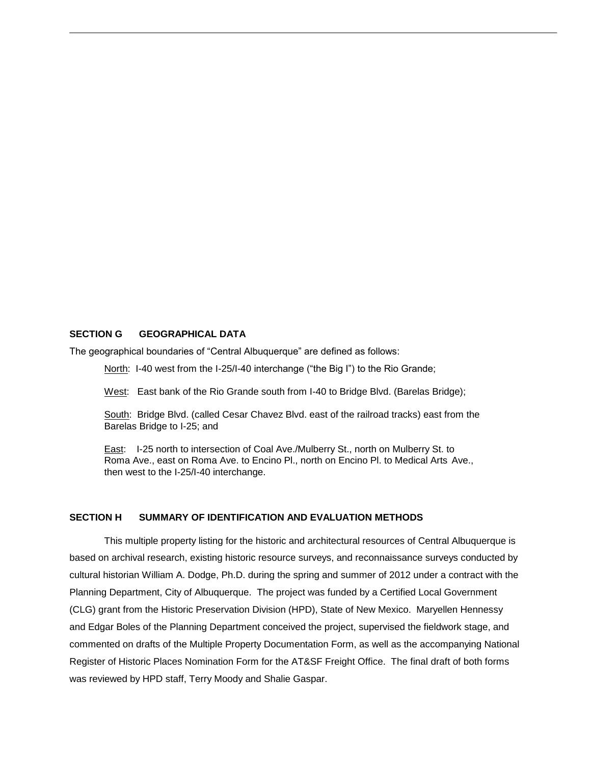## SECTION G GEOGRAPHICAL DATA

The geographical boundaries of "Central Albuquerque" are defined as follows:

North: I-40 west from the I-25/I-40 interchange ("the Big I") to the Rio Grande;

West: East bank of the Rio Grande south from I-40 to Bridge Blvd. (Barelas Bridge);

South: Bridge Blvd. (called Cesar Chavez Blvd. east of the railroad tracks) east from the Barelas Bridge to I-25; and

East: I-25 north to intersection of Coal Ave./Mulberry St., north on Mulberry St. to Roma Ave., east on Roma Ave. to Encino Pl., north on Encino Pl. to Medical Arts Ave., then west to the I-25/I-40 interchange.

## SECTION H SUMMARY OF IDENTIFICATION AND EVALUATION METHODS

This multiple property listing for the historic and architectural resources of Central Albuquerque is based on archival research, existing historic resource surveys, and reconnaissance surveys conducted by cultural historian William A. Dodge, Ph.D. during the spring and summer of 2012 under a contract with the Planning Department, City of Albuquerque. The project was funded by a Certified Local Government (CLG) grant from the Historic Preservation Division (HPD), State of New Mexico. Maryellen Hennessy and Edgar Boles of the Planning Department conceived the project, supervised the fieldwork stage, and commented on drafts of the Multiple Property Documentation Form, as well as the accompanying National Register of Historic Places Nomination Form for the AT&SF Freight Office. The final draft of both forms was reviewed by HPD staff, Terry Moody and Shalie Gaspar.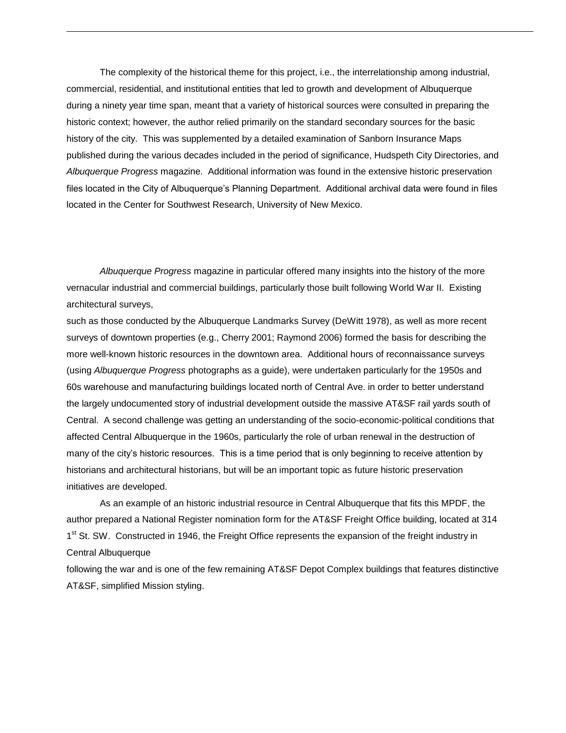The complexity of the historical theme for this project, i.e., the interrelationship among industrial, commercial, residential, and institutional entities that led to growth and development of Albuquerque during a ninety year time span, meant that a variety of historical sources were consulted in preparing the historic context; however, the author relied primarily on the standard secondary sources for the basic history of the city. This was supplemented by a detailed examination of Sanborn Insurance Maps published during the various decades included in the period of significance, Hudspeth City Directories, and *Albuquerque Progress* magazine. Additional information was found in the extensive historic preservation files located in the City of Albuquerque's Planning Department. Additional archival data were found in files located in the Center for Southwest Research, University of New Mexico.

*Albuquerque Progress* magazine in particular offered many insights into the history of the more vernacular industrial and commercial buildings, particularly those built following World War II. Existing architectural surveys, such as those conducted by the Albuquerque Landmarks Survey (DeWitt 1978), as well as more recent surveys of downtown properties (e.g., Cherry 2001; Raymond 2006) formed the basis for describing the more well-known historic resources in the downtown area. Additional hours of reconnaissance surveys (using *Albuquerque Progress* photographs as a guide), were undertaken particularly for the 1950s and 60s warehouse and manufacturing buildings located north of Central Ave. in order to better understand the largely undocumented story of industrial development outside the massive AT&SF rail yards south of Central. A second challenge was getting an understanding of the socio-economic-political conditions that affected Central Albuquerque in the 1960s, particularly the role of urban renewal in the destruction of many of the city's historic resources. This is a time period that is only beginning to receive attention by historians and architectural historians, but will be an important topic as future historic preservation initiatives are developed.

As an example of an historic industrial resource in Central Albuquerque that fits this MPDF, the author prepared a National Register nomination form for the AT&SF Freight Office building, located at 314 1st St. SW. Constructed in 1946, the Freight Office represents the expansion of the freight industry in Central Albuquerque following the war and is one of the few remaining AT&SF Depot Complex buildings that features distinctive AT&SF, simplified Mission styling.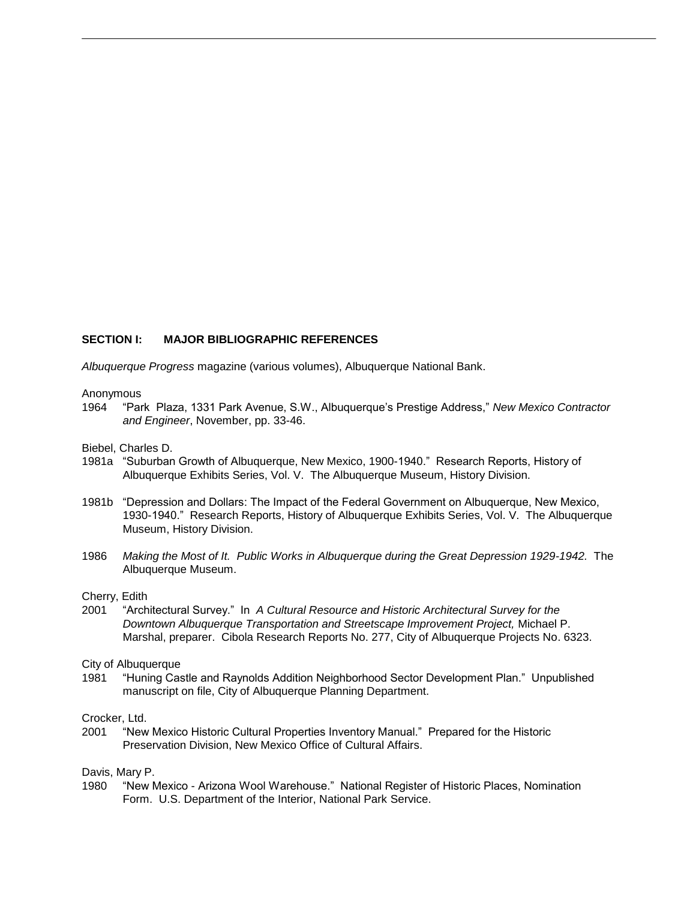## SECTION I: MAJOR BIBLIOGRAPHIC REFERENCES

*Albuquerque Progress* magazine (various volumes), Albuquerque National Bank.

Anonymous

1964 "Park Plaza, 1331 Park Avenue, S.W., Albuquerque's Prestige Address," *New Mexico Contractor and Engineer*, November, pp. 33-46.

Biebel, Charles D.

1981a "Suburban Growth of Albuquerque, New Mexico, 1900-1940." Research Reports, History of Albuquerque Exhibits Series, Vol. V. The Albuquerque Museum, History Division.

1981b "Depression and Dollars: The Impact of the Federal Government on Albuquerque, New Mexico, 1930-1940." Research Reports, History of Albuquerque Exhibits Series, Vol. V. The Albuquerque Museum, History Division.

1986 *Making the Most of It. Public Works in Albuquerque during the Great Depression 1929-1942.* The Albuquerque Museum.

Cherry, Edith

2001 "Architectural Survey." In *A Cultural Resource and Historic Architectural Survey for the Downtown Albuquerque Transportation and Streetscape Improvement Project,* Michael P. Marshal, preparer. Cibola Research Reports No. 277, City of Albuquerque Projects No. 6323.

City of Albuquerque

1981 "Huning Castle and Raynolds Addition Neighborhood Sector Development Plan." Unpublished manuscript on file, City of Albuquerque Planning Department.

Crocker, Ltd.

2001 "New Mexico Historic Cultural Properties Inventory Manual." Prepared for the Historic Preservation Division, New Mexico Office of Cultural Affairs.

Davis, Mary P.

1980 "New Mexico - Arizona Wool Warehouse." National Register of Historic Places, Nomination Form. U.S. Department of the Interior, National Park Service.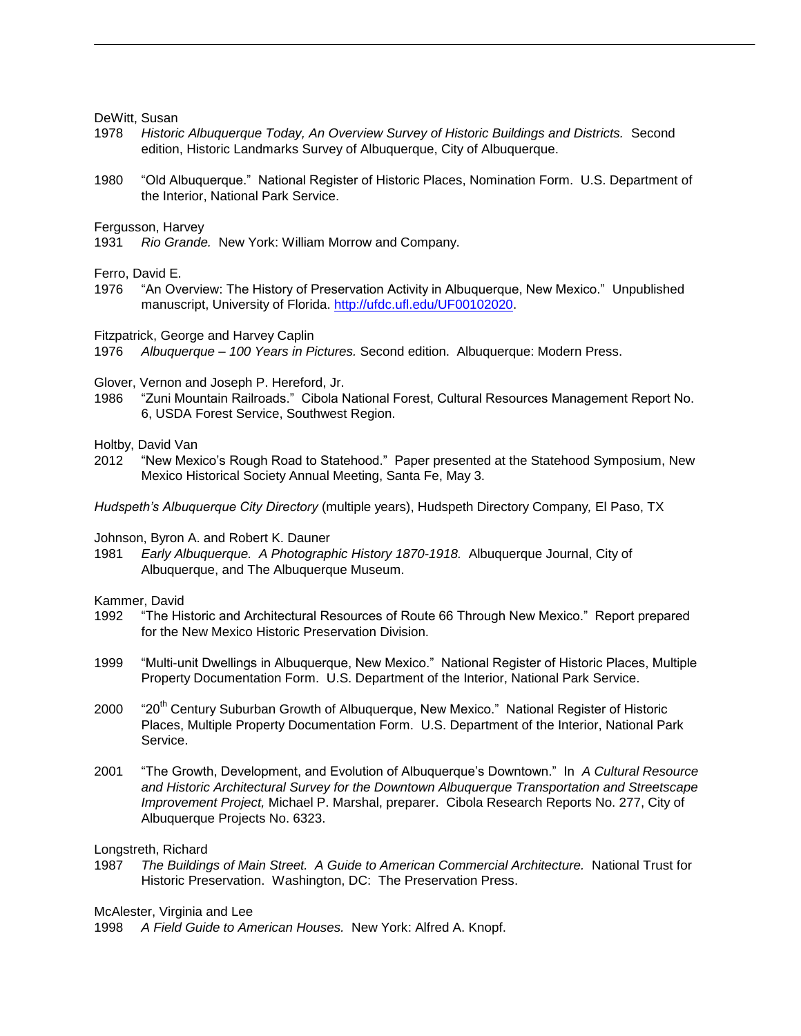DeWitt, Susan

1978 *Historic Albuquerque Today, An Overview Survey of Historic Buildings and Districts.* Second edition, Historic Landmarks Survey of Albuquerque, City of Albuquerque.

1980 "Old Albuquerque." National Register of Historic Places, Nomination Form. U.S. Department of the Interior, National Park Service.

Fergusson, Harvey

1931 *Rio Grande.* New York: William Morrow and Company.

Ferro, David E.

1976 "An Overview: The History of Preservation Activity in Albuquerque, New Mexico." Unpublished manuscript, University of Florida. [http://ufdc.ufl.edu/UF00102020](http://ufdc.ufl.edu/UF00102020).

Fitzpatrick, George and Harvey Caplin

1976 *Albuquerque – 100 Years in Pictures.* Second edition. Albuquerque: Modern Press.

Glover, Vernon and Joseph P. Hereford, Jr.

1986 "Zuni Mountain Railroads." Cibola National Forest, Cultural Resources Management Report No. 6, USDA Forest Service, Southwest Region.

Holtby, David Van

2012 "New Mexico's Rough Road to Statehood." Paper presented at the Statehood Symposium, New Mexico Historical Society Annual Meeting, Santa Fe, May 3.

*Hudspeth's Albuquerque City Directory* (multiple years), Hudspeth Directory Company, El Paso, TX

Johnson, Byron A. and Robert K. Dauner

1981 *Early Albuquerque. A Photographic History 1870-1918.* Albuquerque Journal, City of Albuquerque, and The Albuquerque Museum.

Kammer, David

1992 "The Historic and Architectural Resources of Route 66 Through New Mexico." Report prepared for the New Mexico Historic Preservation Division.

1999 "Multi-unit Dwellings in Albuquerque, New Mexico." National Register of Historic Places, Multiple Property Documentation Form. U.S. Department of the Interior, National Park Service.

2000 "20th Century Suburban Growth of Albuquerque, New Mexico." National Register of Historic Places, Multiple Property Documentation Form. U.S. Department of the Interior, National Park Service.

2001 "The Growth, Development, and Evolution of Albuquerque's Downtown." In *A Cultural Resource and Historic Architectural Survey for the Downtown Albuquerque Transportation and Streetscape Improvement Project,* Michael P. Marshal, preparer. Cibola Research Reports No. 277, City of Albuquerque Projects No. 6323.

Longstreth, Richard

1987 *The Buildings of Main Street. A Guide to American Commercial Architecture.* National Trust for Historic Preservation. Washington, DC: The Preservation Press.

McAlester, Virginia and Lee

1998 *A Field Guide to American Houses.* New York: Alfred A. Knopf.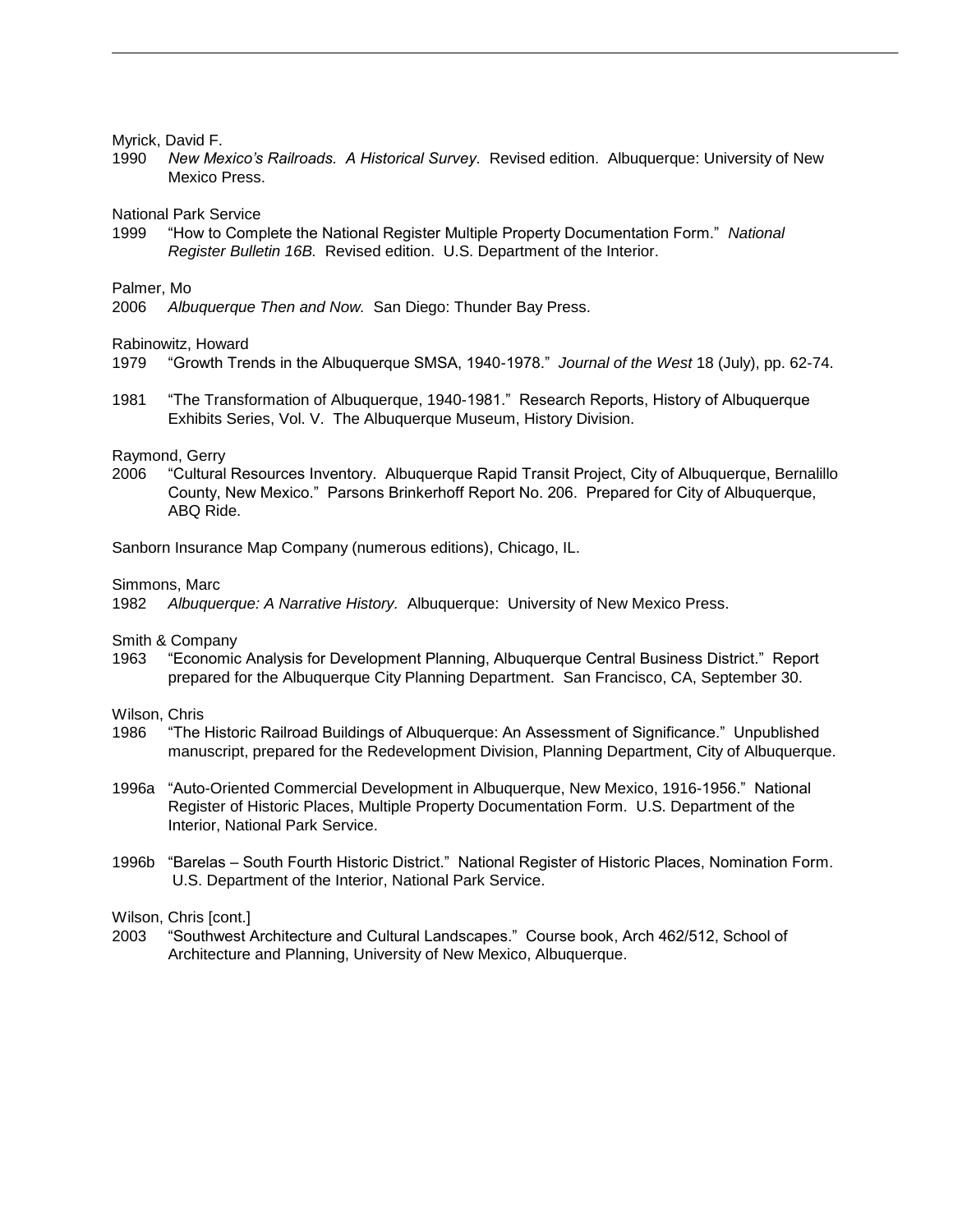Myrick, David F.
1990 *New Mexico's Railroads. A Historical Survey.* Revised edition. Albuquerque: University of New Mexico Press.

National Park Service
1999 "How to Complete the National Register Multiple Property Documentation Form." *National Register Bulletin 16B.* Revised edition. U.S. Department of the Interior.

Palmer, Mo
2006 *Albuquerque Then and Now.* San Diego: Thunder Bay Press.

Rabinowitz, Howard
1979 "Growth Trends in the Albuquerque SMSA, 1940-1978." *Journal of the West* 18 (July), pp. 62-74.

1981 "The Transformation of Albuquerque, 1940-1981." Research Reports, History of Albuquerque Exhibits Series, Vol. V. The Albuquerque Museum, History Division.

Raymond, Gerry
2006 "Cultural Resources Inventory. Albuquerque Rapid Transit Project, City of Albuquerque, Bernalillo County, New Mexico." Parsons Brinkerhoff Report No. 206. Prepared for City of Albuquerque, ABQ Ride.

Sanborn Insurance Map Company (numerous editions), Chicago, IL.

Simmons, Marc
1982 *Albuquerque: A Narrative History.* Albuquerque: University of New Mexico Press.

Smith & Company
1963 "Economic Analysis for Development Planning, Albuquerque Central Business District." Report prepared for the Albuquerque City Planning Department. San Francisco, CA, September 30.

Wilson, Chris
1986 "The Historic Railroad Buildings of Albuquerque: An Assessment of Significance." Unpublished manuscript, prepared for the Redevelopment Division, Planning Department, City of Albuquerque.

1996a "Auto-Oriented Commercial Development in Albuquerque, New Mexico, 1916-1956." National Register of Historic Places, Multiple Property Documentation Form. U.S. Department of the Interior, National Park Service.

1996b "Barelas – South Fourth Historic District." National Register of Historic Places, Nomination Form. U.S. Department of the Interior, National Park Service.

Wilson, Chris [cont.]
2003 "Southwest Architecture and Cultural Landscapes." Course book, Arch 462/512, School of Architecture and Planning, University of New Mexico, Albuquerque.